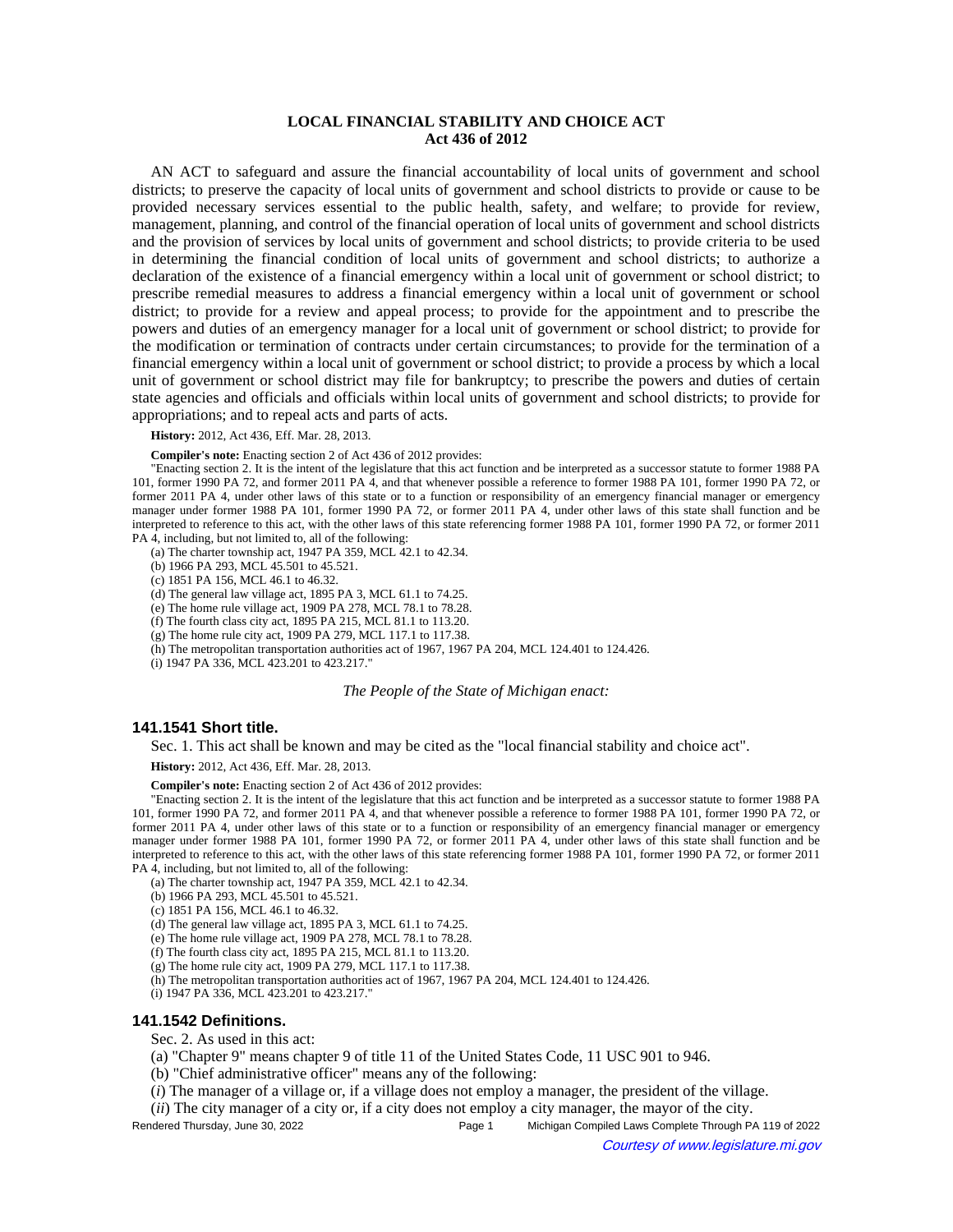# LOCAL FINANCIAL STABILITY AND CHOICE ACT
## Act 436 of 2012

AN ACT to safeguard and assure the financial accountability of local units of government and school districts; to preserve the capacity of local units of government and school districts to provide or cause to be provided necessary services essential to the public health, safety, and welfare; to provide for review, management, planning, and control of the financial operation of local units of government and school districts and the provision of services by local units of government and school districts; to provide criteria to be used in determining the financial condition of local units of government and school districts; to authorize a declaration of the existence of a financial emergency within a local unit of government or school district; to prescribe remedial measures to address a financial emergency within a local unit of government or school district; to provide for a review and appeal process; to provide for the appointment and to prescribe the powers and duties of an emergency manager for a local unit of government or school district; to provide for the modification or termination of contracts under certain circumstances; to provide for the termination of a financial emergency within a local unit of government or school district; to provide a process by which a local unit of government or school district may file for bankruptcy; to prescribe the powers and duties of certain state agencies and officials and officials within local units of government and school districts; to provide for appropriations; and to repeal acts and parts of acts.

**History:** 2012, Act 436, Eff. Mar. 28, 2013.

**Compiler's note:** Enacting section 2 of Act 436 of 2012 provides:

"Enacting section 2. It is the intent of the legislature that this act function and be interpreted as a successor statute to former 1988 PA 101, former 1990 PA 72, and former 2011 PA 4, and that whenever possible a reference to former 1988 PA 101, former 1990 PA 72, or former 2011 PA 4, under other laws of this state or to a function or responsibility of an emergency financial manager or emergency manager under former 1988 PA 101, former 1990 PA 72, or former 2011 PA 4, under other laws of this state shall function and be interpreted to reference to this act, with the other laws of this state referencing former 1988 PA 101, former 1990 PA 72, or former 2011 PA 4, including, but not limited to, all of the following:

(a) The charter township act, 1947 PA 359, MCL 42.1 to 42.34.

(b) 1966 PA 293, MCL 45.501 to 45.521.

(c) 1851 PA 156, MCL 46.1 to 46.32.

(d) The general law village act, 1895 PA 3, MCL 61.1 to 74.25.

(e) The home rule village act, 1909 PA 278, MCL 78.1 to 78.28.

(f) The fourth class city act, 1895 PA 215, MCL 81.1 to 113.20.

(g) The home rule city act, 1909 PA 279, MCL 117.1 to 117.38.

(h) The metropolitan transportation authorities act of 1967, 1967 PA 204, MCL 124.401 to 124.426.

(i) 1947 PA 336, MCL 423.201 to 423.217."

*The People of the State of Michigan enact:*

### 141.1541 Short title.

Sec. 1. This act shall be known and may be cited as the "local financial stability and choice act".

**History:** 2012, Act 436, Eff. Mar. 28, 2013.

**Compiler's note:** Enacting section 2 of Act 436 of 2012 provides:

"Enacting section 2. It is the intent of the legislature that this act function and be interpreted as a successor statute to former 1988 PA 101, former 1990 PA 72, and former 2011 PA 4, and that whenever possible a reference to former 1988 PA 101, former 1990 PA 72, or former 2011 PA 4, under other laws of this state or to a function or responsibility of an emergency financial manager or emergency manager under former 1988 PA 101, former 1990 PA 72, or former 2011 PA 4, under other laws of this state shall function and be interpreted to reference to this act, with the other laws of this state referencing former 1988 PA 101, former 1990 PA 72, or former 2011 PA 4, including, but not limited to, all of the following:

(a) The charter township act, 1947 PA 359, MCL 42.1 to 42.34.

(b) 1966 PA 293, MCL 45.501 to 45.521.

(c) 1851 PA 156, MCL 46.1 to 46.32.

(d) The general law village act, 1895 PA 3, MCL 61.1 to 74.25.

(e) The home rule village act, 1909 PA 278, MCL 78.1 to 78.28.

(f) The fourth class city act, 1895 PA 215, MCL 81.1 to 113.20.

(g) The home rule city act, 1909 PA 279, MCL 117.1 to 117.38.

(h) The metropolitan transportation authorities act of 1967, 1967 PA 204, MCL 124.401 to 124.426.

(i) 1947 PA 336, MCL 423.201 to 423.217."

### 141.1542 Definitions.

Sec. 2. As used in this act:

(a) "Chapter 9" means chapter 9 of title 11 of the United States Code, 11 USC 901 to 946.

(b) "Chief administrative officer" means any of the following:

(*i*) The manager of a village or, if a village does not employ a manager, the president of the village.

(*ii*) The city manager of a city or, if a city does not employ a city manager, the mayor of the city.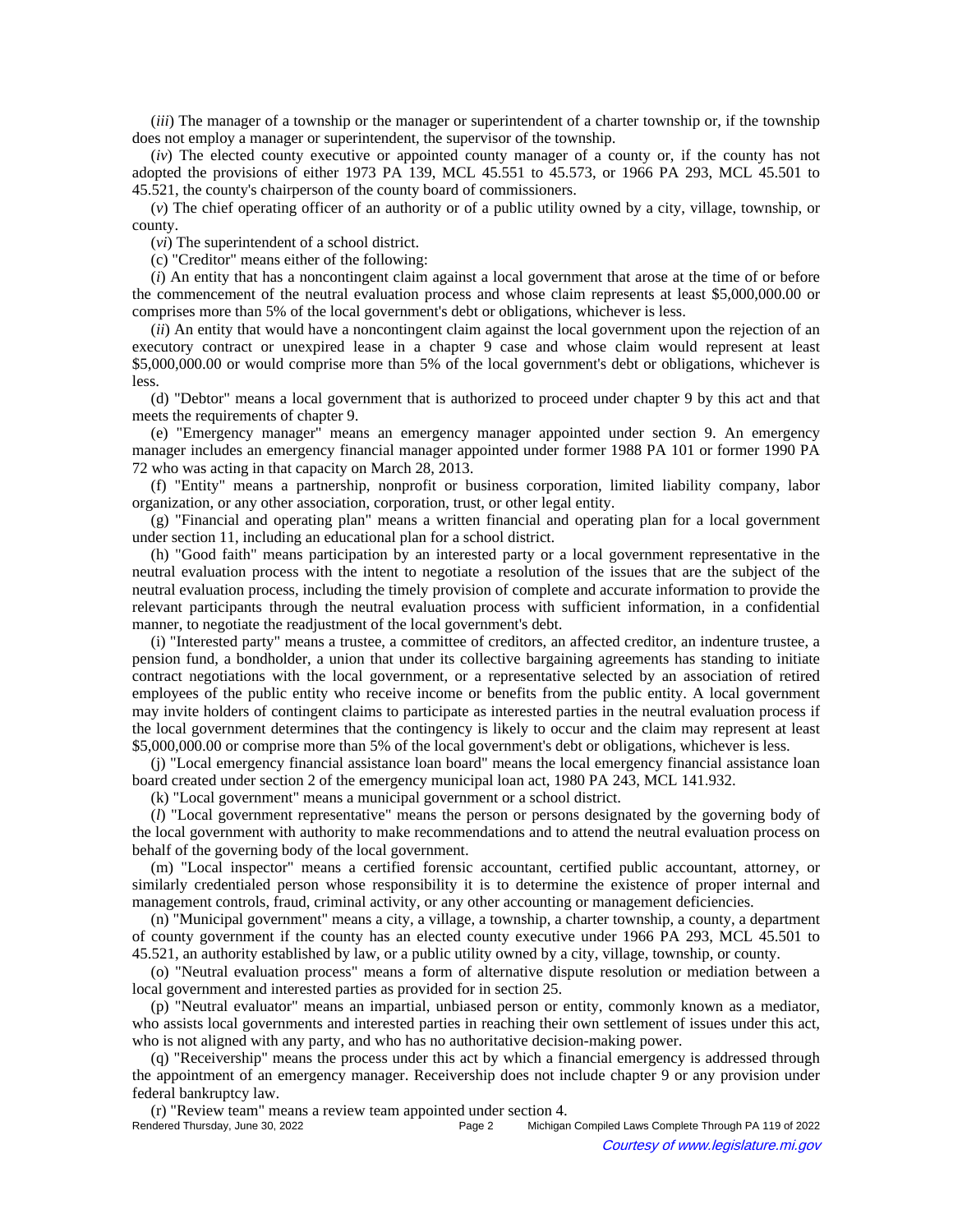(*iii*) The manager of a township or the manager or superintendent of a charter township or, if the township does not employ a manager or superintendent, the supervisor of the township.

(*iv*) The elected county executive or appointed county manager of a county or, if the county has not adopted the provisions of either 1973 PA 139, MCL 45.551 to 45.573, or 1966 PA 293, MCL 45.501 to 45.521, the county's chairperson of the county board of commissioners.

(*v*) The chief operating officer of an authority or of a public utility owned by a city, village, township, or county.

(*vi*) The superintendent of a school district.

(c) "Creditor" means either of the following:

(*i*) An entity that has a noncontingent claim against a local government that arose at the time of or before the commencement of the neutral evaluation process and whose claim represents at least $5,000,000.00 or comprises more than 5% of the local government's debt or obligations, whichever is less.

(*ii*) An entity that would have a noncontingent claim against the local government upon the rejection of an executory contract or unexpired lease in a chapter 9 case and whose claim would represent at least $5,000,000.00 or would comprise more than 5% of the local government's debt or obligations, whichever is less.

(d) "Debtor" means a local government that is authorized to proceed under chapter 9 by this act and that meets the requirements of chapter 9.

(e) "Emergency manager" means an emergency manager appointed under section 9. An emergency manager includes an emergency financial manager appointed under former 1988 PA 101 or former 1990 PA 72 who was acting in that capacity on March 28, 2013.

(f) "Entity" means a partnership, nonprofit or business corporation, limited liability company, labor organization, or any other association, corporation, trust, or other legal entity.

(g) "Financial and operating plan" means a written financial and operating plan for a local government under section 11, including an educational plan for a school district.

(h) "Good faith" means participation by an interested party or a local government representative in the neutral evaluation process with the intent to negotiate a resolution of the issues that are the subject of the neutral evaluation process, including the timely provision of complete and accurate information to provide the relevant participants through the neutral evaluation process with sufficient information, in a confidential manner, to negotiate the readjustment of the local government's debt.

(i) "Interested party" means a trustee, a committee of creditors, an affected creditor, an indenture trustee, a pension fund, a bondholder, a union that under its collective bargaining agreements has standing to initiate contract negotiations with the local government, or a representative selected by an association of retired employees of the public entity who receive income or benefits from the public entity. A local government may invite holders of contingent claims to participate as interested parties in the neutral evaluation process if the local government determines that the contingency is likely to occur and the claim may represent at least $5,000,000.00 or comprise more than 5% of the local government's debt or obligations, whichever is less.

(j) "Local emergency financial assistance loan board" means the local emergency financial assistance loan board created under section 2 of the emergency municipal loan act, 1980 PA 243, MCL 141.932.

(k) "Local government" means a municipal government or a school district.

(*l*) "Local government representative" means the person or persons designated by the governing body of the local government with authority to make recommendations and to attend the neutral evaluation process on behalf of the governing body of the local government.

(m) "Local inspector" means a certified forensic accountant, certified public accountant, attorney, or similarly credentialed person whose responsibility it is to determine the existence of proper internal and management controls, fraud, criminal activity, or any other accounting or management deficiencies.

(n) "Municipal government" means a city, a village, a township, a charter township, a county, a department of county government if the county has an elected county executive under 1966 PA 293, MCL 45.501 to 45.521, an authority established by law, or a public utility owned by a city, village, township, or county.

(o) "Neutral evaluation process" means a form of alternative dispute resolution or mediation between a local government and interested parties as provided for in section 25.

(p) "Neutral evaluator" means an impartial, unbiased person or entity, commonly known as a mediator, who assists local governments and interested parties in reaching their own settlement of issues under this act, who is not aligned with any party, and who has no authoritative decision-making power.

(q) "Receivership" means the process under this act by which a financial emergency is addressed through the appointment of an emergency manager. Receivership does not include chapter 9 or any provision under federal bankruptcy law.

(r) "Review team" means a review team appointed under section 4.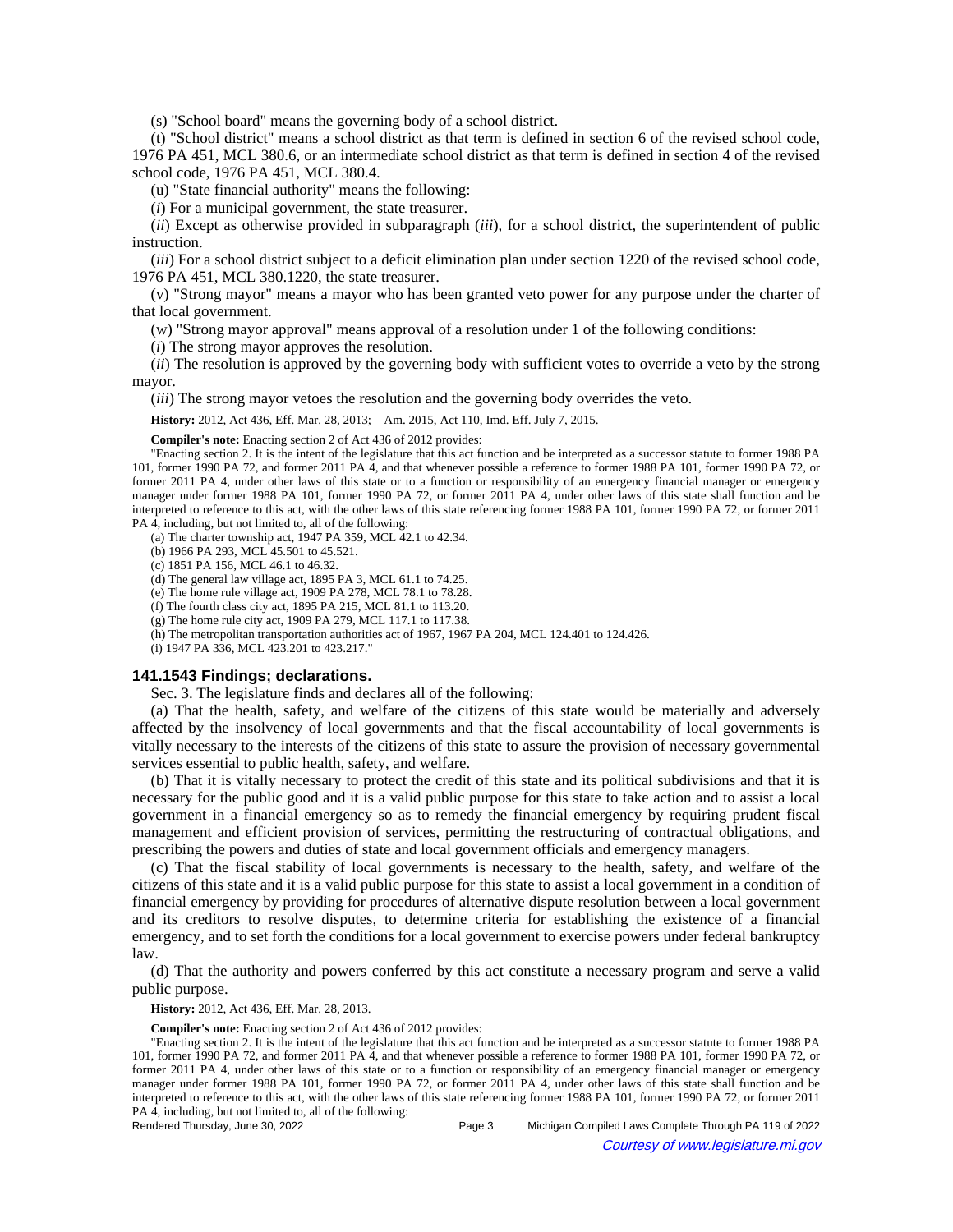(s) "School board" means the governing body of a school district.

(t) "School district" means a school district as that term is defined in section 6 of the revised school code, 1976 PA 451, MCL 380.6, or an intermediate school district as that term is defined in section 4 of the revised school code, 1976 PA 451, MCL 380.4.

(u) "State financial authority" means the following:

(*i*) For a municipal government, the state treasurer.

(*ii*) Except as otherwise provided in subparagraph (*iii*), for a school district, the superintendent of public instruction.

(*iii*) For a school district subject to a deficit elimination plan under section 1220 of the revised school code, 1976 PA 451, MCL 380.1220, the state treasurer.

(v) "Strong mayor" means a mayor who has been granted veto power for any purpose under the charter of that local government.

(w) "Strong mayor approval" means approval of a resolution under 1 of the following conditions:

(*i*) The strong mayor approves the resolution.

(*ii*) The resolution is approved by the governing body with sufficient votes to override a veto by the strong mayor.

(*iii*) The strong mayor vetoes the resolution and the governing body overrides the veto.

**History:** 2012, Act 436, Eff. Mar. 28, 2013;—Am. 2015, Act 110, Imd. Eff. July 7, 2015.

**Compiler's note:** Enacting section 2 of Act 436 of 2012 provides:

"Enacting section 2. It is the intent of the legislature that this act function and be interpreted as a successor statute to former 1988 PA 101, former 1990 PA 72, and former 2011 PA 4, and that whenever possible a reference to former 1988 PA 101, former 1990 PA 72, or former 2011 PA 4, under other laws of this state or to a function or responsibility of an emergency financial manager or emergency manager under former 1988 PA 101, former 1990 PA 72, or former 2011 PA 4, under other laws of this state shall function and be interpreted to reference to this act, with the other laws of this state referencing former 1988 PA 101, former 1990 PA 72, or former 2011 PA 4, including, but not limited to, all of the following:

(a) The charter township act, 1947 PA 359, MCL 42.1 to 42.34.

(b) 1966 PA 293, MCL 45.501 to 45.521.

(c) 1851 PA 156, MCL 46.1 to 46.32.

(d) The general law village act, 1895 PA 3, MCL 61.1 to 74.25.

(e) The home rule village act, 1909 PA 278, MCL 78.1 to 78.28.

(f) The fourth class city act, 1895 PA 215, MCL 81.1 to 113.20.

(g) The home rule city act, 1909 PA 279, MCL 117.1 to 117.38.

(h) The metropolitan transportation authorities act of 1967, 1967 PA 204, MCL 124.401 to 124.426.

(i) 1947 PA 336, MCL 423.201 to 423.217."

### 141.1543 Findings; declarations.

Sec. 3. The legislature finds and declares all of the following:

(a) That the health, safety, and welfare of the citizens of this state would be materially and adversely affected by the insolvency of local governments and that the fiscal accountability of local governments is vitally necessary to the interests of the citizens of this state to assure the provision of necessary governmental services essential to public health, safety, and welfare.

(b) That it is vitally necessary to protect the credit of this state and its political subdivisions and that it is necessary for the public good and it is a valid public purpose for this state to take action and to assist a local government in a financial emergency so as to remedy the financial emergency by requiring prudent fiscal management and efficient provision of services, permitting the restructuring of contractual obligations, and prescribing the powers and duties of state and local government officials and emergency managers.

(c) That the fiscal stability of local governments is necessary to the health, safety, and welfare of the citizens of this state and it is a valid public purpose for this state to assist a local government in a condition of financial emergency by providing for procedures of alternative dispute resolution between a local government and its creditors to resolve disputes, to determine criteria for establishing the existence of a financial emergency, and to set forth the conditions for a local government to exercise powers under federal bankruptcy law.

(d) That the authority and powers conferred by this act constitute a necessary program and serve a valid public purpose.

**History:** 2012, Act 436, Eff. Mar. 28, 2013.

**Compiler's note:** Enacting section 2 of Act 436 of 2012 provides:

"Enacting section 2. It is the intent of the legislature that this act function and be interpreted as a successor statute to former 1988 PA 101, former 1990 PA 72, and former 2011 PA 4, and that whenever possible a reference to former 1988 PA 101, former 1990 PA 72, or former 2011 PA 4, under other laws of this state or to a function or responsibility of an emergency financial manager or emergency manager under former 1988 PA 101, former 1990 PA 72, or former 2011 PA 4, under other laws of this state shall function and be interpreted to reference to this act, with the other laws of this state referencing former 1988 PA 101, former 1990 PA 72, or former 2011 PA 4, including, but not limited to, all of the following: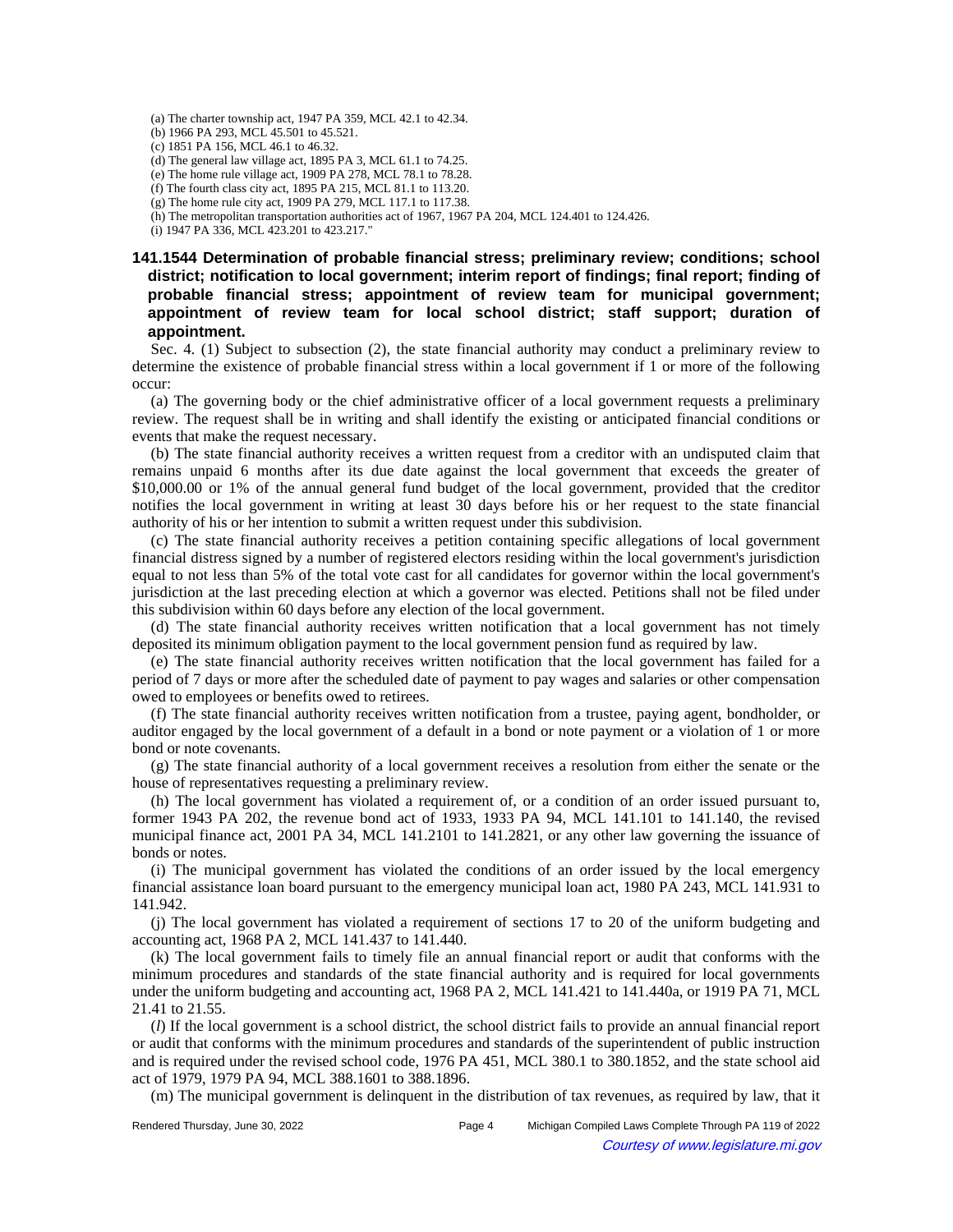(a) The charter township act, 1947 PA 359, MCL 42.1 to 42.34.

(b) 1966 PA 293, MCL 45.501 to 45.521.

(c) 1851 PA 156, MCL 46.1 to 46.32.

(d) The general law village act, 1895 PA 3, MCL 61.1 to 74.25.

(e) The home rule village act, 1909 PA 278, MCL 78.1 to 78.28.

(f) The fourth class city act, 1895 PA 215, MCL 81.1 to 113.20.

(g) The home rule city act, 1909 PA 279, MCL 117.1 to 117.38.

(h) The metropolitan transportation authorities act of 1967, 1967 PA 204, MCL 124.401 to 124.426.

(i) 1947 PA 336, MCL 423.201 to 423.217."

### 141.1544 Determination of probable financial stress; preliminary review; conditions; school district; notification to local government; interim report of findings; final report; finding of probable financial stress; appointment of review team for municipal government; appointment of review team for local school district; staff support; duration of appointment.

Sec. 4. (1) Subject to subsection (2), the state financial authority may conduct a preliminary review to determine the existence of probable financial stress within a local government if 1 or more of the following occur:

(a) The governing body or the chief administrative officer of a local government requests a preliminary review. The request shall be in writing and shall identify the existing or anticipated financial conditions or events that make the request necessary.

(b) The state financial authority receives a written request from a creditor with an undisputed claim that remains unpaid 6 months after its due date against the local government that exceeds the greater of $10,000.00 or 1% of the annual general fund budget of the local government, provided that the creditor notifies the local government in writing at least 30 days before his or her request to the state financial authority of his or her intention to submit a written request under this subdivision.

(c) The state financial authority receives a petition containing specific allegations of local government financial distress signed by a number of registered electors residing within the local government's jurisdiction equal to not less than 5% of the total vote cast for all candidates for governor within the local government's jurisdiction at the last preceding election at which a governor was elected. Petitions shall not be filed under this subdivision within 60 days before any election of the local government.

(d) The state financial authority receives written notification that a local government has not timely deposited its minimum obligation payment to the local government pension fund as required by law.

(e) The state financial authority receives written notification that the local government has failed for a period of 7 days or more after the scheduled date of payment to pay wages and salaries or other compensation owed to employees or benefits owed to retirees.

(f) The state financial authority receives written notification from a trustee, paying agent, bondholder, or auditor engaged by the local government of a default in a bond or note payment or a violation of 1 or more bond or note covenants.

(g) The state financial authority of a local government receives a resolution from either the senate or the house of representatives requesting a preliminary review.

(h) The local government has violated a requirement of, or a condition of an order issued pursuant to, former 1943 PA 202, the revenue bond act of 1933, 1933 PA 94, MCL 141.101 to 141.140, the revised municipal finance act, 2001 PA 34, MCL 141.2101 to 141.2821, or any other law governing the issuance of bonds or notes.

(i) The municipal government has violated the conditions of an order issued by the local emergency financial assistance loan board pursuant to the emergency municipal loan act, 1980 PA 243, MCL 141.931 to 141.942.

(j) The local government has violated a requirement of sections 17 to 20 of the uniform budgeting and accounting act, 1968 PA 2, MCL 141.437 to 141.440.

(k) The local government fails to timely file an annual financial report or audit that conforms with the minimum procedures and standards of the state financial authority and is required for local governments under the uniform budgeting and accounting act, 1968 PA 2, MCL 141.421 to 141.440a, or 1919 PA 71, MCL 21.41 to 21.55.

(*l*) If the local government is a school district, the school district fails to provide an annual financial report or audit that conforms with the minimum procedures and standards of the superintendent of public instruction and is required under the revised school code, 1976 PA 451, MCL 380.1 to 380.1852, and the state school aid act of 1979, 1979 PA 94, MCL 388.1601 to 388.1896.

(m) The municipal government is delinquent in the distribution of tax revenues, as required by law, that it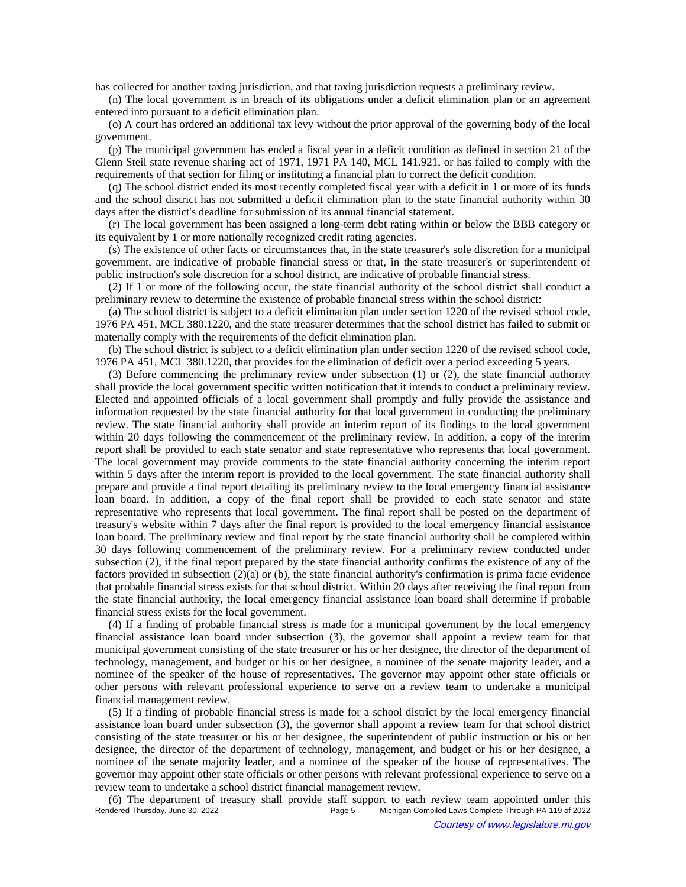has collected for another taxing jurisdiction, and that taxing jurisdiction requests a preliminary review.

(n) The local government is in breach of its obligations under a deficit elimination plan or an agreement entered into pursuant to a deficit elimination plan.

(o) A court has ordered an additional tax levy without the prior approval of the governing body of the local government.

(p) The municipal government has ended a fiscal year in a deficit condition as defined in section 21 of the Glenn Steil state revenue sharing act of 1971, 1971 PA 140, MCL 141.921, or has failed to comply with the requirements of that section for filing or instituting a financial plan to correct the deficit condition.

(q) The school district ended its most recently completed fiscal year with a deficit in 1 or more of its funds and the school district has not submitted a deficit elimination plan to the state financial authority within 30 days after the district's deadline for submission of its annual financial statement.

(r) The local government has been assigned a long-term debt rating within or below the BBB category or its equivalent by 1 or more nationally recognized credit rating agencies.

(s) The existence of other facts or circumstances that, in the state treasurer's sole discretion for a municipal government, are indicative of probable financial stress or that, in the state treasurer's or superintendent of public instruction's sole discretion for a school district, are indicative of probable financial stress.

(2) If 1 or more of the following occur, the state financial authority of the school district shall conduct a preliminary review to determine the existence of probable financial stress within the school district:

(a) The school district is subject to a deficit elimination plan under section 1220 of the revised school code, 1976 PA 451, MCL 380.1220, and the state treasurer determines that the school district has failed to submit or materially comply with the requirements of the deficit elimination plan.

(b) The school district is subject to a deficit elimination plan under section 1220 of the revised school code, 1976 PA 451, MCL 380.1220, that provides for the elimination of deficit over a period exceeding 5 years.

(3) Before commencing the preliminary review under subsection (1) or (2), the state financial authority shall provide the local government specific written notification that it intends to conduct a preliminary review. Elected and appointed officials of a local government shall promptly and fully provide the assistance and information requested by the state financial authority for that local government in conducting the preliminary review. The state financial authority shall provide an interim report of its findings to the local government within 20 days following the commencement of the preliminary review. In addition, a copy of the interim report shall be provided to each state senator and state representative who represents that local government. The local government may provide comments to the state financial authority concerning the interim report within 5 days after the interim report is provided to the local government. The state financial authority shall prepare and provide a final report detailing its preliminary review to the local emergency financial assistance loan board. In addition, a copy of the final report shall be provided to each state senator and state representative who represents that local government. The final report shall be posted on the department of treasury's website within 7 days after the final report is provided to the local emergency financial assistance loan board. The preliminary review and final report by the state financial authority shall be completed within 30 days following commencement of the preliminary review. For a preliminary review conducted under subsection (2), if the final report prepared by the state financial authority confirms the existence of any of the factors provided in subsection (2)(a) or (b), the state financial authority's confirmation is prima facie evidence that probable financial stress exists for that school district. Within 20 days after receiving the final report from the state financial authority, the local emergency financial assistance loan board shall determine if probable financial stress exists for the local government.

(4) If a finding of probable financial stress is made for a municipal government by the local emergency financial assistance loan board under subsection (3), the governor shall appoint a review team for that municipal government consisting of the state treasurer or his or her designee, the director of the department of technology, management, and budget or his or her designee, a nominee of the senate majority leader, and a nominee of the speaker of the house of representatives. The governor may appoint other state officials or other persons with relevant professional experience to serve on a review team to undertake a municipal financial management review.

(5) If a finding of probable financial stress is made for a school district by the local emergency financial assistance loan board under subsection (3), the governor shall appoint a review team for that school district consisting of the state treasurer or his or her designee, the superintendent of public instruction or his or her designee, the director of the department of technology, management, and budget or his or her designee, a nominee of the senate majority leader, and a nominee of the speaker of the house of representatives. The governor may appoint other state officials or other persons with relevant professional experience to serve on a review team to undertake a school district financial management review.

(6) The department of treasury shall provide staff support to each review team appointed under this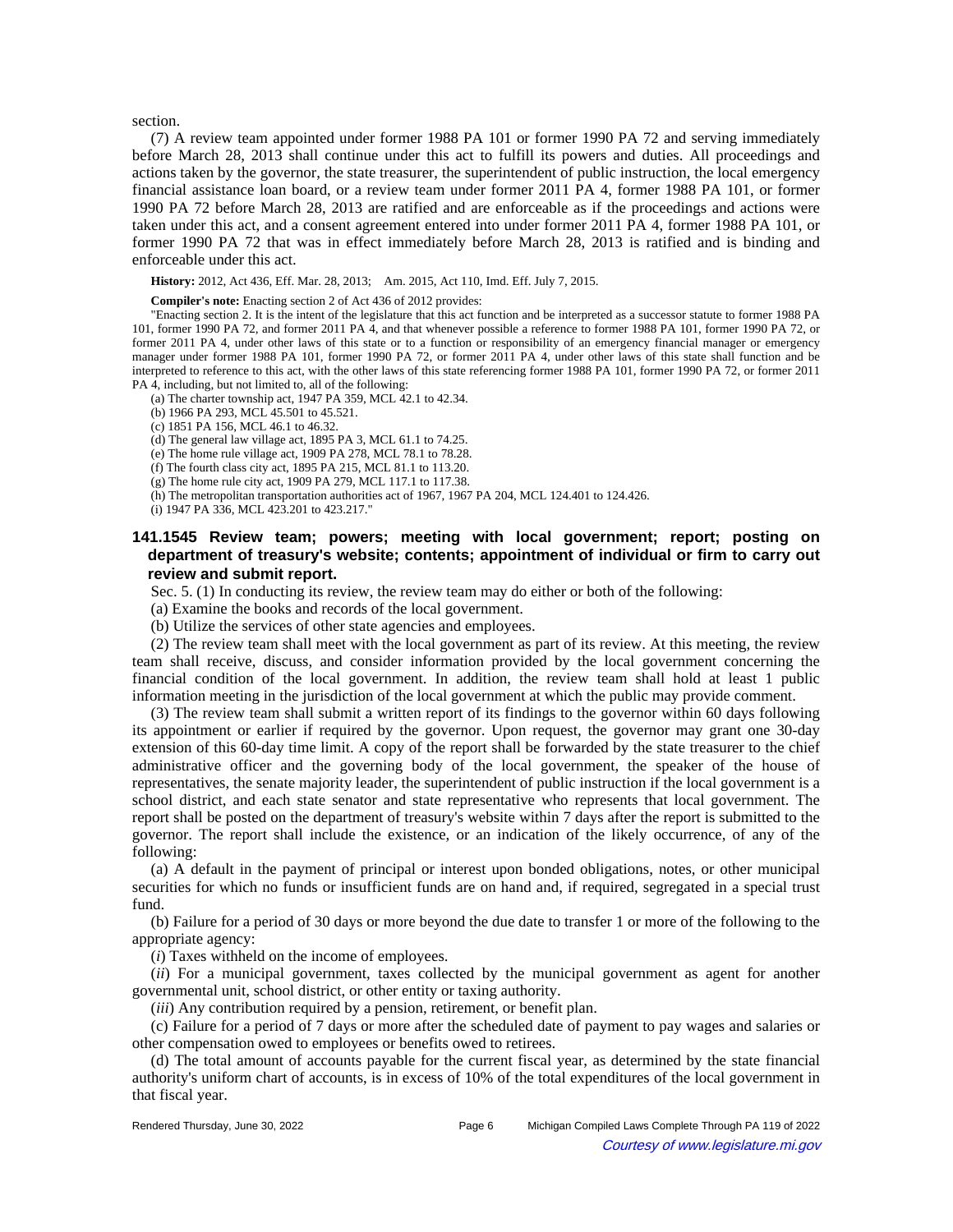section.

(7) A review team appointed under former 1988 PA 101 or former 1990 PA 72 and serving immediately before March 28, 2013 shall continue under this act to fulfill its powers and duties. All proceedings and actions taken by the governor, the state treasurer, the superintendent of public instruction, the local emergency financial assistance loan board, or a review team under former 2011 PA 4, former 1988 PA 101, or former 1990 PA 72 before March 28, 2013 are ratified and are enforceable as if the proceedings and actions were taken under this act, and a consent agreement entered into under former 2011 PA 4, former 1988 PA 101, or former 1990 PA 72 that was in effect immediately before March 28, 2013 is ratified and is binding and enforceable under this act.

**History:** 2012, Act 436, Eff. Mar. 28, 2013; Am. 2015, Act 110, Imd. Eff. July 7, 2015.

**Compiler's note:** Enacting section 2 of Act 436 of 2012 provides:

"Enacting section 2. It is the intent of the legislature that this act function and be interpreted as a successor statute to former 1988 PA 101, former 1990 PA 72, and former 2011 PA 4, and that whenever possible a reference to former 1988 PA 101, former 1990 PA 72, or former 2011 PA 4, under other laws of this state or to a function or responsibility of an emergency financial manager or emergency manager under former 1988 PA 101, former 1990 PA 72, or former 2011 PA 4, under other laws of this state shall function and be interpreted to reference to this act, with the other laws of this state referencing former 1988 PA 101, former 1990 PA 72, or former 2011 PA 4, including, but not limited to, all of the following:

(a) The charter township act, 1947 PA 359, MCL 42.1 to 42.34.

(b) 1966 PA 293, MCL 45.501 to 45.521.

(c) 1851 PA 156, MCL 46.1 to 46.32.

(d) The general law village act, 1895 PA 3, MCL 61.1 to 74.25.

(e) The home rule village act, 1909 PA 278, MCL 78.1 to 78.28.

(f) The fourth class city act, 1895 PA 215, MCL 81.1 to 113.20.

(g) The home rule city act, 1909 PA 279, MCL 117.1 to 117.38.

(h) The metropolitan transportation authorities act of 1967, 1967 PA 204, MCL 124.401 to 124.426.

(i) 1947 PA 336, MCL 423.201 to 423.217."

### 141.1545 Review team; powers; meeting with local government; report; posting on department of treasury's website; contents; appointment of individual or firm to carry out review and submit report.

Sec. 5. (1) In conducting its review, the review team may do either or both of the following:

(a) Examine the books and records of the local government.

(b) Utilize the services of other state agencies and employees.

(2) The review team shall meet with the local government as part of its review. At this meeting, the review team shall receive, discuss, and consider information provided by the local government concerning the financial condition of the local government. In addition, the review team shall hold at least 1 public information meeting in the jurisdiction of the local government at which the public may provide comment.

(3) The review team shall submit a written report of its findings to the governor within 60 days following its appointment or earlier if required by the governor. Upon request, the governor may grant one 30-day extension of this 60-day time limit. A copy of the report shall be forwarded by the state treasurer to the chief administrative officer and the governing body of the local government, the speaker of the house of representatives, the senate majority leader, the superintendent of public instruction if the local government is a school district, and each state senator and state representative who represents that local government. The report shall be posted on the department of treasury's website within 7 days after the report is submitted to the governor. The report shall include the existence, or an indication of the likely occurrence, of any of the following:

(a) A default in the payment of principal or interest upon bonded obligations, notes, or other municipal securities for which no funds or insufficient funds are on hand and, if required, segregated in a special trust fund.

(b) Failure for a period of 30 days or more beyond the due date to transfer 1 or more of the following to the appropriate agency:

(*i*) Taxes withheld on the income of employees.

(*ii*) For a municipal government, taxes collected by the municipal government as agent for another governmental unit, school district, or other entity or taxing authority.

(*iii*) Any contribution required by a pension, retirement, or benefit plan.

(c) Failure for a period of 7 days or more after the scheduled date of payment to pay wages and salaries or other compensation owed to employees or benefits owed to retirees.

(d) The total amount of accounts payable for the current fiscal year, as determined by the state financial authority's uniform chart of accounts, is in excess of 10% of the total expenditures of the local government in that fiscal year.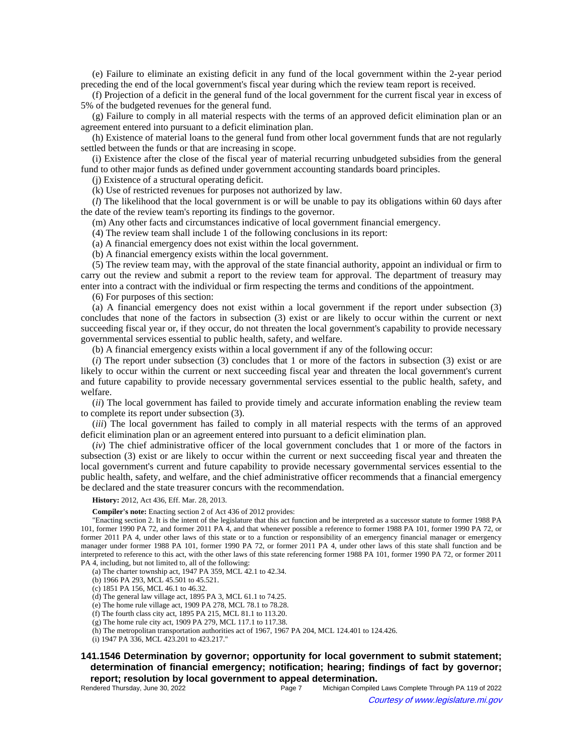(e) Failure to eliminate an existing deficit in any fund of the local government within the 2-year period preceding the end of the local government's fiscal year during which the review team report is received.

(f) Projection of a deficit in the general fund of the local government for the current fiscal year in excess of 5% of the budgeted revenues for the general fund.

(g) Failure to comply in all material respects with the terms of an approved deficit elimination plan or an agreement entered into pursuant to a deficit elimination plan.

(h) Existence of material loans to the general fund from other local government funds that are not regularly settled between the funds or that are increasing in scope.

(i) Existence after the close of the fiscal year of material recurring unbudgeted subsidies from the general fund to other major funds as defined under government accounting standards board principles.

(j) Existence of a structural operating deficit.

(k) Use of restricted revenues for purposes not authorized by law.

(*l*) The likelihood that the local government is or will be unable to pay its obligations within 60 days after the date of the review team's reporting its findings to the governor.

(m) Any other facts and circumstances indicative of local government financial emergency.

(4) The review team shall include 1 of the following conclusions in its report:

(a) A financial emergency does not exist within the local government.

(b) A financial emergency exists within the local government.

(5) The review team may, with the approval of the state financial authority, appoint an individual or firm to carry out the review and submit a report to the review team for approval. The department of treasury may enter into a contract with the individual or firm respecting the terms and conditions of the appointment.

(6) For purposes of this section:

(a) A financial emergency does not exist within a local government if the report under subsection (3) concludes that none of the factors in subsection (3) exist or are likely to occur within the current or next succeeding fiscal year or, if they occur, do not threaten the local government's capability to provide necessary governmental services essential to public health, safety, and welfare.

(b) A financial emergency exists within a local government if any of the following occur:

(*i*) The report under subsection (3) concludes that 1 or more of the factors in subsection (3) exist or are likely to occur within the current or next succeeding fiscal year and threaten the local government's current and future capability to provide necessary governmental services essential to the public health, safety, and welfare.

(*ii*) The local government has failed to provide timely and accurate information enabling the review team to complete its report under subsection (3).

(*iii*) The local government has failed to comply in all material respects with the terms of an approved deficit elimination plan or an agreement entered into pursuant to a deficit elimination plan.

(*iv*) The chief administrative officer of the local government concludes that 1 or more of the factors in subsection (3) exist or are likely to occur within the current or next succeeding fiscal year and threaten the local government's current and future capability to provide necessary governmental services essential to the public health, safety, and welfare, and the chief administrative officer recommends that a financial emergency be declared and the state treasurer concurs with the recommendation.

**History:** 2012, Act 436, Eff. Mar. 28, 2013.

**Compiler's note:** Enacting section 2 of Act 436 of 2012 provides:

"Enacting section 2. It is the intent of the legislature that this act function and be interpreted as a successor statute to former 1988 PA 101, former 1990 PA 72, and former 2011 PA 4, and that whenever possible a reference to former 1988 PA 101, former 1990 PA 72, or former 2011 PA 4, under other laws of this state or to a function or responsibility of an emergency financial manager or emergency manager under former 1988 PA 101, former 1990 PA 72, or former 2011 PA 4, under other laws of this state shall function and be interpreted to reference to this act, with the other laws of this state referencing former 1988 PA 101, former 1990 PA 72, or former 2011 PA 4, including, but not limited to, all of the following:

(a) The charter township act, 1947 PA 359, MCL 42.1 to 42.34.

(b) 1966 PA 293, MCL 45.501 to 45.521.

(c) 1851 PA 156, MCL 46.1 to 46.32.

(d) The general law village act, 1895 PA 3, MCL 61.1 to 74.25.

(e) The home rule village act, 1909 PA 278, MCL 78.1 to 78.28.

(f) The fourth class city act, 1895 PA 215, MCL 81.1 to 113.20.

(g) The home rule city act, 1909 PA 279, MCL 117.1 to 117.38.

(h) The metropolitan transportation authorities act of 1967, 1967 PA 204, MCL 124.401 to 124.426.

(i) 1947 PA 336, MCL 423.201 to 423.217."

## 141.1546 Determination by governor; opportunity for local government to submit statement; determination of financial emergency; notification; hearing; findings of fact by governor; report; resolution by local government to appeal determination.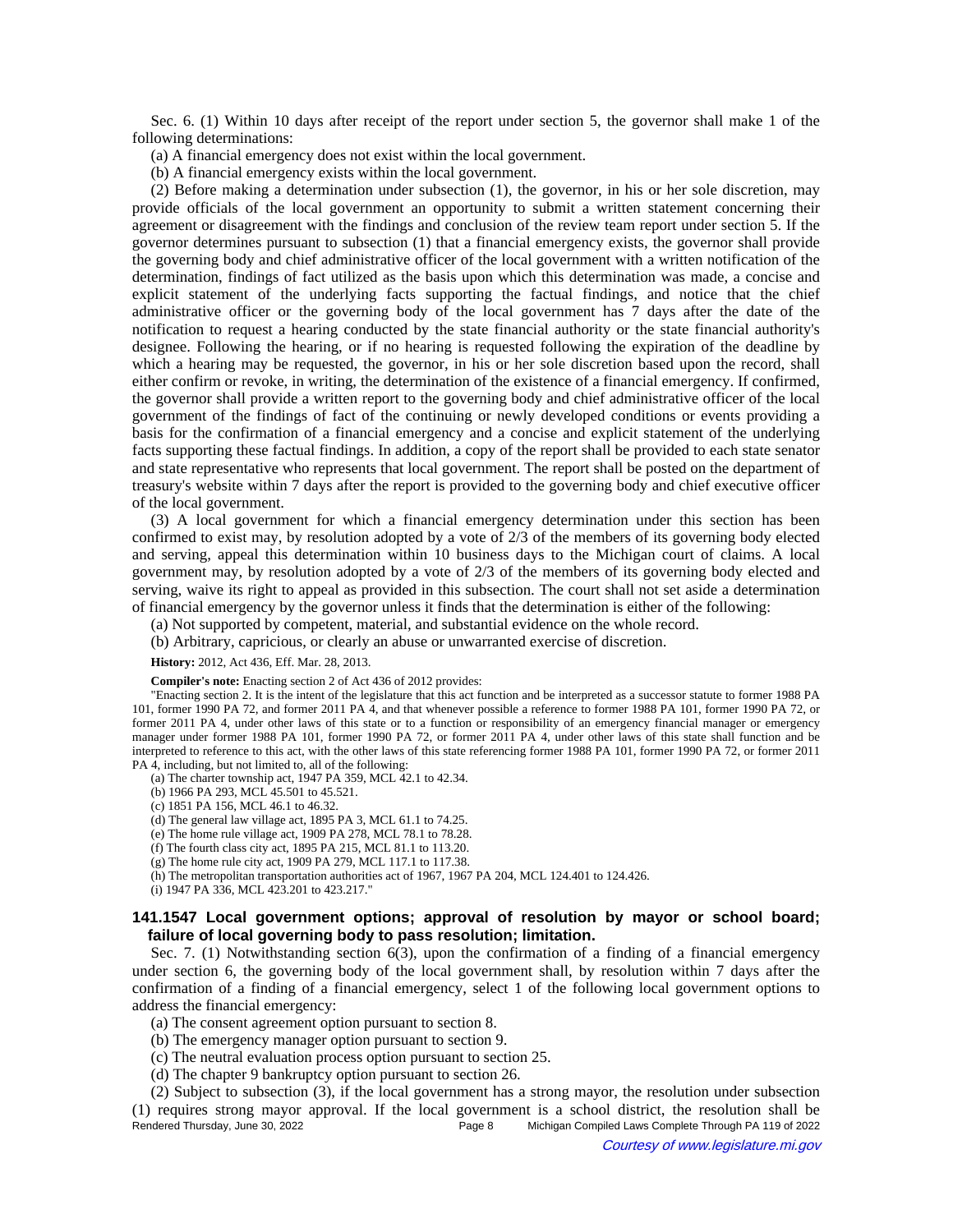Sec. 6. (1) Within 10 days after receipt of the report under section 5, the governor shall make 1 of the following determinations:

(a) A financial emergency does not exist within the local government.

(b) A financial emergency exists within the local government.

(2) Before making a determination under subsection (1), the governor, in his or her sole discretion, may provide officials of the local government an opportunity to submit a written statement concerning their agreement or disagreement with the findings and conclusion of the review team report under section 5. If the governor determines pursuant to subsection (1) that a financial emergency exists, the governor shall provide the governing body and chief administrative officer of the local government with a written notification of the determination, findings of fact utilized as the basis upon which this determination was made, a concise and explicit statement of the underlying facts supporting the factual findings, and notice that the chief administrative officer or the governing body of the local government has 7 days after the date of the notification to request a hearing conducted by the state financial authority or the state financial authority's designee. Following the hearing, or if no hearing is requested following the expiration of the deadline by which a hearing may be requested, the governor, in his or her sole discretion based upon the record, shall either confirm or revoke, in writing, the determination of the existence of a financial emergency. If confirmed, the governor shall provide a written report to the governing body and chief administrative officer of the local government of the findings of fact of the continuing or newly developed conditions or events providing a basis for the confirmation of a financial emergency and a concise and explicit statement of the underlying facts supporting these factual findings. In addition, a copy of the report shall be provided to each state senator and state representative who represents that local government. The report shall be posted on the department of treasury's website within 7 days after the report is provided to the governing body and chief executive officer of the local government.

(3) A local government for which a financial emergency determination under this section has been confirmed to exist may, by resolution adopted by a vote of 2/3 of the members of its governing body elected and serving, appeal this determination within 10 business days to the Michigan court of claims. A local government may, by resolution adopted by a vote of 2/3 of the members of its governing body elected and serving, waive its right to appeal as provided in this subsection. The court shall not set aside a determination of financial emergency by the governor unless it finds that the determination is either of the following:

(a) Not supported by competent, material, and substantial evidence on the whole record.

(b) Arbitrary, capricious, or clearly an abuse or unwarranted exercise of discretion.

**History:** 2012, Act 436, Eff. Mar. 28, 2013.

**Compiler's note:** Enacting section 2 of Act 436 of 2012 provides:

"Enacting section 2. It is the intent of the legislature that this act function and be interpreted as a successor statute to former 1988 PA 101, former 1990 PA 72, and former 2011 PA 4, and that whenever possible a reference to former 1988 PA 101, former 1990 PA 72, or former 2011 PA 4, under other laws of this state or to a function or responsibility of an emergency financial manager or emergency manager under former 1988 PA 101, former 1990 PA 72, or former 2011 PA 4, under other laws of this state shall function and be interpreted to reference to this act, with the other laws of this state referencing former 1988 PA 101, former 1990 PA 72, or former 2011 PA 4, including, but not limited to, all of the following:

(a) The charter township act, 1947 PA 359, MCL 42.1 to 42.34.

(b) 1966 PA 293, MCL 45.501 to 45.521.

(c) 1851 PA 156, MCL 46.1 to 46.32.

(d) The general law village act, 1895 PA 3, MCL 61.1 to 74.25.

(e) The home rule village act, 1909 PA 278, MCL 78.1 to 78.28.

(f) The fourth class city act, 1895 PA 215, MCL 81.1 to 113.20.

(g) The home rule city act, 1909 PA 279, MCL 117.1 to 117.38.

(h) The metropolitan transportation authorities act of 1967, 1967 PA 204, MCL 124.401 to 124.426.

(i) 1947 PA 336, MCL 423.201 to 423.217."

### 141.1547 Local government options; approval of resolution by mayor or school board; failure of local governing body to pass resolution; limitation.

Sec. 7. (1) Notwithstanding section 6(3), upon the confirmation of a finding of a financial emergency under section 6, the governing body of the local government shall, by resolution within 7 days after the confirmation of a finding of a financial emergency, select 1 of the following local government options to address the financial emergency:

(a) The consent agreement option pursuant to section 8.

(b) The emergency manager option pursuant to section 9.

(c) The neutral evaluation process option pursuant to section 25.

(d) The chapter 9 bankruptcy option pursuant to section 26.

(2) Subject to subsection (3), if the local government has a strong mayor, the resolution under subsection (1) requires strong mayor approval. If the local government is a school district, the resolution shall be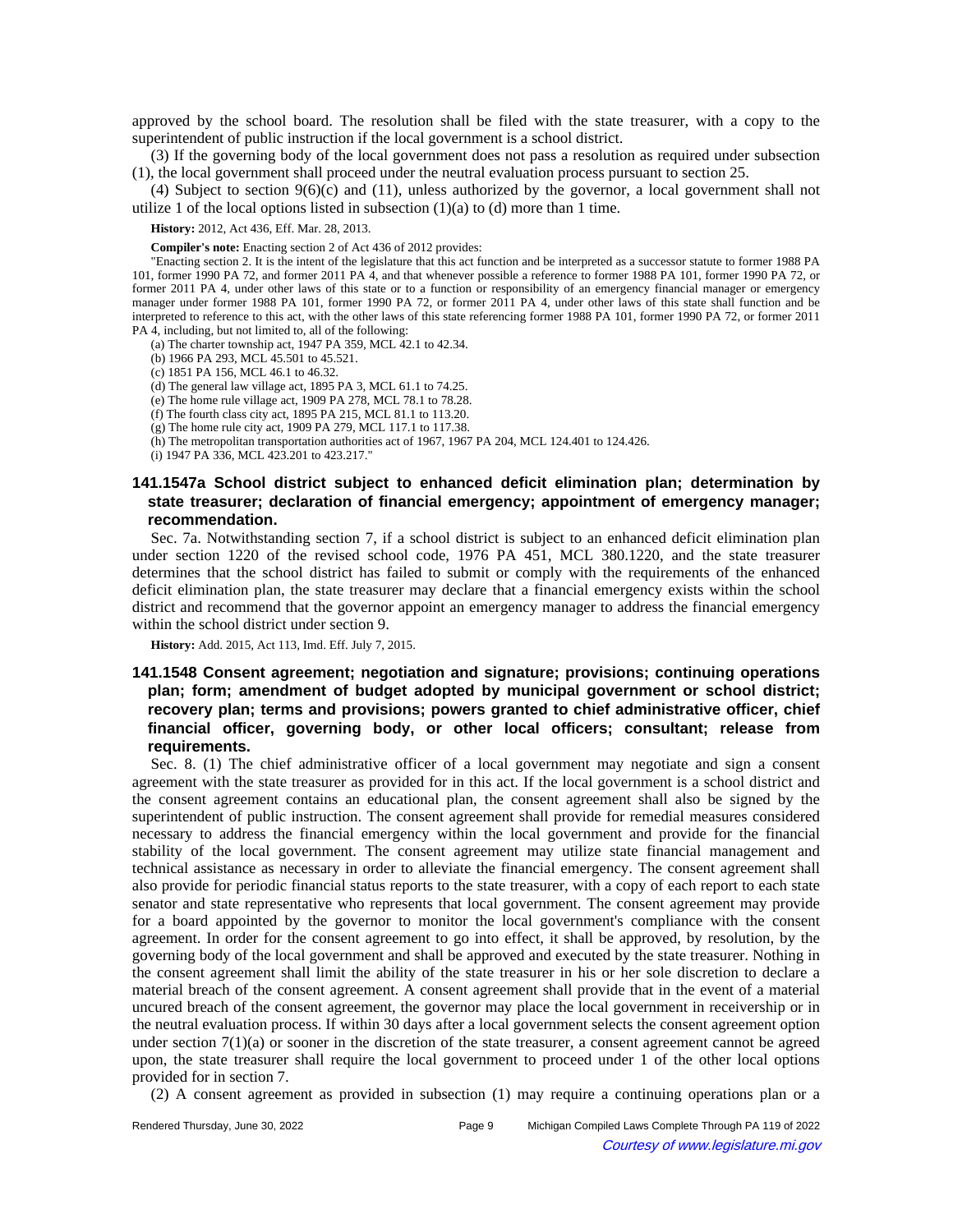approved by the school board. The resolution shall be filed with the state treasurer, with a copy to the superintendent of public instruction if the local government is a school district.

(3) If the governing body of the local government does not pass a resolution as required under subsection (1), the local government shall proceed under the neutral evaluation process pursuant to section 25.

(4) Subject to section 9(6)(c) and (11), unless authorized by the governor, a local government shall not utilize 1 of the local options listed in subsection (1)(a) to (d) more than 1 time.

**History:** 2012, Act 436, Eff. Mar. 28, 2013.

**Compiler's note:** Enacting section 2 of Act 436 of 2012 provides:

"Enacting section 2. It is the intent of the legislature that this act function and be interpreted as a successor statute to former 1988 PA 101, former 1990 PA 72, and former 2011 PA 4, and that whenever possible a reference to former 1988 PA 101, former 1990 PA 72, or former 2011 PA 4, under other laws of this state or to a function or responsibility of an emergency financial manager or emergency manager under former 1988 PA 101, former 1990 PA 72, or former 2011 PA 4, under other laws of this state shall function and be interpreted to reference to this act, with the other laws of this state referencing former 1988 PA 101, former 1990 PA 72, or former 2011 PA 4, including, but not limited to, all of the following:

(a) The charter township act, 1947 PA 359, MCL 42.1 to 42.34.

(b) 1966 PA 293, MCL 45.501 to 45.521.

(c) 1851 PA 156, MCL 46.1 to 46.32.

(d) The general law village act, 1895 PA 3, MCL 61.1 to 74.25.

(e) The home rule village act, 1909 PA 278, MCL 78.1 to 78.28.

(f) The fourth class city act, 1895 PA 215, MCL 81.1 to 113.20.

(g) The home rule city act, 1909 PA 279, MCL 117.1 to 117.38.

(h) The metropolitan transportation authorities act of 1967, 1967 PA 204, MCL 124.401 to 124.426.

(i) 1947 PA 336, MCL 423.201 to 423.217."

### 141.1547a School district subject to enhanced deficit elimination plan; determination by state treasurer; declaration of financial emergency; appointment of emergency manager; recommendation.

Sec. 7a. Notwithstanding section 7, if a school district is subject to an enhanced deficit elimination plan under section 1220 of the revised school code, 1976 PA 451, MCL 380.1220, and the state treasurer determines that the school district has failed to submit or comply with the requirements of the enhanced deficit elimination plan, the state treasurer may declare that a financial emergency exists within the school district and recommend that the governor appoint an emergency manager to address the financial emergency within the school district under section 9.

**History:** Add. 2015, Act 113, Imd. Eff. July 7, 2015.

### 141.1548 Consent agreement; negotiation and signature; provisions; continuing operations plan; form; amendment of budget adopted by municipal government or school district; recovery plan; terms and provisions; powers granted to chief administrative officer, chief financial officer, governing body, or other local officers; consultant; release from requirements.

Sec. 8. (1) The chief administrative officer of a local government may negotiate and sign a consent agreement with the state treasurer as provided for in this act. If the local government is a school district and the consent agreement contains an educational plan, the consent agreement shall also be signed by the superintendent of public instruction. The consent agreement shall provide for remedial measures considered necessary to address the financial emergency within the local government and provide for the financial stability of the local government. The consent agreement may utilize state financial management and technical assistance as necessary in order to alleviate the financial emergency. The consent agreement shall also provide for periodic financial status reports to the state treasurer, with a copy of each report to each state senator and state representative who represents that local government. The consent agreement may provide for a board appointed by the governor to monitor the local government's compliance with the consent agreement. In order for the consent agreement to go into effect, it shall be approved, by resolution, by the governing body of the local government and shall be approved and executed by the state treasurer. Nothing in the consent agreement shall limit the ability of the state treasurer in his or her sole discretion to declare a material breach of the consent agreement. A consent agreement shall provide that in the event of a material uncured breach of the consent agreement, the governor may place the local government in receivership or in the neutral evaluation process. If within 30 days after a local government selects the consent agreement option under section 7(1)(a) or sooner in the discretion of the state treasurer, a consent agreement cannot be agreed upon, the state treasurer shall require the local government to proceed under 1 of the other local options provided for in section 7.

(2) A consent agreement as provided in subsection (1) may require a continuing operations plan or a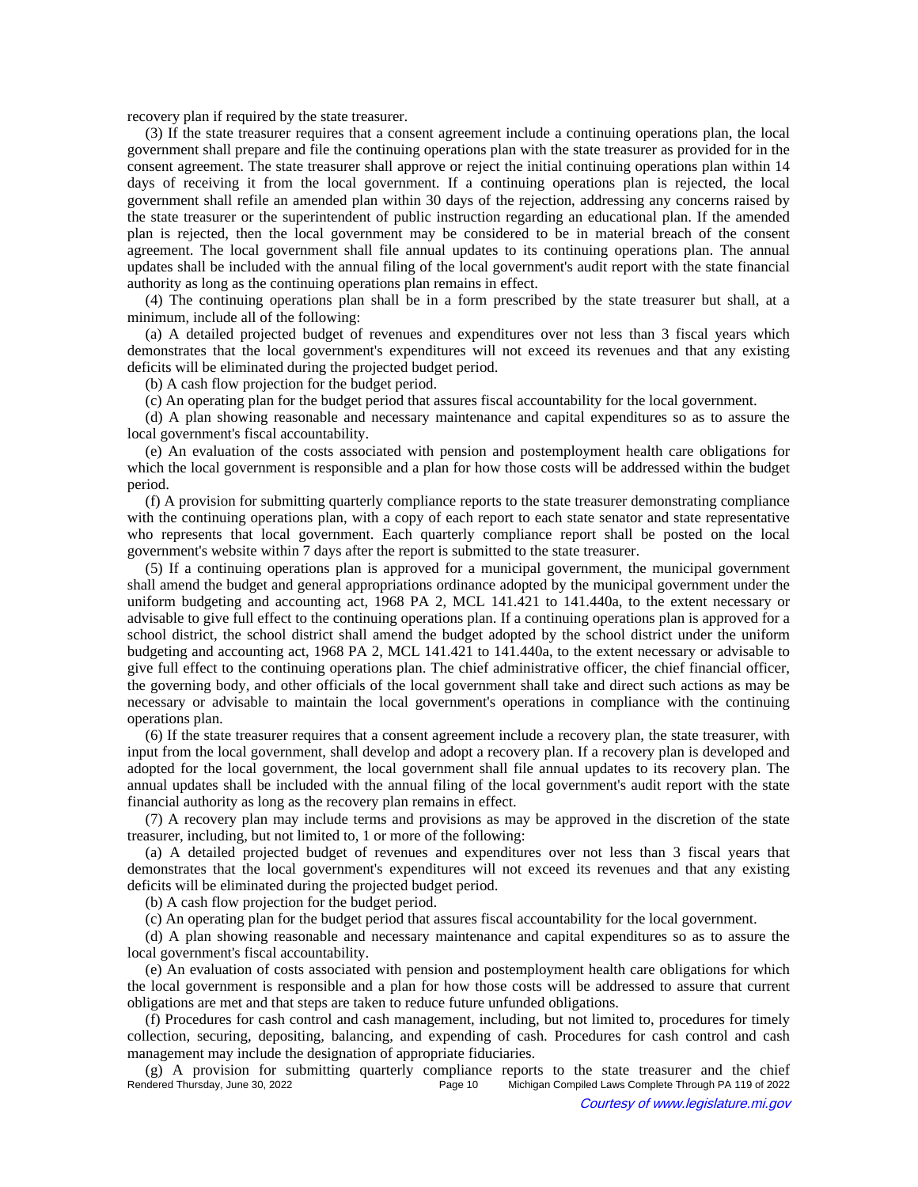recovery plan if required by the state treasurer.

(3) If the state treasurer requires that a consent agreement include a continuing operations plan, the local government shall prepare and file the continuing operations plan with the state treasurer as provided for in the consent agreement. The state treasurer shall approve or reject the initial continuing operations plan within 14 days of receiving it from the local government. If a continuing operations plan is rejected, the local government shall refile an amended plan within 30 days of the rejection, addressing any concerns raised by the state treasurer or the superintendent of public instruction regarding an educational plan. If the amended plan is rejected, then the local government may be considered to be in material breach of the consent agreement. The local government shall file annual updates to its continuing operations plan. The annual updates shall be included with the annual filing of the local government's audit report with the state financial authority as long as the continuing operations plan remains in effect.

(4) The continuing operations plan shall be in a form prescribed by the state treasurer but shall, at a minimum, include all of the following:

(a) A detailed projected budget of revenues and expenditures over not less than 3 fiscal years which demonstrates that the local government's expenditures will not exceed its revenues and that any existing deficits will be eliminated during the projected budget period.

(b) A cash flow projection for the budget period.

(c) An operating plan for the budget period that assures fiscal accountability for the local government.

(d) A plan showing reasonable and necessary maintenance and capital expenditures so as to assure the local government's fiscal accountability.

(e) An evaluation of the costs associated with pension and postemployment health care obligations for which the local government is responsible and a plan for how those costs will be addressed within the budget period.

(f) A provision for submitting quarterly compliance reports to the state treasurer demonstrating compliance with the continuing operations plan, with a copy of each report to each state senator and state representative who represents that local government. Each quarterly compliance report shall be posted on the local government's website within 7 days after the report is submitted to the state treasurer.

(5) If a continuing operations plan is approved for a municipal government, the municipal government shall amend the budget and general appropriations ordinance adopted by the municipal government under the uniform budgeting and accounting act, 1968 PA 2, MCL 141.421 to 141.440a, to the extent necessary or advisable to give full effect to the continuing operations plan. If a continuing operations plan is approved for a school district, the school district shall amend the budget adopted by the school district under the uniform budgeting and accounting act, 1968 PA 2, MCL 141.421 to 141.440a, to the extent necessary or advisable to give full effect to the continuing operations plan. The chief administrative officer, the chief financial officer, the governing body, and other officials of the local government shall take and direct such actions as may be necessary or advisable to maintain the local government's operations in compliance with the continuing operations plan.

(6) If the state treasurer requires that a consent agreement include a recovery plan, the state treasurer, with input from the local government, shall develop and adopt a recovery plan. If a recovery plan is developed and adopted for the local government, the local government shall file annual updates to its recovery plan. The annual updates shall be included with the annual filing of the local government's audit report with the state financial authority as long as the recovery plan remains in effect.

(7) A recovery plan may include terms and provisions as may be approved in the discretion of the state treasurer, including, but not limited to, 1 or more of the following:

(a) A detailed projected budget of revenues and expenditures over not less than 3 fiscal years that demonstrates that the local government's expenditures will not exceed its revenues and that any existing deficits will be eliminated during the projected budget period.

(b) A cash flow projection for the budget period.

(c) An operating plan for the budget period that assures fiscal accountability for the local government.

(d) A plan showing reasonable and necessary maintenance and capital expenditures so as to assure the local government's fiscal accountability.

(e) An evaluation of costs associated with pension and postemployment health care obligations for which the local government is responsible and a plan for how those costs will be addressed to assure that current obligations are met and that steps are taken to reduce future unfunded obligations.

(f) Procedures for cash control and cash management, including, but not limited to, procedures for timely collection, securing, depositing, balancing, and expending of cash. Procedures for cash control and cash management may include the designation of appropriate fiduciaries.

(g) A provision for submitting quarterly compliance reports to the state treasurer and the chief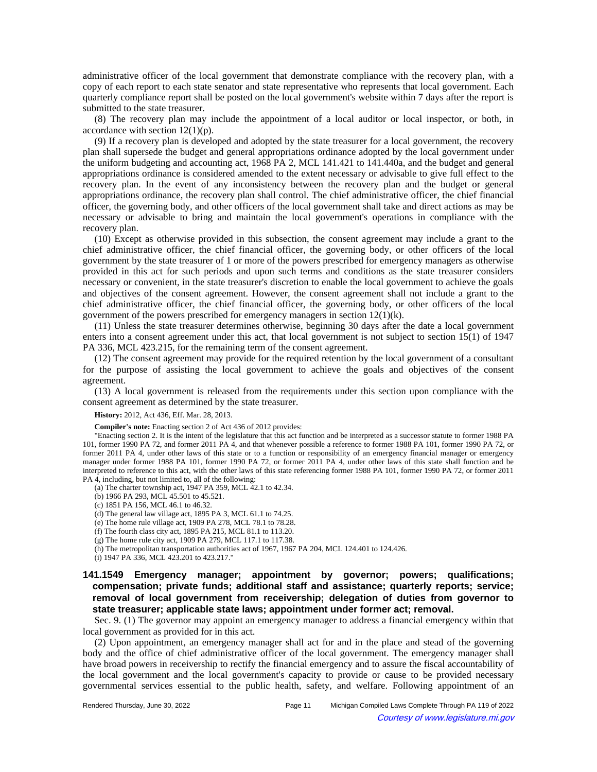administrative officer of the local government that demonstrate compliance with the recovery plan, with a copy of each report to each state senator and state representative who represents that local government. Each quarterly compliance report shall be posted on the local government's website within 7 days after the report is submitted to the state treasurer.

(8) The recovery plan may include the appointment of a local auditor or local inspector, or both, in accordance with section 12(1)(p).

(9) If a recovery plan is developed and adopted by the state treasurer for a local government, the recovery plan shall supersede the budget and general appropriations ordinance adopted by the local government under the uniform budgeting and accounting act, 1968 PA 2, MCL 141.421 to 141.440a, and the budget and general appropriations ordinance is considered amended to the extent necessary or advisable to give full effect to the recovery plan. In the event of any inconsistency between the recovery plan and the budget or general appropriations ordinance, the recovery plan shall control. The chief administrative officer, the chief financial officer, the governing body, and other officers of the local government shall take and direct actions as may be necessary or advisable to bring and maintain the local government's operations in compliance with the recovery plan.

(10) Except as otherwise provided in this subsection, the consent agreement may include a grant to the chief administrative officer, the chief financial officer, the governing body, or other officers of the local government by the state treasurer of 1 or more of the powers prescribed for emergency managers as otherwise provided in this act for such periods and upon such terms and conditions as the state treasurer considers necessary or convenient, in the state treasurer's discretion to enable the local government to achieve the goals and objectives of the consent agreement. However, the consent agreement shall not include a grant to the chief administrative officer, the chief financial officer, the governing body, or other officers of the local government of the powers prescribed for emergency managers in section 12(1)(k).

(11) Unless the state treasurer determines otherwise, beginning 30 days after the date a local government enters into a consent agreement under this act, that local government is not subject to section 15(1) of 1947 PA 336, MCL 423.215, for the remaining term of the consent agreement.

(12) The consent agreement may provide for the required retention by the local government of a consultant for the purpose of assisting the local government to achieve the goals and objectives of the consent agreement.

(13) A local government is released from the requirements under this section upon compliance with the consent agreement as determined by the state treasurer.

**History:** 2012, Act 436, Eff. Mar. 28, 2013.

**Compiler's note:** Enacting section 2 of Act 436 of 2012 provides:

"Enacting section 2. It is the intent of the legislature that this act function and be interpreted as a successor statute to former 1988 PA 101, former 1990 PA 72, and former 2011 PA 4, and that whenever possible a reference to former 1988 PA 101, former 1990 PA 72, or former 2011 PA 4, under other laws of this state or to a function or responsibility of an emergency financial manager or emergency manager under former 1988 PA 101, former 1990 PA 72, or former 2011 PA 4, under other laws of this state shall function and be interpreted to reference to this act, with the other laws of this state referencing former 1988 PA 101, former 1990 PA 72, or former 2011 PA 4, including, but not limited to, all of the following:

(a) The charter township act, 1947 PA 359, MCL 42.1 to 42.34.

(b) 1966 PA 293, MCL 45.501 to 45.521.

(c) 1851 PA 156, MCL 46.1 to 46.32.

(d) The general law village act, 1895 PA 3, MCL 61.1 to 74.25.

(e) The home rule village act, 1909 PA 278, MCL 78.1 to 78.28.

(f) The fourth class city act, 1895 PA 215, MCL 81.1 to 113.20.

(g) The home rule city act, 1909 PA 279, MCL 117.1 to 117.38.

(h) The metropolitan transportation authorities act of 1967, 1967 PA 204, MCL 124.401 to 124.426.

(i) 1947 PA 336, MCL 423.201 to 423.217."

### 141.1549 Emergency manager; appointment by governor; powers; qualifications; compensation; private funds; additional staff and assistance; quarterly reports; service; removal of local government from receivership; delegation of duties from governor to state treasurer; applicable state laws; appointment under former act; removal.

Sec. 9. (1) The governor may appoint an emergency manager to address a financial emergency within that local government as provided for in this act.

(2) Upon appointment, an emergency manager shall act for and in the place and stead of the governing body and the office of chief administrative officer of the local government. The emergency manager shall have broad powers in receivership to rectify the financial emergency and to assure the fiscal accountability of the local government and the local government's capacity to provide or cause to be provided necessary governmental services essential to the public health, safety, and welfare. Following appointment of an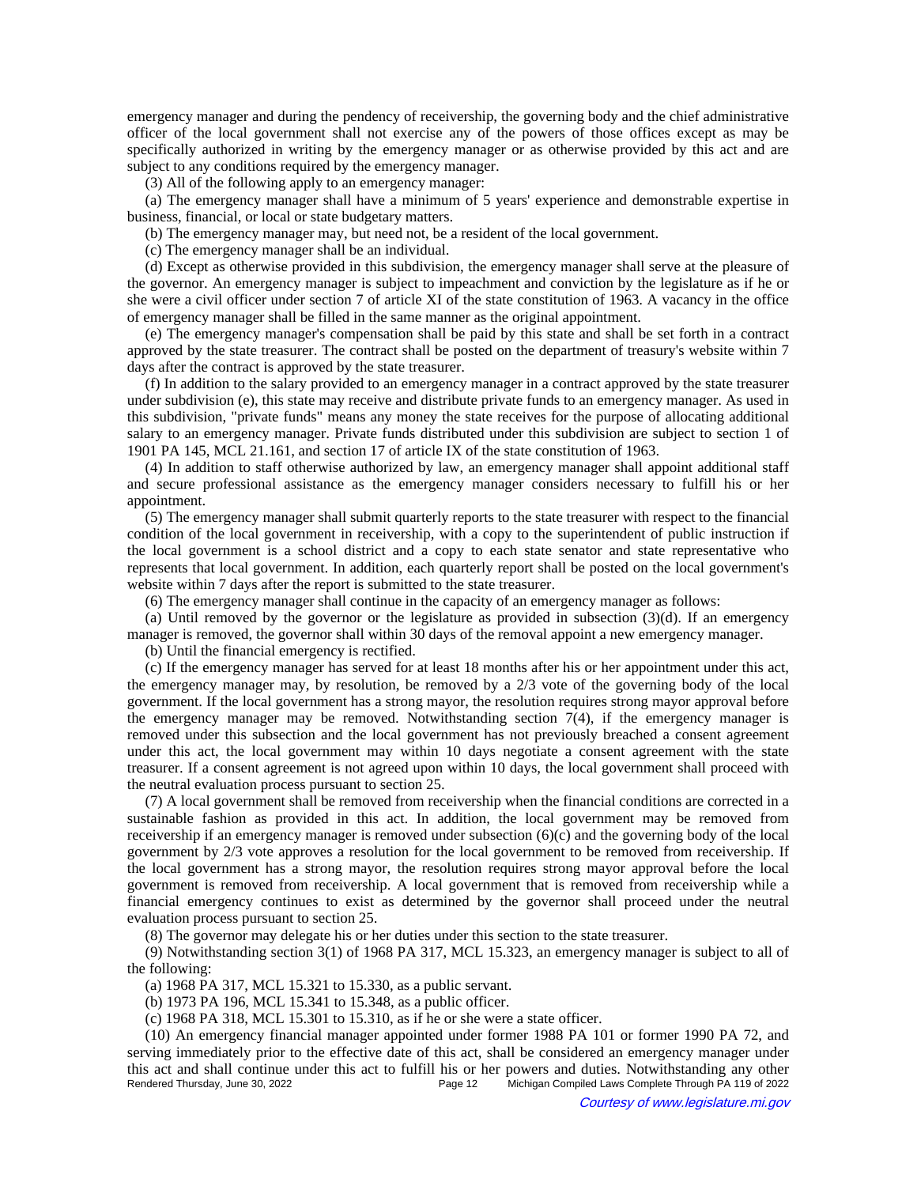emergency manager and during the pendency of receivership, the governing body and the chief administrative officer of the local government shall not exercise any of the powers of those offices except as may be specifically authorized in writing by the emergency manager or as otherwise provided by this act and are subject to any conditions required by the emergency manager.

(3) All of the following apply to an emergency manager:

(a) The emergency manager shall have a minimum of 5 years' experience and demonstrable expertise in business, financial, or local or state budgetary matters.

(b) The emergency manager may, but need not, be a resident of the local government.

(c) The emergency manager shall be an individual.

(d) Except as otherwise provided in this subdivision, the emergency manager shall serve at the pleasure of the governor. An emergency manager is subject to impeachment and conviction by the legislature as if he or she were a civil officer under section 7 of article XI of the state constitution of 1963. A vacancy in the office of emergency manager shall be filled in the same manner as the original appointment.

(e) The emergency manager's compensation shall be paid by this state and shall be set forth in a contract approved by the state treasurer. The contract shall be posted on the department of treasury's website within 7 days after the contract is approved by the state treasurer.

(f) In addition to the salary provided to an emergency manager in a contract approved by the state treasurer under subdivision (e), this state may receive and distribute private funds to an emergency manager. As used in this subdivision, "private funds" means any money the state receives for the purpose of allocating additional salary to an emergency manager. Private funds distributed under this subdivision are subject to section 1 of 1901 PA 145, MCL 21.161, and section 17 of article IX of the state constitution of 1963.

(4) In addition to staff otherwise authorized by law, an emergency manager shall appoint additional staff and secure professional assistance as the emergency manager considers necessary to fulfill his or her appointment.

(5) The emergency manager shall submit quarterly reports to the state treasurer with respect to the financial condition of the local government in receivership, with a copy to the superintendent of public instruction if the local government is a school district and a copy to each state senator and state representative who represents that local government. In addition, each quarterly report shall be posted on the local government's website within 7 days after the report is submitted to the state treasurer.

(6) The emergency manager shall continue in the capacity of an emergency manager as follows:

(a) Until removed by the governor or the legislature as provided in subsection (3)(d). If an emergency manager is removed, the governor shall within 30 days of the removal appoint a new emergency manager.

(b) Until the financial emergency is rectified.

(c) If the emergency manager has served for at least 18 months after his or her appointment under this act, the emergency manager may, by resolution, be removed by a 2/3 vote of the governing body of the local government. If the local government has a strong mayor, the resolution requires strong mayor approval before the emergency manager may be removed. Notwithstanding section 7(4), if the emergency manager is removed under this subsection and the local government has not previously breached a consent agreement under this act, the local government may within 10 days negotiate a consent agreement with the state treasurer. If a consent agreement is not agreed upon within 10 days, the local government shall proceed with the neutral evaluation process pursuant to section 25.

(7) A local government shall be removed from receivership when the financial conditions are corrected in a sustainable fashion as provided in this act. In addition, the local government may be removed from receivership if an emergency manager is removed under subsection (6)(c) and the governing body of the local government by 2/3 vote approves a resolution for the local government to be removed from receivership. If the local government has a strong mayor, the resolution requires strong mayor approval before the local government is removed from receivership. A local government that is removed from receivership while a financial emergency continues to exist as determined by the governor shall proceed under the neutral evaluation process pursuant to section 25.

(8) The governor may delegate his or her duties under this section to the state treasurer.

(9) Notwithstanding section 3(1) of 1968 PA 317, MCL 15.323, an emergency manager is subject to all of the following:

(a) 1968 PA 317, MCL 15.321 to 15.330, as a public servant.

(b) 1973 PA 196, MCL 15.341 to 15.348, as a public officer.

(c) 1968 PA 318, MCL 15.301 to 15.310, as if he or she were a state officer.

(10) An emergency financial manager appointed under former 1988 PA 101 or former 1990 PA 72, and serving immediately prior to the effective date of this act, shall be considered an emergency manager under this act and shall continue under this act to fulfill his or her powers and duties. Notwithstanding any other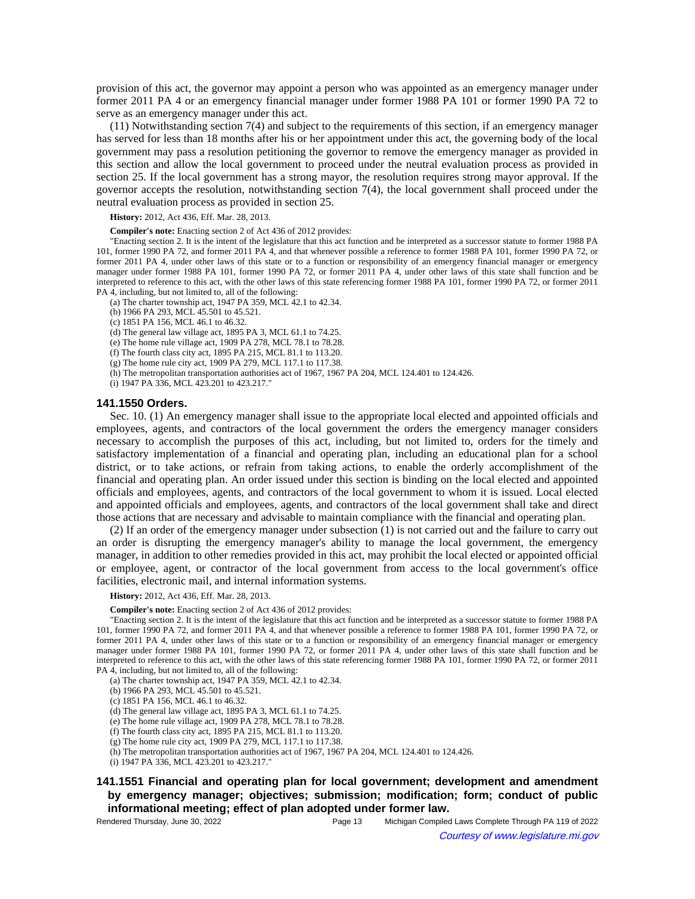provision of this act, the governor may appoint a person who was appointed as an emergency manager under former 2011 PA 4 or an emergency financial manager under former 1988 PA 101 or former 1990 PA 72 to serve as an emergency manager under this act.

(11) Notwithstanding section 7(4) and subject to the requirements of this section, if an emergency manager has served for less than 18 months after his or her appointment under this act, the governing body of the local government may pass a resolution petitioning the governor to remove the emergency manager as provided in this section and allow the local government to proceed under the neutral evaluation process as provided in section 25. If the local government has a strong mayor, the resolution requires strong mayor approval. If the governor accepts the resolution, notwithstanding section 7(4), the local government shall proceed under the neutral evaluation process as provided in section 25.

**History:** 2012, Act 436, Eff. Mar. 28, 2013.

**Compiler's note:** Enacting section 2 of Act 436 of 2012 provides:

"Enacting section 2. It is the intent of the legislature that this act function and be interpreted as a successor statute to former 1988 PA 101, former 1990 PA 72, and former 2011 PA 4, and that whenever possible a reference to former 1988 PA 101, former 1990 PA 72, or former 2011 PA 4, under other laws of this state or to a function or responsibility of an emergency financial manager or emergency manager under former 1988 PA 101, former 1990 PA 72, or former 2011 PA 4, under other laws of this state shall function and be interpreted to reference to this act, with the other laws of this state referencing former 1988 PA 101, former 1990 PA 72, or former 2011 PA 4, including, but not limited to, all of the following:

(a) The charter township act, 1947 PA 359, MCL 42.1 to 42.34.

(b) 1966 PA 293, MCL 45.501 to 45.521.

(c) 1851 PA 156, MCL 46.1 to 46.32.

(d) The general law village act, 1895 PA 3, MCL 61.1 to 74.25.

(e) The home rule village act, 1909 PA 278, MCL 78.1 to 78.28.

(f) The fourth class city act, 1895 PA 215, MCL 81.1 to 113.20.

(g) The home rule city act, 1909 PA 279, MCL 117.1 to 117.38.

(h) The metropolitan transportation authorities act of 1967, 1967 PA 204, MCL 124.401 to 124.426.

(i) 1947 PA 336, MCL 423.201 to 423.217."

### 141.1550 Orders.

Sec. 10. (1) An emergency manager shall issue to the appropriate local elected and appointed officials and employees, agents, and contractors of the local government the orders the emergency manager considers necessary to accomplish the purposes of this act, including, but not limited to, orders for the timely and satisfactory implementation of a financial and operating plan, including an educational plan for a school district, or to take actions, or refrain from taking actions, to enable the orderly accomplishment of the financial and operating plan. An order issued under this section is binding on the local elected and appointed officials and employees, agents, and contractors of the local government to whom it is issued. Local elected and appointed officials and employees, agents, and contractors of the local government shall take and direct those actions that are necessary and advisable to maintain compliance with the financial and operating plan.

(2) If an order of the emergency manager under subsection (1) is not carried out and the failure to carry out an order is disrupting the emergency manager's ability to manage the local government, the emergency manager, in addition to other remedies provided in this act, may prohibit the local elected or appointed official or employee, agent, or contractor of the local government from access to the local government's office facilities, electronic mail, and internal information systems.

**History:** 2012, Act 436, Eff. Mar. 28, 2013.

**Compiler's note:** Enacting section 2 of Act 436 of 2012 provides:

"Enacting section 2. It is the intent of the legislature that this act function and be interpreted as a successor statute to former 1988 PA 101, former 1990 PA 72, and former 2011 PA 4, and that whenever possible a reference to former 1988 PA 101, former 1990 PA 72, or former 2011 PA 4, under other laws of this state or to a function or responsibility of an emergency financial manager or emergency manager under former 1988 PA 101, former 1990 PA 72, or former 2011 PA 4, under other laws of this state shall function and be interpreted to reference to this act, with the other laws of this state referencing former 1988 PA 101, former 1990 PA 72, or former 2011 PA 4, including, but not limited to, all of the following:

(a) The charter township act, 1947 PA 359, MCL 42.1 to 42.34.

(b) 1966 PA 293, MCL 45.501 to 45.521.

(c) 1851 PA 156, MCL 46.1 to 46.32.

(d) The general law village act, 1895 PA 3, MCL 61.1 to 74.25.

(e) The home rule village act, 1909 PA 278, MCL 78.1 to 78.28.

(f) The fourth class city act, 1895 PA 215, MCL 81.1 to 113.20.

(g) The home rule city act, 1909 PA 279, MCL 117.1 to 117.38.

(h) The metropolitan transportation authorities act of 1967, 1967 PA 204, MCL 124.401 to 124.426.

(i) 1947 PA 336, MCL 423.201 to 423.217."

### 141.1551 Financial and operating plan for local government; development and amendment by emergency manager; objectives; submission; modification; form; conduct of public informational meeting; effect of plan adopted under former law.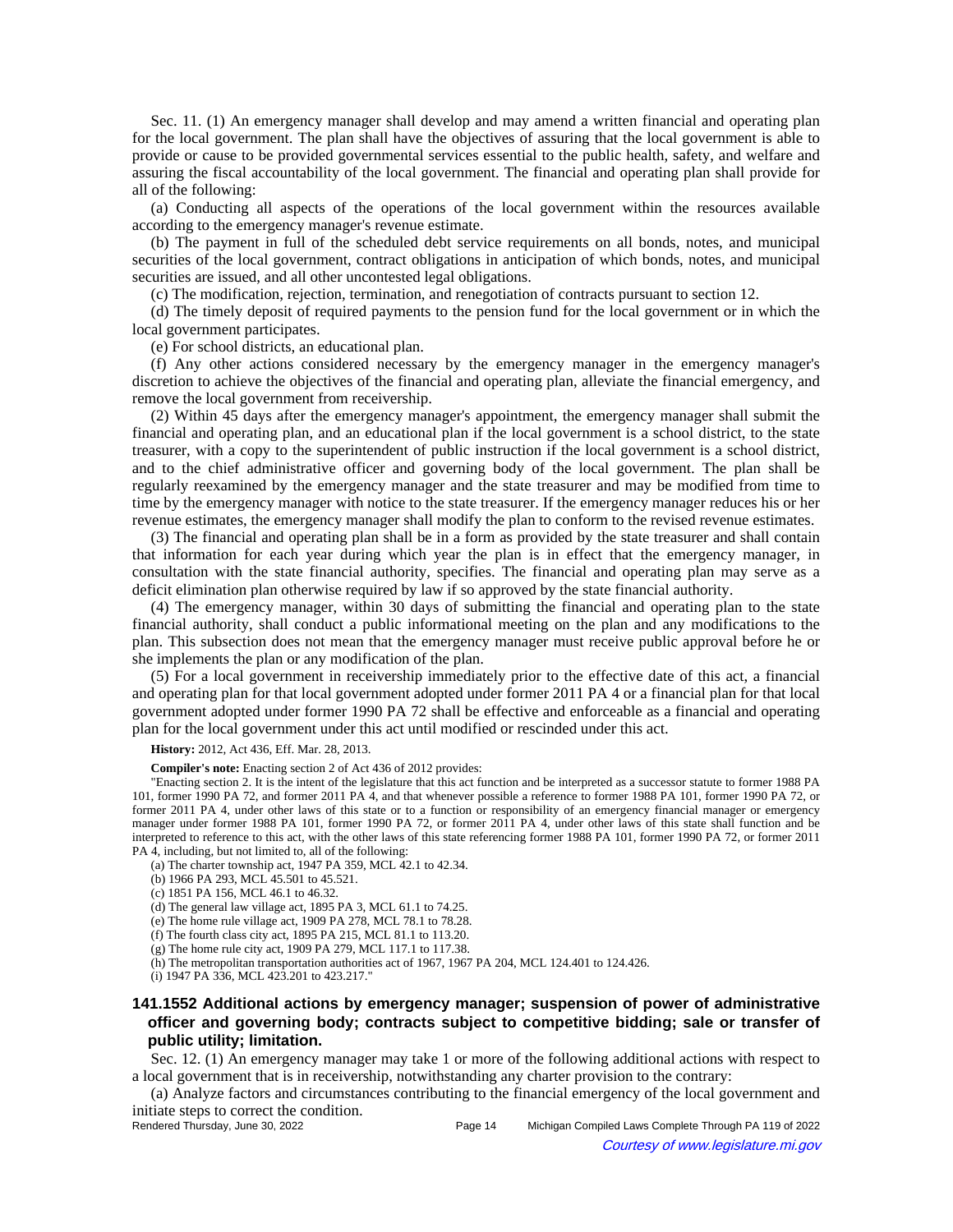Sec. 11. (1) An emergency manager shall develop and may amend a written financial and operating plan for the local government. The plan shall have the objectives of assuring that the local government is able to provide or cause to be provided governmental services essential to the public health, safety, and welfare and assuring the fiscal accountability of the local government. The financial and operating plan shall provide for all of the following:

(a) Conducting all aspects of the operations of the local government within the resources available according to the emergency manager's revenue estimate.

(b) The payment in full of the scheduled debt service requirements on all bonds, notes, and municipal securities of the local government, contract obligations in anticipation of which bonds, notes, and municipal securities are issued, and all other uncontested legal obligations.

(c) The modification, rejection, termination, and renegotiation of contracts pursuant to section 12.

(d) The timely deposit of required payments to the pension fund for the local government or in which the local government participates.

(e) For school districts, an educational plan.

(f) Any other actions considered necessary by the emergency manager in the emergency manager's discretion to achieve the objectives of the financial and operating plan, alleviate the financial emergency, and remove the local government from receivership.

(2) Within 45 days after the emergency manager's appointment, the emergency manager shall submit the financial and operating plan, and an educational plan if the local government is a school district, to the state treasurer, with a copy to the superintendent of public instruction if the local government is a school district, and to the chief administrative officer and governing body of the local government. The plan shall be regularly reexamined by the emergency manager and the state treasurer and may be modified from time to time by the emergency manager with notice to the state treasurer. If the emergency manager reduces his or her revenue estimates, the emergency manager shall modify the plan to conform to the revised revenue estimates.

(3) The financial and operating plan shall be in a form as provided by the state treasurer and shall contain that information for each year during which year the plan is in effect that the emergency manager, in consultation with the state financial authority, specifies. The financial and operating plan may serve as a deficit elimination plan otherwise required by law if so approved by the state financial authority.

(4) The emergency manager, within 30 days of submitting the financial and operating plan to the state financial authority, shall conduct a public informational meeting on the plan and any modifications to the plan. This subsection does not mean that the emergency manager must receive public approval before he or she implements the plan or any modification of the plan.

(5) For a local government in receivership immediately prior to the effective date of this act, a financial and operating plan for that local government adopted under former 2011 PA 4 or a financial plan for that local government adopted under former 1990 PA 72 shall be effective and enforceable as a financial and operating plan for the local government under this act until modified or rescinded under this act.

**History:** 2012, Act 436, Eff. Mar. 28, 2013.

**Compiler's note:** Enacting section 2 of Act 436 of 2012 provides:

"Enacting section 2. It is the intent of the legislature that this act function and be interpreted as a successor statute to former 1988 PA 101, former 1990 PA 72, and former 2011 PA 4, and that whenever possible a reference to former 1988 PA 101, former 1990 PA 72, or former 2011 PA 4, under other laws of this state or to a function or responsibility of an emergency financial manager or emergency manager under former 1988 PA 101, former 1990 PA 72, or former 2011 PA 4, under other laws of this state shall function and be interpreted to reference to this act, with the other laws of this state referencing former 1988 PA 101, former 1990 PA 72, or former 2011 PA 4, including, but not limited to, all of the following:

(a) The charter township act, 1947 PA 359, MCL 42.1 to 42.34.

(b) 1966 PA 293, MCL 45.501 to 45.521.

(c) 1851 PA 156, MCL 46.1 to 46.32.

(d) The general law village act, 1895 PA 3, MCL 61.1 to 74.25.

(e) The home rule village act, 1909 PA 278, MCL 78.1 to 78.28.

(f) The fourth class city act, 1895 PA 215, MCL 81.1 to 113.20.

(g) The home rule city act, 1909 PA 279, MCL 117.1 to 117.38.

(h) The metropolitan transportation authorities act of 1967, 1967 PA 204, MCL 124.401 to 124.426.

(i) 1947 PA 336, MCL 423.201 to 423.217."

### 141.1552 Additional actions by emergency manager; suspension of power of administrative officer and governing body; contracts subject to competitive bidding; sale or transfer of public utility; limitation.

Sec. 12. (1) An emergency manager may take 1 or more of the following additional actions with respect to a local government that is in receivership, notwithstanding any charter provision to the contrary:

(a) Analyze factors and circumstances contributing to the financial emergency of the local government and initiate steps to correct the condition.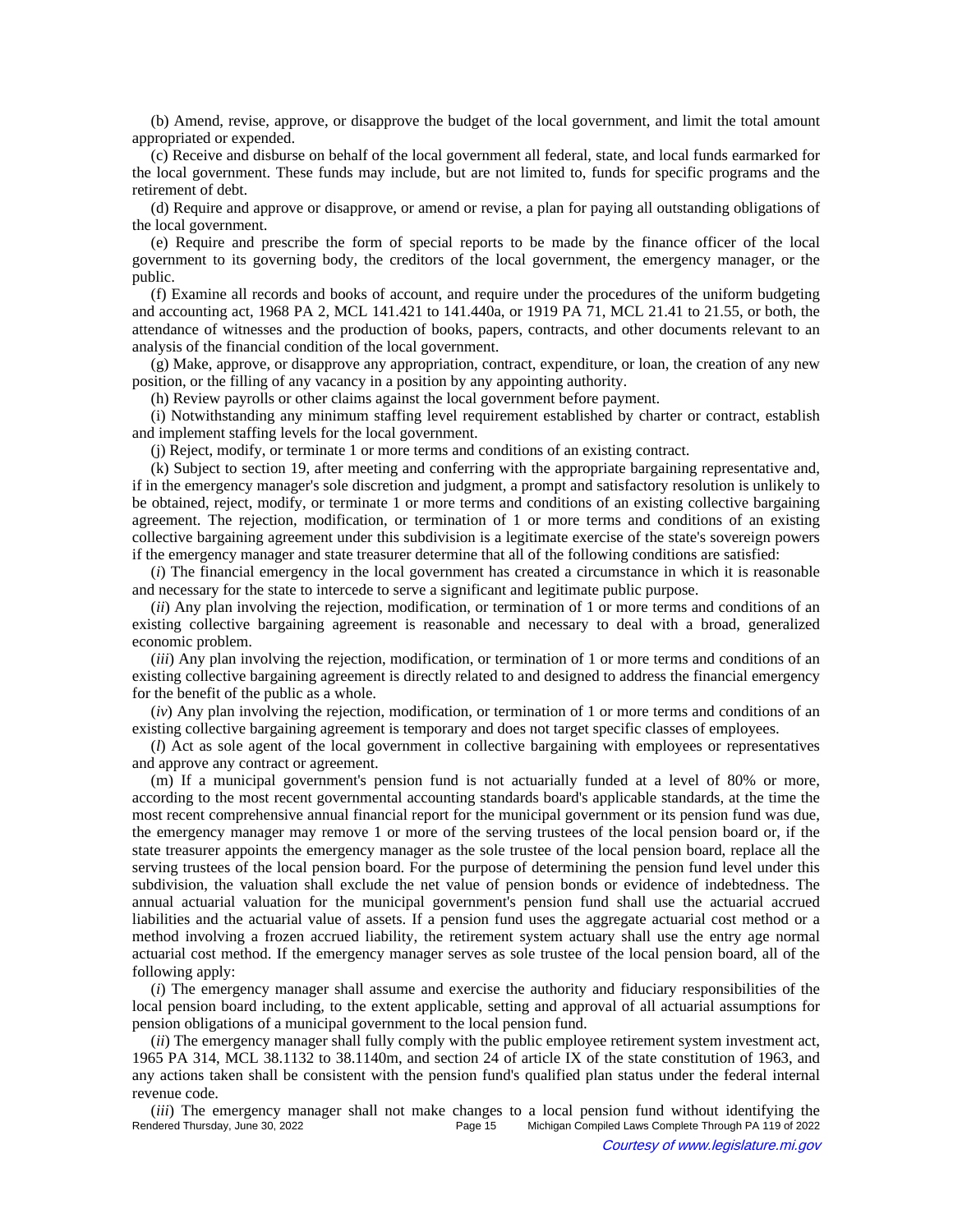(b) Amend, revise, approve, or disapprove the budget of the local government, and limit the total amount appropriated or expended.

(c) Receive and disburse on behalf of the local government all federal, state, and local funds earmarked for the local government. These funds may include, but are not limited to, funds for specific programs and the retirement of debt.

(d) Require and approve or disapprove, or amend or revise, a plan for paying all outstanding obligations of the local government.

(e) Require and prescribe the form of special reports to be made by the finance officer of the local government to its governing body, the creditors of the local government, the emergency manager, or the public.

(f) Examine all records and books of account, and require under the procedures of the uniform budgeting and accounting act, 1968 PA 2, MCL 141.421 to 141.440a, or 1919 PA 71, MCL 21.41 to 21.55, or both, the attendance of witnesses and the production of books, papers, contracts, and other documents relevant to an analysis of the financial condition of the local government.

(g) Make, approve, or disapprove any appropriation, contract, expenditure, or loan, the creation of any new position, or the filling of any vacancy in a position by any appointing authority.

(h) Review payrolls or other claims against the local government before payment.

(i) Notwithstanding any minimum staffing level requirement established by charter or contract, establish and implement staffing levels for the local government.

(j) Reject, modify, or terminate 1 or more terms and conditions of an existing contract.

(k) Subject to section 19, after meeting and conferring with the appropriate bargaining representative and, if in the emergency manager's sole discretion and judgment, a prompt and satisfactory resolution is unlikely to be obtained, reject, modify, or terminate 1 or more terms and conditions of an existing collective bargaining agreement. The rejection, modification, or termination of 1 or more terms and conditions of an existing collective bargaining agreement under this subdivision is a legitimate exercise of the state's sovereign powers if the emergency manager and state treasurer determine that all of the following conditions are satisfied:

(*i*) The financial emergency in the local government has created a circumstance in which it is reasonable and necessary for the state to intercede to serve a significant and legitimate public purpose.

(*ii*) Any plan involving the rejection, modification, or termination of 1 or more terms and conditions of an existing collective bargaining agreement is reasonable and necessary to deal with a broad, generalized economic problem.

(*iii*) Any plan involving the rejection, modification, or termination of 1 or more terms and conditions of an existing collective bargaining agreement is directly related to and designed to address the financial emergency for the benefit of the public as a whole.

(*iv*) Any plan involving the rejection, modification, or termination of 1 or more terms and conditions of an existing collective bargaining agreement is temporary and does not target specific classes of employees.

(*l*) Act as sole agent of the local government in collective bargaining with employees or representatives and approve any contract or agreement.

(m) If a municipal government's pension fund is not actuarially funded at a level of 80% or more, according to the most recent governmental accounting standards board's applicable standards, at the time the most recent comprehensive annual financial report for the municipal government or its pension fund was due, the emergency manager may remove 1 or more of the serving trustees of the local pension board or, if the state treasurer appoints the emergency manager as the sole trustee of the local pension board, replace all the serving trustees of the local pension board. For the purpose of determining the pension fund level under this subdivision, the valuation shall exclude the net value of pension bonds or evidence of indebtedness. The annual actuarial valuation for the municipal government's pension fund shall use the actuarial accrued liabilities and the actuarial value of assets. If a pension fund uses the aggregate actuarial cost method or a method involving a frozen accrued liability, the retirement system actuary shall use the entry age normal actuarial cost method. If the emergency manager serves as sole trustee of the local pension board, all of the following apply:

(*i*) The emergency manager shall assume and exercise the authority and fiduciary responsibilities of the local pension board including, to the extent applicable, setting and approval of all actuarial assumptions for pension obligations of a municipal government to the local pension fund.

(*ii*) The emergency manager shall fully comply with the public employee retirement system investment act, 1965 PA 314, MCL 38.1132 to 38.1140m, and section 24 of article IX of the state constitution of 1963, and any actions taken shall be consistent with the pension fund's qualified plan status under the federal internal revenue code.

(*iii*) The emergency manager shall not make changes to a local pension fund without identifying the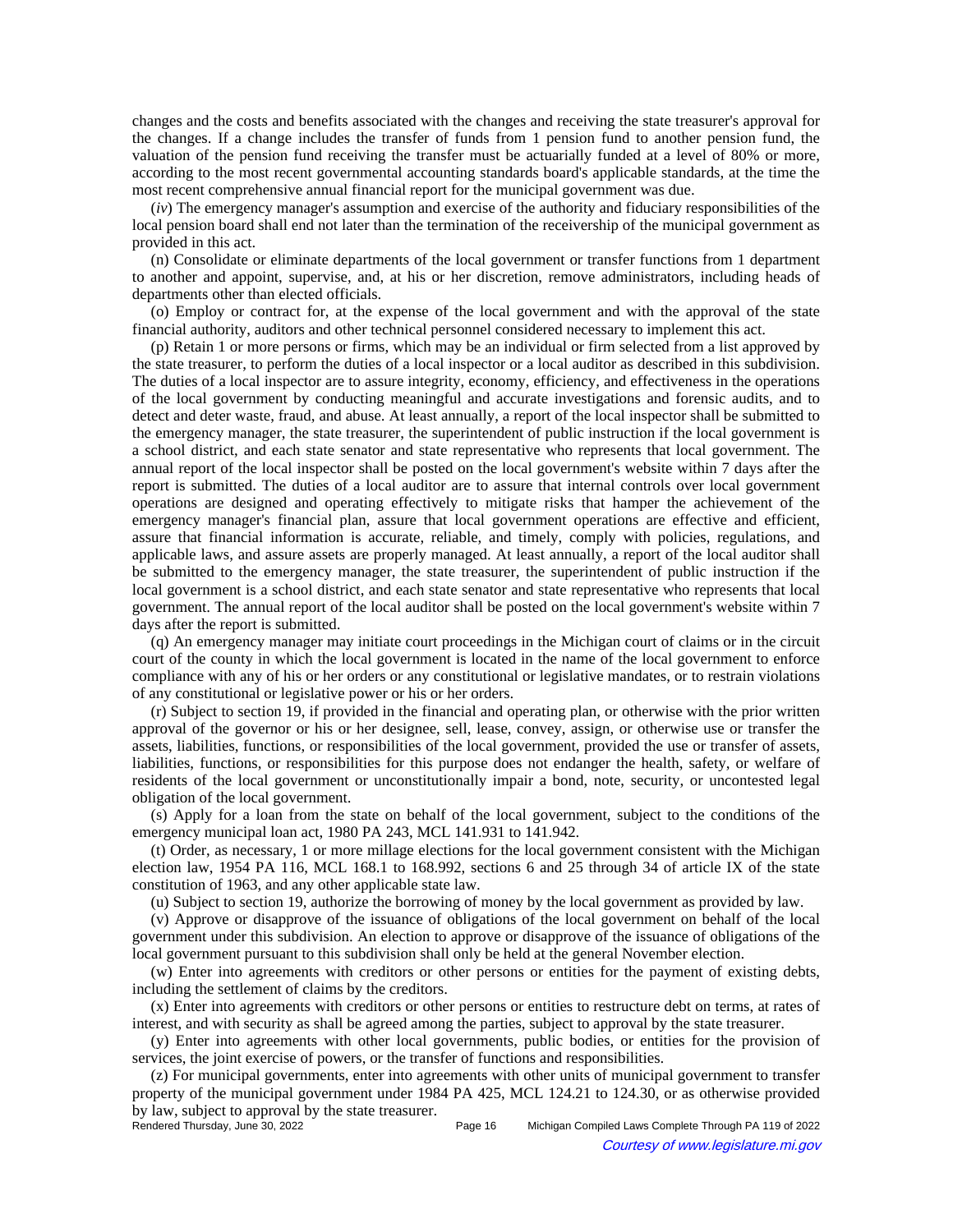changes and the costs and benefits associated with the changes and receiving the state treasurer's approval for the changes. If a change includes the transfer of funds from 1 pension fund to another pension fund, the valuation of the pension fund receiving the transfer must be actuarially funded at a level of 80% or more, according to the most recent governmental accounting standards board's applicable standards, at the time the most recent comprehensive annual financial report for the municipal government was due.

(*iv*) The emergency manager's assumption and exercise of the authority and fiduciary responsibilities of the local pension board shall end not later than the termination of the receivership of the municipal government as provided in this act.

(n) Consolidate or eliminate departments of the local government or transfer functions from 1 department to another and appoint, supervise, and, at his or her discretion, remove administrators, including heads of departments other than elected officials.

(o) Employ or contract for, at the expense of the local government and with the approval of the state financial authority, auditors and other technical personnel considered necessary to implement this act.

(p) Retain 1 or more persons or firms, which may be an individual or firm selected from a list approved by the state treasurer, to perform the duties of a local inspector or a local auditor as described in this subdivision. The duties of a local inspector are to assure integrity, economy, efficiency, and effectiveness in the operations of the local government by conducting meaningful and accurate investigations and forensic audits, and to detect and deter waste, fraud, and abuse. At least annually, a report of the local inspector shall be submitted to the emergency manager, the state treasurer, the superintendent of public instruction if the local government is a school district, and each state senator and state representative who represents that local government. The annual report of the local inspector shall be posted on the local government's website within 7 days after the report is submitted. The duties of a local auditor are to assure that internal controls over local government operations are designed and operating effectively to mitigate risks that hamper the achievement of the emergency manager's financial plan, assure that local government operations are effective and efficient, assure that financial information is accurate, reliable, and timely, comply with policies, regulations, and applicable laws, and assure assets are properly managed. At least annually, a report of the local auditor shall be submitted to the emergency manager, the state treasurer, the superintendent of public instruction if the local government is a school district, and each state senator and state representative who represents that local government. The annual report of the local auditor shall be posted on the local government's website within 7 days after the report is submitted.

(q) An emergency manager may initiate court proceedings in the Michigan court of claims or in the circuit court of the county in which the local government is located in the name of the local government to enforce compliance with any of his or her orders or any constitutional or legislative mandates, or to restrain violations of any constitutional or legislative power or his or her orders.

(r) Subject to section 19, if provided in the financial and operating plan, or otherwise with the prior written approval of the governor or his or her designee, sell, lease, convey, assign, or otherwise use or transfer the assets, liabilities, functions, or responsibilities of the local government, provided the use or transfer of assets, liabilities, functions, or responsibilities for this purpose does not endanger the health, safety, or welfare of residents of the local government or unconstitutionally impair a bond, note, security, or uncontested legal obligation of the local government.

(s) Apply for a loan from the state on behalf of the local government, subject to the conditions of the emergency municipal loan act, 1980 PA 243, MCL 141.931 to 141.942.

(t) Order, as necessary, 1 or more millage elections for the local government consistent with the Michigan election law, 1954 PA 116, MCL 168.1 to 168.992, sections 6 and 25 through 34 of article IX of the state constitution of 1963, and any other applicable state law.

(u) Subject to section 19, authorize the borrowing of money by the local government as provided by law.

(v) Approve or disapprove of the issuance of obligations of the local government on behalf of the local government under this subdivision. An election to approve or disapprove of the issuance of obligations of the local government pursuant to this subdivision shall only be held at the general November election.

(w) Enter into agreements with creditors or other persons or entities for the payment of existing debts, including the settlement of claims by the creditors.

(x) Enter into agreements with creditors or other persons or entities to restructure debt on terms, at rates of interest, and with security as shall be agreed among the parties, subject to approval by the state treasurer.

(y) Enter into agreements with other local governments, public bodies, or entities for the provision of services, the joint exercise of powers, or the transfer of functions and responsibilities.

(z) For municipal governments, enter into agreements with other units of municipal government to transfer property of the municipal government under 1984 PA 425, MCL 124.21 to 124.30, or as otherwise provided by law, subject to approval by the state treasurer.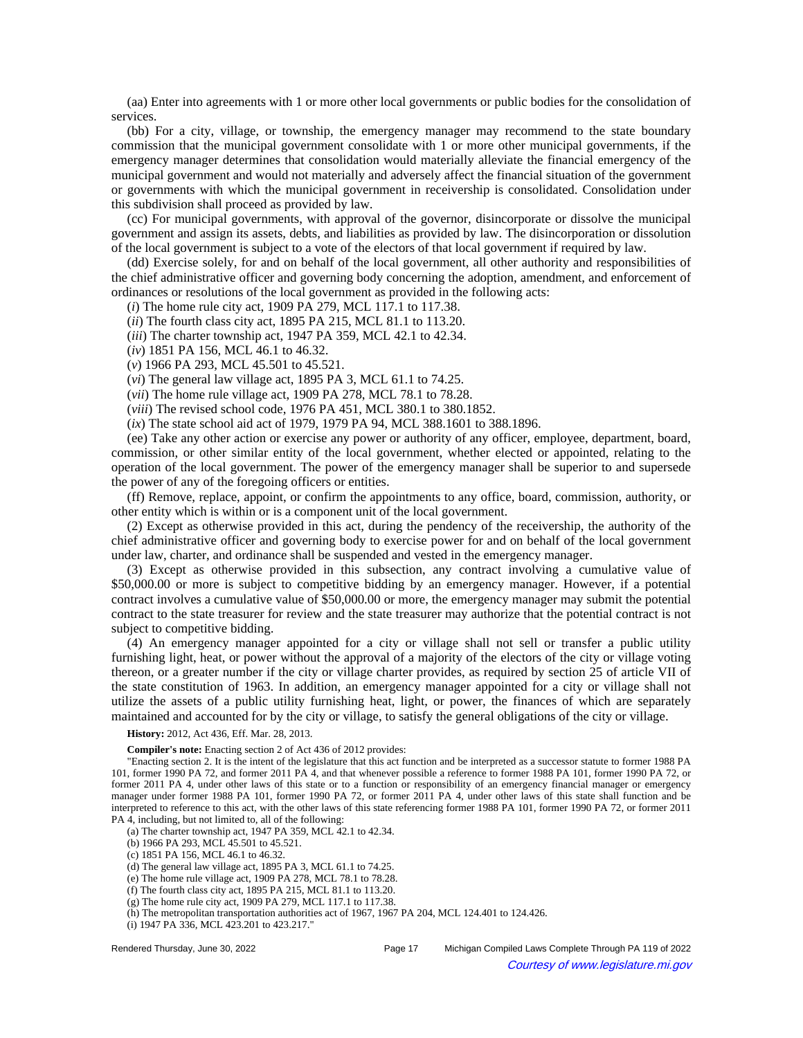(aa) Enter into agreements with 1 or more other local governments or public bodies for the consolidation of services.

(bb) For a city, village, or township, the emergency manager may recommend to the state boundary commission that the municipal government consolidate with 1 or more other municipal governments, if the emergency manager determines that consolidation would materially alleviate the financial emergency of the municipal government and would not materially and adversely affect the financial situation of the government or governments with which the municipal government in receivership is consolidated. Consolidation under this subdivision shall proceed as provided by law.

(cc) For municipal governments, with approval of the governor, disincorporate or dissolve the municipal government and assign its assets, debts, and liabilities as provided by law. The disincorporation or dissolution of the local government is subject to a vote of the electors of that local government if required by law.

(dd) Exercise solely, for and on behalf of the local government, all other authority and responsibilities of the chief administrative officer and governing body concerning the adoption, amendment, and enforcement of ordinances or resolutions of the local government as provided in the following acts:

(*i*) The home rule city act, 1909 PA 279, MCL 117.1 to 117.38.

(*ii*) The fourth class city act, 1895 PA 215, MCL 81.1 to 113.20.

(*iii*) The charter township act, 1947 PA 359, MCL 42.1 to 42.34.

(*iv*) 1851 PA 156, MCL 46.1 to 46.32.

(*v*) 1966 PA 293, MCL 45.501 to 45.521.

(*vi*) The general law village act, 1895 PA 3, MCL 61.1 to 74.25.

(*vii*) The home rule village act, 1909 PA 278, MCL 78.1 to 78.28.

(*viii*) The revised school code, 1976 PA 451, MCL 380.1 to 380.1852.

(*ix*) The state school aid act of 1979, 1979 PA 94, MCL 388.1601 to 388.1896.

(ee) Take any other action or exercise any power or authority of any officer, employee, department, board, commission, or other similar entity of the local government, whether elected or appointed, relating to the operation of the local government. The power of the emergency manager shall be superior to and supersede the power of any of the foregoing officers or entities.

(ff) Remove, replace, appoint, or confirm the appointments to any office, board, commission, authority, or other entity which is within or is a component unit of the local government.

(2) Except as otherwise provided in this act, during the pendency of the receivership, the authority of the chief administrative officer and governing body to exercise power for and on behalf of the local government under law, charter, and ordinance shall be suspended and vested in the emergency manager.

(3) Except as otherwise provided in this subsection, any contract involving a cumulative value of $50,000.00 or more is subject to competitive bidding by an emergency manager. However, if a potential contract involves a cumulative value of $50,000.00 or more, the emergency manager may submit the potential contract to the state treasurer for review and the state treasurer may authorize that the potential contract is not subject to competitive bidding.

(4) An emergency manager appointed for a city or village shall not sell or transfer a public utility furnishing light, heat, or power without the approval of a majority of the electors of the city or village voting thereon, or a greater number if the city or village charter provides, as required by section 25 of article VII of the state constitution of 1963. In addition, an emergency manager appointed for a city or village shall not utilize the assets of a public utility furnishing heat, light, or power, the finances of which are separately maintained and accounted for by the city or village, to satisfy the general obligations of the city or village.

**History:** 2012, Act 436, Eff. Mar. 28, 2013.

**Compiler's note:** Enacting section 2 of Act 436 of 2012 provides:

"Enacting section 2. It is the intent of the legislature that this act function and be interpreted as a successor statute to former 1988 PA 101, former 1990 PA 72, and former 2011 PA 4, and that whenever possible a reference to former 1988 PA 101, former 1990 PA 72, or former 2011 PA 4, under other laws of this state or to a function or responsibility of an emergency financial manager or emergency manager under former 1988 PA 101, former 1990 PA 72, or former 2011 PA 4, under other laws of this state shall function and be interpreted to reference to this act, with the other laws of this state referencing former 1988 PA 101, former 1990 PA 72, or former 2011 PA 4, including, but not limited to, all of the following:

(a) The charter township act, 1947 PA 359, MCL 42.1 to 42.34.

(b) 1966 PA 293, MCL 45.501 to 45.521.

(c) 1851 PA 156, MCL 46.1 to 46.32.

(d) The general law village act, 1895 PA 3, MCL 61.1 to 74.25.

(e) The home rule village act, 1909 PA 278, MCL 78.1 to 78.28.

(f) The fourth class city act, 1895 PA 215, MCL 81.1 to 113.20.

(g) The home rule city act, 1909 PA 279, MCL 117.1 to 117.38.

(h) The metropolitan transportation authorities act of 1967, 1967 PA 204, MCL 124.401 to 124.426.

(i) 1947 PA 336, MCL 423.201 to 423.217."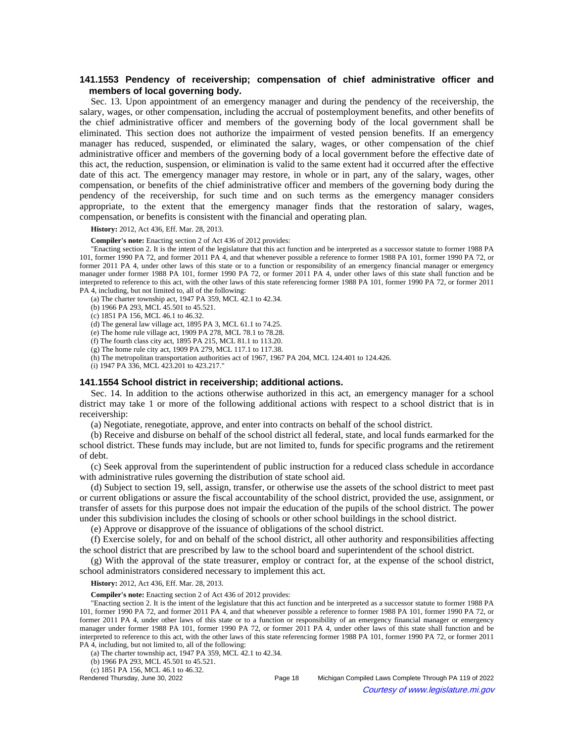### 141.1553 Pendency of receivership; compensation of chief administrative officer and members of local governing body.

Sec. 13. Upon appointment of an emergency manager and during the pendency of the receivership, the salary, wages, or other compensation, including the accrual of postemployment benefits, and other benefits of the chief administrative officer and members of the governing body of the local government shall be eliminated. This section does not authorize the impairment of vested pension benefits. If an emergency manager has reduced, suspended, or eliminated the salary, wages, or other compensation of the chief administrative officer and members of the governing body of a local government before the effective date of this act, the reduction, suspension, or elimination is valid to the same extent had it occurred after the effective date of this act. The emergency manager may restore, in whole or in part, any of the salary, wages, other compensation, or benefits of the chief administrative officer and members of the governing body during the pendency of the receivership, for such time and on such terms as the emergency manager considers appropriate, to the extent that the emergency manager finds that the restoration of salary, wages, compensation, or benefits is consistent with the financial and operating plan.

**History:** 2012, Act 436, Eff. Mar. 28, 2013.

**Compiler's note:** Enacting section 2 of Act 436 of 2012 provides:

"Enacting section 2. It is the intent of the legislature that this act function and be interpreted as a successor statute to former 1988 PA 101, former 1990 PA 72, and former 2011 PA 4, and that whenever possible a reference to former 1988 PA 101, former 1990 PA 72, or former 2011 PA 4, under other laws of this state or to a function or responsibility of an emergency financial manager or emergency manager under former 1988 PA 101, former 1990 PA 72, or former 2011 PA 4, under other laws of this state shall function and be interpreted to reference to this act, with the other laws of this state referencing former 1988 PA 101, former 1990 PA 72, or former 2011 PA 4, including, but not limited to, all of the following:

(a) The charter township act, 1947 PA 359, MCL 42.1 to 42.34.

(b) 1966 PA 293, MCL 45.501 to 45.521.

(c) 1851 PA 156, MCL 46.1 to 46.32.

(d) The general law village act, 1895 PA 3, MCL 61.1 to 74.25.

(e) The home rule village act, 1909 PA 278, MCL 78.1 to 78.28.

(f) The fourth class city act, 1895 PA 215, MCL 81.1 to 113.20.

(g) The home rule city act, 1909 PA 279, MCL 117.1 to 117.38.

(h) The metropolitan transportation authorities act of 1967, 1967 PA 204, MCL 124.401 to 124.426.

(i) 1947 PA 336, MCL 423.201 to 423.217."

### 141.1554 School district in receivership; additional actions.

Sec. 14. In addition to the actions otherwise authorized in this act, an emergency manager for a school district may take 1 or more of the following additional actions with respect to a school district that is in receivership:

(a) Negotiate, renegotiate, approve, and enter into contracts on behalf of the school district.

(b) Receive and disburse on behalf of the school district all federal, state, and local funds earmarked for the school district. These funds may include, but are not limited to, funds for specific programs and the retirement of debt.

(c) Seek approval from the superintendent of public instruction for a reduced class schedule in accordance with administrative rules governing the distribution of state school aid.

(d) Subject to section 19, sell, assign, transfer, or otherwise use the assets of the school district to meet past or current obligations or assure the fiscal accountability of the school district, provided the use, assignment, or transfer of assets for this purpose does not impair the education of the pupils of the school district. The power under this subdivision includes the closing of schools or other school buildings in the school district.

(e) Approve or disapprove of the issuance of obligations of the school district.

(f) Exercise solely, for and on behalf of the school district, all other authority and responsibilities affecting the school district that are prescribed by law to the school board and superintendent of the school district.

(g) With the approval of the state treasurer, employ or contract for, at the expense of the school district, school administrators considered necessary to implement this act.

**History:** 2012, Act 436, Eff. Mar. 28, 2013.

**Compiler's note:** Enacting section 2 of Act 436 of 2012 provides:

"Enacting section 2. It is the intent of the legislature that this act function and be interpreted as a successor statute to former 1988 PA 101, former 1990 PA 72, and former 2011 PA 4, and that whenever possible a reference to former 1988 PA 101, former 1990 PA 72, or former 2011 PA 4, under other laws of this state or to a function or responsibility of an emergency financial manager or emergency manager under former 1988 PA 101, former 1990 PA 72, or former 2011 PA 4, under other laws of this state shall function and be interpreted to reference to this act, with the other laws of this state referencing former 1988 PA 101, former 1990 PA 72, or former 2011 PA 4, including, but not limited to, all of the following:

(a) The charter township act, 1947 PA 359, MCL 42.1 to 42.34.

(b) 1966 PA 293, MCL 45.501 to 45.521.

(c) 1851 PA 156, MCL 46.1 to 46.32.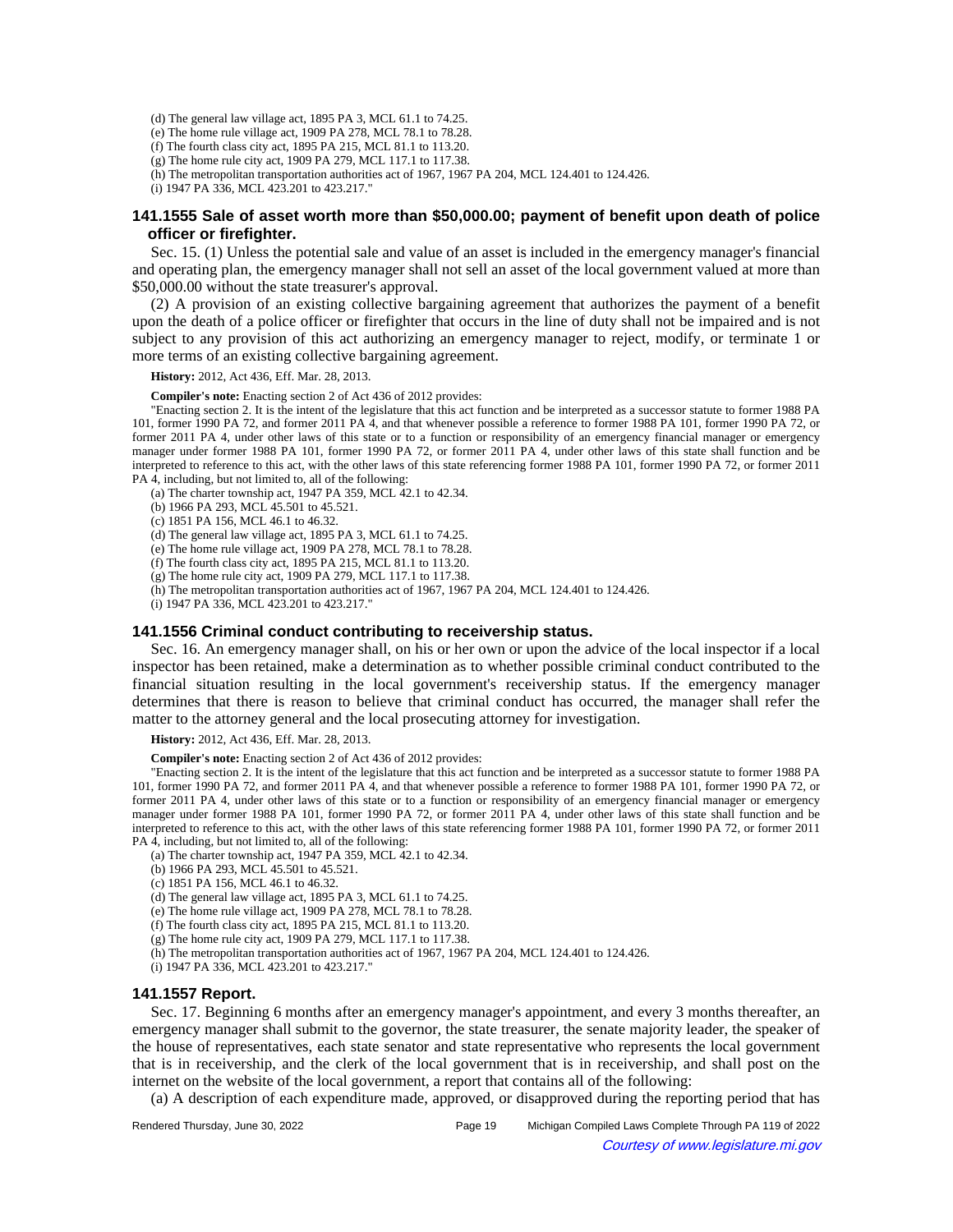(d) The general law village act, 1895 PA 3, MCL 61.1 to 74.25.
(e) The home rule village act, 1909 PA 278, MCL 78.1 to 78.28.
(f) The fourth class city act, 1895 PA 215, MCL 81.1 to 113.20.
(g) The home rule city act, 1909 PA 279, MCL 117.1 to 117.38.
(h) The metropolitan transportation authorities act of 1967, 1967 PA 204, MCL 124.401 to 124.426.
(i) 1947 PA 336, MCL 423.201 to 423.217."

### 141.1555 Sale of asset worth more than $50,000.00; payment of benefit upon death of police officer or firefighter.

Sec. 15. (1) Unless the potential sale and value of an asset is included in the emergency manager's financial and operating plan, the emergency manager shall not sell an asset of the local government valued at more than $50,000.00 without the state treasurer's approval.

(2) A provision of an existing collective bargaining agreement that authorizes the payment of a benefit upon the death of a police officer or firefighter that occurs in the line of duty shall not be impaired and is not subject to any provision of this act authorizing an emergency manager to reject, modify, or terminate 1 or more terms of an existing collective bargaining agreement.

**History:** 2012, Act 436, Eff. Mar. 28, 2013.

**Compiler's note:** Enacting section 2 of Act 436 of 2012 provides:

"Enacting section 2. It is the intent of the legislature that this act function and be interpreted as a successor statute to former 1988 PA 101, former 1990 PA 72, and former 2011 PA 4, and that whenever possible a reference to former 1988 PA 101, former 1990 PA 72, or former 2011 PA 4, under other laws of this state or to a function or responsibility of an emergency financial manager or emergency manager under former 1988 PA 101, former 1990 PA 72, or former 2011 PA 4, under other laws of this state shall function and be interpreted to reference to this act, with the other laws of this state referencing former 1988 PA 101, former 1990 PA 72, or former 2011 PA 4, including, but not limited to, all of the following:

(a) The charter township act, 1947 PA 359, MCL 42.1 to 42.34.
(b) 1966 PA 293, MCL 45.501 to 45.521.
(c) 1851 PA 156, MCL 46.1 to 46.32.
(d) The general law village act, 1895 PA 3, MCL 61.1 to 74.25.
(e) The home rule village act, 1909 PA 278, MCL 78.1 to 78.28.
(f) The fourth class city act, 1895 PA 215, MCL 81.1 to 113.20.
(g) The home rule city act, 1909 PA 279, MCL 117.1 to 117.38.
(h) The metropolitan transportation authorities act of 1967, 1967 PA 204, MCL 124.401 to 124.426.
(i) 1947 PA 336, MCL 423.201 to 423.217."

### 141.1556 Criminal conduct contributing to receivership status.

Sec. 16. An emergency manager shall, on his or her own or upon the advice of the local inspector if a local inspector has been retained, make a determination as to whether possible criminal conduct contributed to the financial situation resulting in the local government's receivership status. If the emergency manager determines that there is reason to believe that criminal conduct has occurred, the manager shall refer the matter to the attorney general and the local prosecuting attorney for investigation.

**History:** 2012, Act 436, Eff. Mar. 28, 2013.

**Compiler's note:** Enacting section 2 of Act 436 of 2012 provides:

"Enacting section 2. It is the intent of the legislature that this act function and be interpreted as a successor statute to former 1988 PA 101, former 1990 PA 72, and former 2011 PA 4, and that whenever possible a reference to former 1988 PA 101, former 1990 PA 72, or former 2011 PA 4, under other laws of this state or to a function or responsibility of an emergency financial manager or emergency manager under former 1988 PA 101, former 1990 PA 72, or former 2011 PA 4, under other laws of this state shall function and be interpreted to reference to this act, with the other laws of this state referencing former 1988 PA 101, former 1990 PA 72, or former 2011 PA 4, including, but not limited to, all of the following:

(a) The charter township act, 1947 PA 359, MCL 42.1 to 42.34.
(b) 1966 PA 293, MCL 45.501 to 45.521.
(c) 1851 PA 156, MCL 46.1 to 46.32.
(d) The general law village act, 1895 PA 3, MCL 61.1 to 74.25.
(e) The home rule village act, 1909 PA 278, MCL 78.1 to 78.28.
(f) The fourth class city act, 1895 PA 215, MCL 81.1 to 113.20.
(g) The home rule city act, 1909 PA 279, MCL 117.1 to 117.38.
(h) The metropolitan transportation authorities act of 1967, 1967 PA 204, MCL 124.401 to 124.426.
(i) 1947 PA 336, MCL 423.201 to 423.217."

### 141.1557 Report.

Sec. 17. Beginning 6 months after an emergency manager's appointment, and every 3 months thereafter, an emergency manager shall submit to the governor, the state treasurer, the senate majority leader, the speaker of the house of representatives, each state senator and state representative who represents the local government that is in receivership, and the clerk of the local government that is in receivership, and shall post on the internet on the website of the local government, a report that contains all of the following:

(a) A description of each expenditure made, approved, or disapproved during the reporting period that has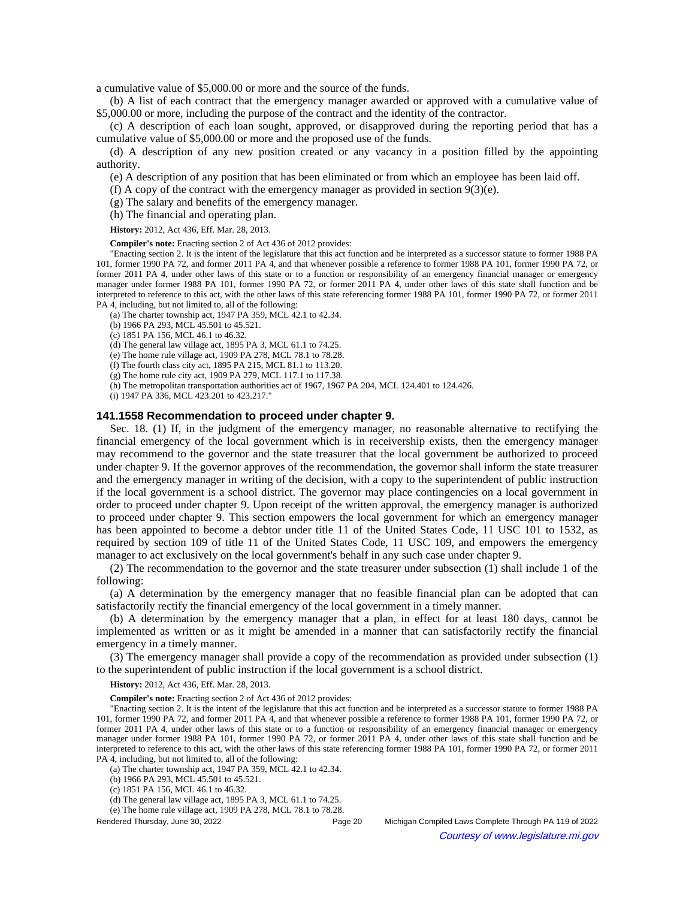a cumulative value of $5,000.00 or more and the source of the funds.

(b) A list of each contract that the emergency manager awarded or approved with a cumulative value of $5,000.00 or more, including the purpose of the contract and the identity of the contractor.

(c) A description of each loan sought, approved, or disapproved during the reporting period that has a cumulative value of $5,000.00 or more and the proposed use of the funds.

(d) A description of any new position created or any vacancy in a position filled by the appointing authority.

(e) A description of any position that has been eliminated or from which an employee has been laid off.

(f) A copy of the contract with the emergency manager as provided in section 9(3)(e).

(g) The salary and benefits of the emergency manager.

(h) The financial and operating plan.

**History:** 2012, Act 436, Eff. Mar. 28, 2013.

**Compiler's note:** Enacting section 2 of Act 436 of 2012 provides:

"Enacting section 2. It is the intent of the legislature that this act function and be interpreted as a successor statute to former 1988 PA 101, former 1990 PA 72, and former 2011 PA 4, and that whenever possible a reference to former 1988 PA 101, former 1990 PA 72, or former 2011 PA 4, under other laws of this state or to a function or responsibility of an emergency financial manager or emergency manager under former 1988 PA 101, former 1990 PA 72, or former 2011 PA 4, under other laws of this state shall function and be interpreted to reference to this act, with the other laws of this state referencing former 1988 PA 101, former 1990 PA 72, or former 2011 PA 4, including, but not limited to, all of the following:

(a) The charter township act, 1947 PA 359, MCL 42.1 to 42.34.

(b) 1966 PA 293, MCL 45.501 to 45.521.

(c) 1851 PA 156, MCL 46.1 to 46.32.

(d) The general law village act, 1895 PA 3, MCL 61.1 to 74.25.

(e) The home rule village act, 1909 PA 278, MCL 78.1 to 78.28.

(f) The fourth class city act, 1895 PA 215, MCL 81.1 to 113.20.

(g) The home rule city act, 1909 PA 279, MCL 117.1 to 117.38.

(h) The metropolitan transportation authorities act of 1967, 1967 PA 204, MCL 124.401 to 124.426.

(i) 1947 PA 336, MCL 423.201 to 423.217."

### 141.1558 Recommendation to proceed under chapter 9.

Sec. 18. (1) If, in the judgment of the emergency manager, no reasonable alternative to rectifying the financial emergency of the local government which is in receivership exists, then the emergency manager may recommend to the governor and the state treasurer that the local government be authorized to proceed under chapter 9. If the governor approves of the recommendation, the governor shall inform the state treasurer and the emergency manager in writing of the decision, with a copy to the superintendent of public instruction if the local government is a school district. The governor may place contingencies on a local government in order to proceed under chapter 9. Upon receipt of the written approval, the emergency manager is authorized to proceed under chapter 9. This section empowers the local government for which an emergency manager has been appointed to become a debtor under title 11 of the United States Code, 11 USC 101 to 1532, as required by section 109 of title 11 of the United States Code, 11 USC 109, and empowers the emergency manager to act exclusively on the local government's behalf in any such case under chapter 9.

(2) The recommendation to the governor and the state treasurer under subsection (1) shall include 1 of the following:

(a) A determination by the emergency manager that no feasible financial plan can be adopted that can satisfactorily rectify the financial emergency of the local government in a timely manner.

(b) A determination by the emergency manager that a plan, in effect for at least 180 days, cannot be implemented as written or as it might be amended in a manner that can satisfactorily rectify the financial emergency in a timely manner.

(3) The emergency manager shall provide a copy of the recommendation as provided under subsection (1) to the superintendent of public instruction if the local government is a school district.

**History:** 2012, Act 436, Eff. Mar. 28, 2013.

**Compiler's note:** Enacting section 2 of Act 436 of 2012 provides:

"Enacting section 2. It is the intent of the legislature that this act function and be interpreted as a successor statute to former 1988 PA 101, former 1990 PA 72, and former 2011 PA 4, and that whenever possible a reference to former 1988 PA 101, former 1990 PA 72, or former 2011 PA 4, under other laws of this state or to a function or responsibility of an emergency financial manager or emergency manager under former 1988 PA 101, former 1990 PA 72, or former 2011 PA 4, under other laws of this state shall function and be interpreted to reference to this act, with the other laws of this state referencing former 1988 PA 101, former 1990 PA 72, or former 2011 PA 4, including, but not limited to, all of the following:

(a) The charter township act, 1947 PA 359, MCL 42.1 to 42.34.

(b) 1966 PA 293, MCL 45.501 to 45.521.

(c) 1851 PA 156, MCL 46.1 to 46.32.

(d) The general law village act, 1895 PA 3, MCL 61.1 to 74.25.

(e) The home rule village act, 1909 PA 278, MCL 78.1 to 78.28.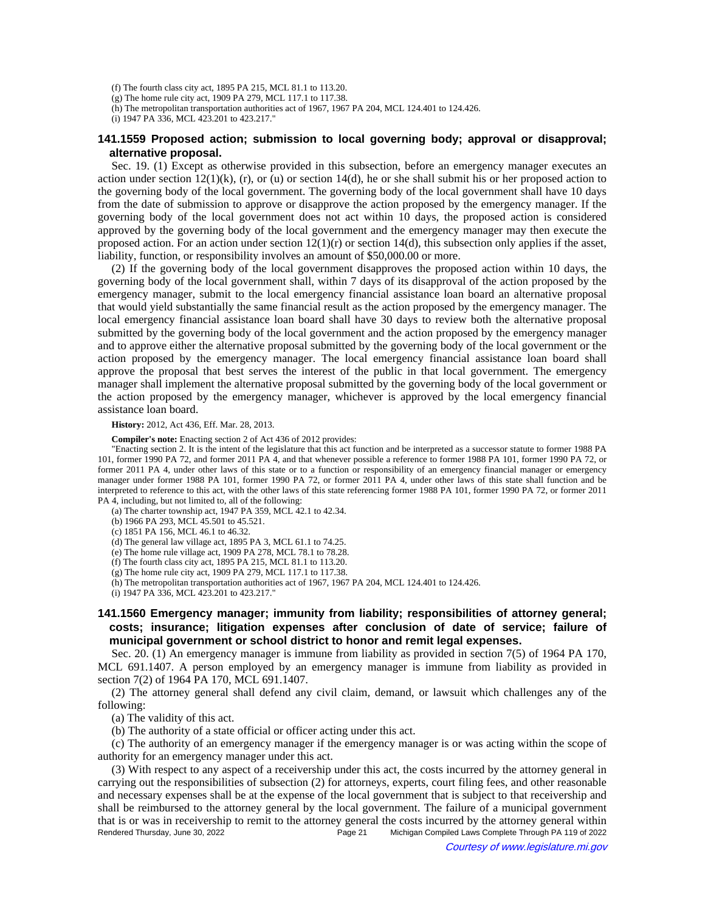(f) The fourth class city act, 1895 PA 215, MCL 81.1 to 113.20.

(g) The home rule city act, 1909 PA 279, MCL 117.1 to 117.38.

(h) The metropolitan transportation authorities act of 1967, 1967 PA 204, MCL 124.401 to 124.426.

(i) 1947 PA 336, MCL 423.201 to 423.217."

### 141.1559 Proposed action; submission to local governing body; approval or disapproval; alternative proposal.

Sec. 19. (1) Except as otherwise provided in this subsection, before an emergency manager executes an action under section 12(1)(k), (r), or (u) or section 14(d), he or she shall submit his or her proposed action to the governing body of the local government. The governing body of the local government shall have 10 days from the date of submission to approve or disapprove the action proposed by the emergency manager. If the governing body of the local government does not act within 10 days, the proposed action is considered approved by the governing body of the local government and the emergency manager may then execute the proposed action. For an action under section 12(1)(r) or section 14(d), this subsection only applies if the asset, liability, function, or responsibility involves an amount of $50,000.00 or more.

(2) If the governing body of the local government disapproves the proposed action within 10 days, the governing body of the local government shall, within 7 days of its disapproval of the action proposed by the emergency manager, submit to the local emergency financial assistance loan board an alternative proposal that would yield substantially the same financial result as the action proposed by the emergency manager. The local emergency financial assistance loan board shall have 30 days to review both the alternative proposal submitted by the governing body of the local government and the action proposed by the emergency manager and to approve either the alternative proposal submitted by the governing body of the local government or the action proposed by the emergency manager. The local emergency financial assistance loan board shall approve the proposal that best serves the interest of the public in that local government. The emergency manager shall implement the alternative proposal submitted by the governing body of the local government or the action proposed by the emergency manager, whichever is approved by the local emergency financial assistance loan board.

**History:** 2012, Act 436, Eff. Mar. 28, 2013.

**Compiler's note:** Enacting section 2 of Act 436 of 2012 provides:

"Enacting section 2. It is the intent of the legislature that this act function and be interpreted as a successor statute to former 1988 PA 101, former 1990 PA 72, and former 2011 PA 4, and that whenever possible a reference to former 1988 PA 101, former 1990 PA 72, or former 2011 PA 4, under other laws of this state or to a function or responsibility of an emergency financial manager or emergency manager under former 1988 PA 101, former 1990 PA 72, or former 2011 PA 4, under other laws of this state shall function and be interpreted to reference to this act, with the other laws of this state referencing former 1988 PA 101, former 1990 PA 72, or former 2011 PA 4, including, but not limited to, all of the following:

(a) The charter township act, 1947 PA 359, MCL 42.1 to 42.34.

(b) 1966 PA 293, MCL 45.501 to 45.521.

(c) 1851 PA 156, MCL 46.1 to 46.32.

(d) The general law village act, 1895 PA 3, MCL 61.1 to 74.25.

(e) The home rule village act, 1909 PA 278, MCL 78.1 to 78.28.

(f) The fourth class city act, 1895 PA 215, MCL 81.1 to 113.20.

(g) The home rule city act, 1909 PA 279, MCL 117.1 to 117.38.

(h) The metropolitan transportation authorities act of 1967, 1967 PA 204, MCL 124.401 to 124.426.

(i) 1947 PA 336, MCL 423.201 to 423.217."

### 141.1560 Emergency manager; immunity from liability; responsibilities of attorney general; costs; insurance; litigation expenses after conclusion of date of service; failure of municipal government or school district to honor and remit legal expenses.

Sec. 20. (1) An emergency manager is immune from liability as provided in section 7(5) of 1964 PA 170, MCL 691.1407. A person employed by an emergency manager is immune from liability as provided in section 7(2) of 1964 PA 170, MCL 691.1407.

(2) The attorney general shall defend any civil claim, demand, or lawsuit which challenges any of the following:

(a) The validity of this act.

(b) The authority of a state official or officer acting under this act.

(c) The authority of an emergency manager if the emergency manager is or was acting within the scope of authority for an emergency manager under this act.

(3) With respect to any aspect of a receivership under this act, the costs incurred by the attorney general in carrying out the responsibilities of subsection (2) for attorneys, experts, court filing fees, and other reasonable and necessary expenses shall be at the expense of the local government that is subject to that receivership and shall be reimbursed to the attorney general by the local government. The failure of a municipal government that is or was in receivership to remit to the attorney general the costs incurred by the attorney general within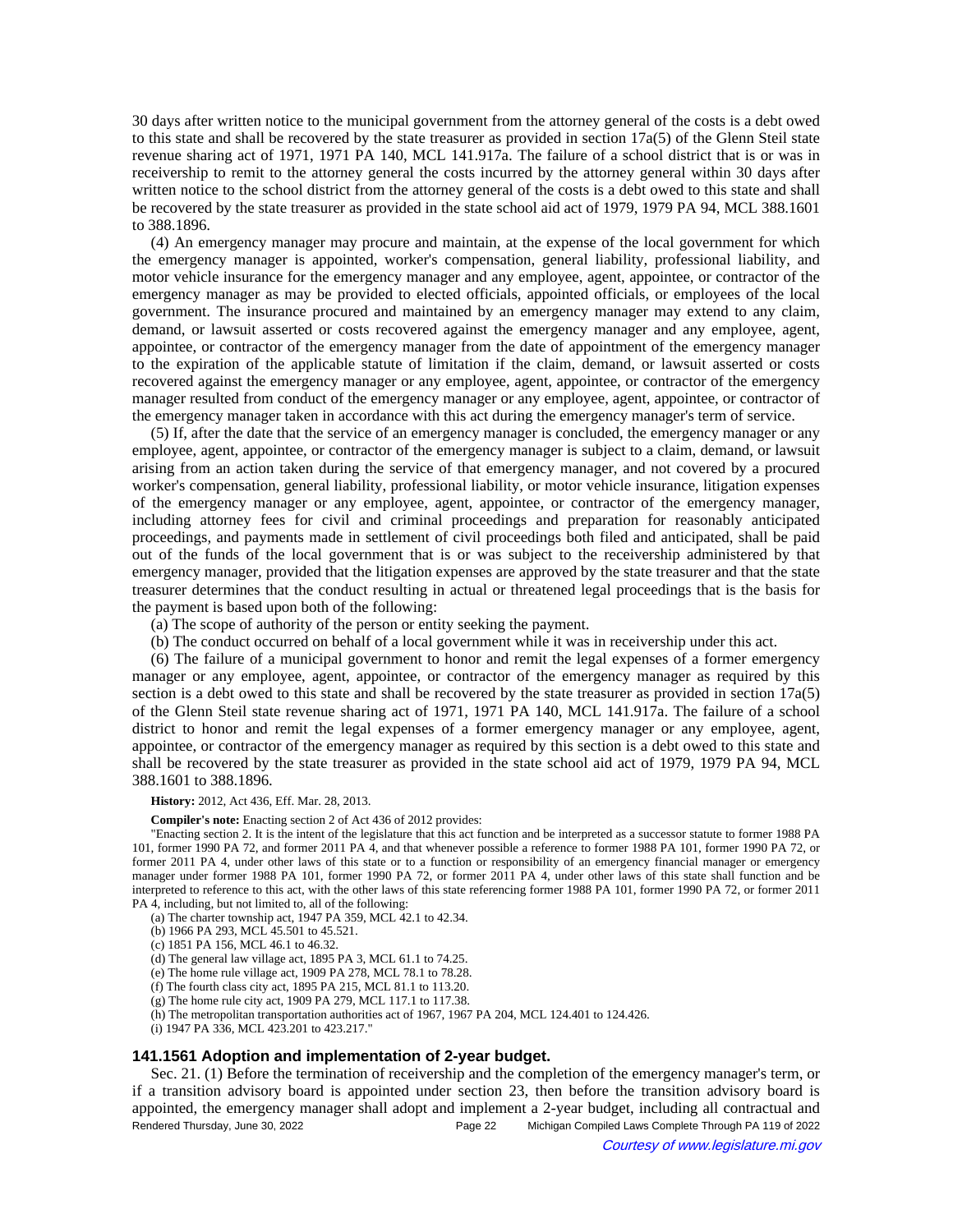30 days after written notice to the municipal government from the attorney general of the costs is a debt owed to this state and shall be recovered by the state treasurer as provided in section 17a(5) of the Glenn Steil state revenue sharing act of 1971, 1971 PA 140, MCL 141.917a. The failure of a school district that is or was in receivership to remit to the attorney general the costs incurred by the attorney general within 30 days after written notice to the school district from the attorney general of the costs is a debt owed to this state and shall be recovered by the state treasurer as provided in the state school aid act of 1979, 1979 PA 94, MCL 388.1601 to 388.1896.

(4) An emergency manager may procure and maintain, at the expense of the local government for which the emergency manager is appointed, worker's compensation, general liability, professional liability, and motor vehicle insurance for the emergency manager and any employee, agent, appointee, or contractor of the emergency manager as may be provided to elected officials, appointed officials, or employees of the local government. The insurance procured and maintained by an emergency manager may extend to any claim, demand, or lawsuit asserted or costs recovered against the emergency manager and any employee, agent, appointee, or contractor of the emergency manager from the date of appointment of the emergency manager to the expiration of the applicable statute of limitation if the claim, demand, or lawsuit asserted or costs recovered against the emergency manager or any employee, agent, appointee, or contractor of the emergency manager resulted from conduct of the emergency manager or any employee, agent, appointee, or contractor of the emergency manager taken in accordance with this act during the emergency manager's term of service.

(5) If, after the date that the service of an emergency manager is concluded, the emergency manager or any employee, agent, appointee, or contractor of the emergency manager is subject to a claim, demand, or lawsuit arising from an action taken during the service of that emergency manager, and not covered by a procured worker's compensation, general liability, professional liability, or motor vehicle insurance, litigation expenses of the emergency manager or any employee, agent, appointee, or contractor of the emergency manager, including attorney fees for civil and criminal proceedings and preparation for reasonably anticipated proceedings, and payments made in settlement of civil proceedings both filed and anticipated, shall be paid out of the funds of the local government that is or was subject to the receivership administered by that emergency manager, provided that the litigation expenses are approved by the state treasurer and that the state treasurer determines that the conduct resulting in actual or threatened legal proceedings that is the basis for the payment is based upon both of the following:

(a) The scope of authority of the person or entity seeking the payment.

(b) The conduct occurred on behalf of a local government while it was in receivership under this act.

(6) The failure of a municipal government to honor and remit the legal expenses of a former emergency manager or any employee, agent, appointee, or contractor of the emergency manager as required by this section is a debt owed to this state and shall be recovered by the state treasurer as provided in section 17a(5) of the Glenn Steil state revenue sharing act of 1971, 1971 PA 140, MCL 141.917a. The failure of a school district to honor and remit the legal expenses of a former emergency manager or any employee, agent, appointee, or contractor of the emergency manager as required by this section is a debt owed to this state and shall be recovered by the state treasurer as provided in the state school aid act of 1979, 1979 PA 94, MCL 388.1601 to 388.1896.

**History:** 2012, Act 436, Eff. Mar. 28, 2013.

**Compiler's note:** Enacting section 2 of Act 436 of 2012 provides:

"Enacting section 2. It is the intent of the legislature that this act function and be interpreted as a successor statute to former 1988 PA 101, former 1990 PA 72, and former 2011 PA 4, and that whenever possible a reference to former 1988 PA 101, former 1990 PA 72, or former 2011 PA 4, under other laws of this state or to a function or responsibility of an emergency financial manager or emergency manager under former 1988 PA 101, former 1990 PA 72, or former 2011 PA 4, under other laws of this state shall function and be interpreted to reference to this act, with the other laws of this state referencing former 1988 PA 101, former 1990 PA 72, or former 2011 PA 4, including, but not limited to, all of the following:

(a) The charter township act, 1947 PA 359, MCL 42.1 to 42.34.

(b) 1966 PA 293, MCL 45.501 to 45.521.

(c) 1851 PA 156, MCL 46.1 to 46.32.

(d) The general law village act, 1895 PA 3, MCL 61.1 to 74.25.

(e) The home rule village act, 1909 PA 278, MCL 78.1 to 78.28.

(f) The fourth class city act, 1895 PA 215, MCL 81.1 to 113.20.

(g) The home rule city act, 1909 PA 279, MCL 117.1 to 117.38.

(h) The metropolitan transportation authorities act of 1967, 1967 PA 204, MCL 124.401 to 124.426.

(i) 1947 PA 336, MCL 423.201 to 423.217."

### 141.1561 Adoption and implementation of 2-year budget.

Sec. 21. (1) Before the termination of receivership and the completion of the emergency manager's term, or if a transition advisory board is appointed under section 23, then before the transition advisory board is appointed, the emergency manager shall adopt and implement a 2-year budget, including all contractual and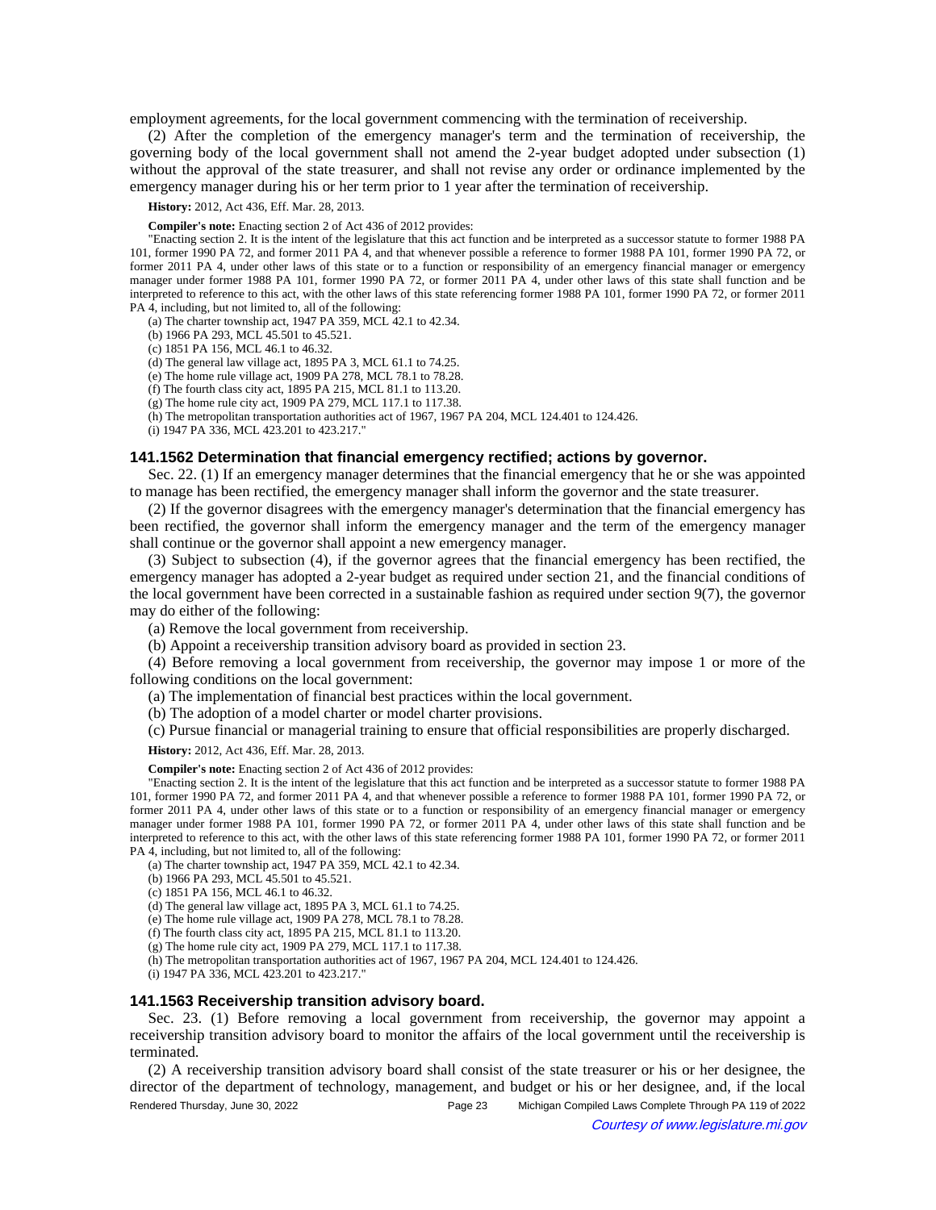employment agreements, for the local government commencing with the termination of receivership.

(2) After the completion of the emergency manager's term and the termination of receivership, the governing body of the local government shall not amend the 2-year budget adopted under subsection (1) without the approval of the state treasurer, and shall not revise any order or ordinance implemented by the emergency manager during his or her term prior to 1 year after the termination of receivership.

**History:** 2012, Act 436, Eff. Mar. 28, 2013.

**Compiler's note:** Enacting section 2 of Act 436 of 2012 provides:

"Enacting section 2. It is the intent of the legislature that this act function and be interpreted as a successor statute to former 1988 PA 101, former 1990 PA 72, and former 2011 PA 4, and that whenever possible a reference to former 1988 PA 101, former 1990 PA 72, or former 2011 PA 4, under other laws of this state or to a function or responsibility of an emergency financial manager or emergency manager under former 1988 PA 101, former 1990 PA 72, or former 2011 PA 4, under other laws of this state shall function and be interpreted to reference to this act, with the other laws of this state referencing former 1988 PA 101, former 1990 PA 72, or former 2011 PA 4, including, but not limited to, all of the following:

(a) The charter township act, 1947 PA 359, MCL 42.1 to 42.34.

(b) 1966 PA 293, MCL 45.501 to 45.521.

(c) 1851 PA 156, MCL 46.1 to 46.32.

(d) The general law village act, 1895 PA 3, MCL 61.1 to 74.25.

(e) The home rule village act, 1909 PA 278, MCL 78.1 to 78.28.

(f) The fourth class city act, 1895 PA 215, MCL 81.1 to 113.20.

(g) The home rule city act, 1909 PA 279, MCL 117.1 to 117.38.

(h) The metropolitan transportation authorities act of 1967, 1967 PA 204, MCL 124.401 to 124.426.

(i) 1947 PA 336, MCL 423.201 to 423.217."

### 141.1562 Determination that financial emergency rectified; actions by governor.

Sec. 22. (1) If an emergency manager determines that the financial emergency that he or she was appointed to manage has been rectified, the emergency manager shall inform the governor and the state treasurer.

(2) If the governor disagrees with the emergency manager's determination that the financial emergency has been rectified, the governor shall inform the emergency manager and the term of the emergency manager shall continue or the governor shall appoint a new emergency manager.

(3) Subject to subsection (4), if the governor agrees that the financial emergency has been rectified, the emergency manager has adopted a 2-year budget as required under section 21, and the financial conditions of the local government have been corrected in a sustainable fashion as required under section 9(7), the governor may do either of the following:

(a) Remove the local government from receivership.

(b) Appoint a receivership transition advisory board as provided in section 23.

(4) Before removing a local government from receivership, the governor may impose 1 or more of the following conditions on the local government:

(a) The implementation of financial best practices within the local government.

(b) The adoption of a model charter or model charter provisions.

(c) Pursue financial or managerial training to ensure that official responsibilities are properly discharged.

**History:** 2012, Act 436, Eff. Mar. 28, 2013.

**Compiler's note:** Enacting section 2 of Act 436 of 2012 provides:

"Enacting section 2. It is the intent of the legislature that this act function and be interpreted as a successor statute to former 1988 PA 101, former 1990 PA 72, and former 2011 PA 4, and that whenever possible a reference to former 1988 PA 101, former 1990 PA 72, or former 2011 PA 4, under other laws of this state or to a function or responsibility of an emergency financial manager or emergency manager under former 1988 PA 101, former 1990 PA 72, or former 2011 PA 4, under other laws of this state shall function and be interpreted to reference to this act, with the other laws of this state referencing former 1988 PA 101, former 1990 PA 72, or former 2011 PA 4, including, but not limited to, all of the following:

(a) The charter township act, 1947 PA 359, MCL 42.1 to 42.34.

(b) 1966 PA 293, MCL 45.501 to 45.521.

(c) 1851 PA 156, MCL 46.1 to 46.32.

(d) The general law village act, 1895 PA 3, MCL 61.1 to 74.25.

(e) The home rule village act, 1909 PA 278, MCL 78.1 to 78.28.

(f) The fourth class city act, 1895 PA 215, MCL 81.1 to 113.20.

(g) The home rule city act, 1909 PA 279, MCL 117.1 to 117.38.

(h) The metropolitan transportation authorities act of 1967, 1967 PA 204, MCL 124.401 to 124.426.

(i) 1947 PA 336, MCL 423.201 to 423.217."

### 141.1563 Receivership transition advisory board.

Sec. 23. (1) Before removing a local government from receivership, the governor may appoint a receivership transition advisory board to monitor the affairs of the local government until the receivership is terminated.

(2) A receivership transition advisory board shall consist of the state treasurer or his or her designee, the director of the department of technology, management, and budget or his or her designee, and, if the local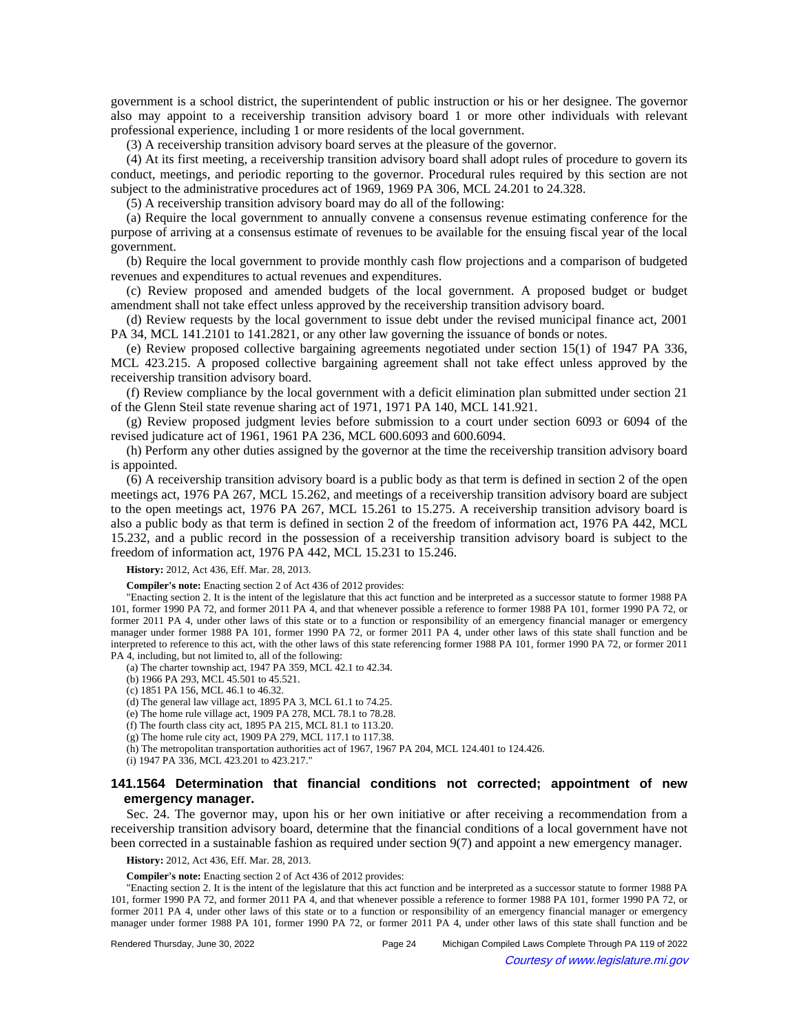government is a school district, the superintendent of public instruction or his or her designee. The governor also may appoint to a receivership transition advisory board 1 or more other individuals with relevant professional experience, including 1 or more residents of the local government.

(3) A receivership transition advisory board serves at the pleasure of the governor.

(4) At its first meeting, a receivership transition advisory board shall adopt rules of procedure to govern its conduct, meetings, and periodic reporting to the governor. Procedural rules required by this section are not subject to the administrative procedures act of 1969, 1969 PA 306, MCL 24.201 to 24.328.

(5) A receivership transition advisory board may do all of the following:

(a) Require the local government to annually convene a consensus revenue estimating conference for the purpose of arriving at a consensus estimate of revenues to be available for the ensuing fiscal year of the local government.

(b) Require the local government to provide monthly cash flow projections and a comparison of budgeted revenues and expenditures to actual revenues and expenditures.

(c) Review proposed and amended budgets of the local government. A proposed budget or budget amendment shall not take effect unless approved by the receivership transition advisory board.

(d) Review requests by the local government to issue debt under the revised municipal finance act, 2001 PA 34, MCL 141.2101 to 141.2821, or any other law governing the issuance of bonds or notes.

(e) Review proposed collective bargaining agreements negotiated under section 15(1) of 1947 PA 336, MCL 423.215. A proposed collective bargaining agreement shall not take effect unless approved by the receivership transition advisory board.

(f) Review compliance by the local government with a deficit elimination plan submitted under section 21 of the Glenn Steil state revenue sharing act of 1971, 1971 PA 140, MCL 141.921.

(g) Review proposed judgment levies before submission to a court under section 6093 or 6094 of the revised judicature act of 1961, 1961 PA 236, MCL 600.6093 and 600.6094.

(h) Perform any other duties assigned by the governor at the time the receivership transition advisory board is appointed.

(6) A receivership transition advisory board is a public body as that term is defined in section 2 of the open meetings act, 1976 PA 267, MCL 15.262, and meetings of a receivership transition advisory board are subject to the open meetings act, 1976 PA 267, MCL 15.261 to 15.275. A receivership transition advisory board is also a public body as that term is defined in section 2 of the freedom of information act, 1976 PA 442, MCL 15.232, and a public record in the possession of a receivership transition advisory board is subject to the freedom of information act, 1976 PA 442, MCL 15.231 to 15.246.

**History:** 2012, Act 436, Eff. Mar. 28, 2013.

**Compiler's note:** Enacting section 2 of Act 436 of 2012 provides:

"Enacting section 2. It is the intent of the legislature that this act function and be interpreted as a successor statute to former 1988 PA 101, former 1990 PA 72, and former 2011 PA 4, and that whenever possible a reference to former 1988 PA 101, former 1990 PA 72, or former 2011 PA 4, under other laws of this state or to a function or responsibility of an emergency financial manager or emergency manager under former 1988 PA 101, former 1990 PA 72, or former 2011 PA 4, under other laws of this state shall function and be interpreted to reference to this act, with the other laws of this state referencing former 1988 PA 101, former 1990 PA 72, or former 2011 PA 4, including, but not limited to, all of the following:

(a) The charter township act, 1947 PA 359, MCL 42.1 to 42.34.

(b) 1966 PA 293, MCL 45.501 to 45.521.

(c) 1851 PA 156, MCL 46.1 to 46.32.

(d) The general law village act, 1895 PA 3, MCL 61.1 to 74.25.

(e) The home rule village act, 1909 PA 278, MCL 78.1 to 78.28.

(f) The fourth class city act, 1895 PA 215, MCL 81.1 to 113.20.

(g) The home rule city act, 1909 PA 279, MCL 117.1 to 117.38.

(h) The metropolitan transportation authorities act of 1967, 1967 PA 204, MCL 124.401 to 124.426.

(i) 1947 PA 336, MCL 423.201 to 423.217."

### 141.1564 Determination that financial conditions not corrected; appointment of new emergency manager.

Sec. 24. The governor may, upon his or her own initiative or after receiving a recommendation from a receivership transition advisory board, determine that the financial conditions of a local government have not been corrected in a sustainable fashion as required under section 9(7) and appoint a new emergency manager.

**History:** 2012, Act 436, Eff. Mar. 28, 2013.

**Compiler's note:** Enacting section 2 of Act 436 of 2012 provides:

"Enacting section 2. It is the intent of the legislature that this act function and be interpreted as a successor statute to former 1988 PA 101, former 1990 PA 72, and former 2011 PA 4, and that whenever possible a reference to former 1988 PA 101, former 1990 PA 72, or former 2011 PA 4, under other laws of this state or to a function or responsibility of an emergency financial manager or emergency manager under former 1988 PA 101, former 1990 PA 72, or former 2011 PA 4, under other laws of this state shall function and be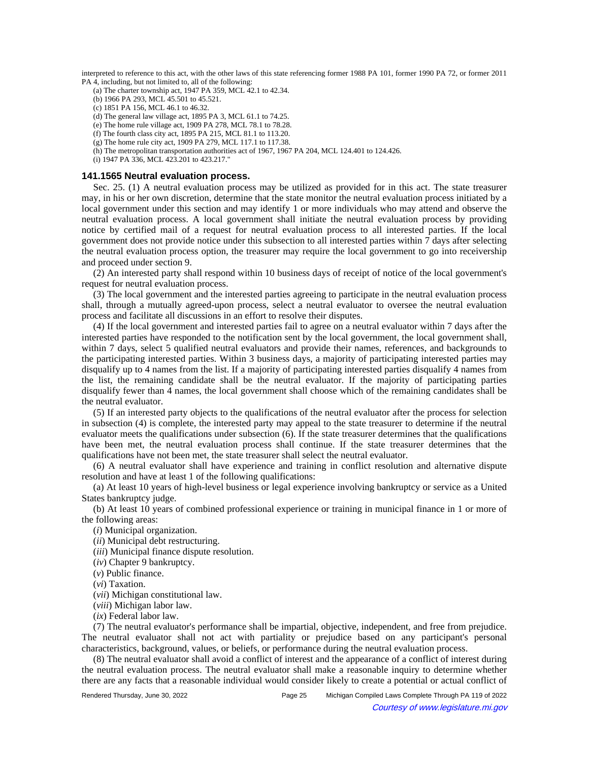interpreted to reference to this act, with the other laws of this state referencing former 1988 PA 101, former 1990 PA 72, or former 2011 PA 4, including, but not limited to, all of the following:

(a) The charter township act, 1947 PA 359, MCL 42.1 to 42.34.

(b) 1966 PA 293, MCL 45.501 to 45.521.

(c) 1851 PA 156, MCL 46.1 to 46.32.

(d) The general law village act, 1895 PA 3, MCL 61.1 to 74.25.

(e) The home rule village act, 1909 PA 278, MCL 78.1 to 78.28.

(f) The fourth class city act, 1895 PA 215, MCL 81.1 to 113.20.

(g) The home rule city act, 1909 PA 279, MCL 117.1 to 117.38.

(h) The metropolitan transportation authorities act of 1967, 1967 PA 204, MCL 124.401 to 124.426.

(i) 1947 PA 336, MCL 423.201 to 423.217."

### 141.1565 Neutral evaluation process.

Sec. 25. (1) A neutral evaluation process may be utilized as provided for in this act. The state treasurer may, in his or her own discretion, determine that the state monitor the neutral evaluation process initiated by a local government under this section and may identify 1 or more individuals who may attend and observe the neutral evaluation process. A local government shall initiate the neutral evaluation process by providing notice by certified mail of a request for neutral evaluation process to all interested parties. If the local government does not provide notice under this subsection to all interested parties within 7 days after selecting the neutral evaluation process option, the treasurer may require the local government to go into receivership and proceed under section 9.

(2) An interested party shall respond within 10 business days of receipt of notice of the local government's request for neutral evaluation process.

(3) The local government and the interested parties agreeing to participate in the neutral evaluation process shall, through a mutually agreed-upon process, select a neutral evaluator to oversee the neutral evaluation process and facilitate all discussions in an effort to resolve their disputes.

(4) If the local government and interested parties fail to agree on a neutral evaluator within 7 days after the interested parties have responded to the notification sent by the local government, the local government shall, within 7 days, select 5 qualified neutral evaluators and provide their names, references, and backgrounds to the participating interested parties. Within 3 business days, a majority of participating interested parties may disqualify up to 4 names from the list. If a majority of participating interested parties disqualify 4 names from the list, the remaining candidate shall be the neutral evaluator. If the majority of participating parties disqualify fewer than 4 names, the local government shall choose which of the remaining candidates shall be the neutral evaluator.

(5) If an interested party objects to the qualifications of the neutral evaluator after the process for selection in subsection (4) is complete, the interested party may appeal to the state treasurer to determine if the neutral evaluator meets the qualifications under subsection (6). If the state treasurer determines that the qualifications have been met, the neutral evaluation process shall continue. If the state treasurer determines that the qualifications have not been met, the state treasurer shall select the neutral evaluator.

(6) A neutral evaluator shall have experience and training in conflict resolution and alternative dispute resolution and have at least 1 of the following qualifications:

(a) At least 10 years of high-level business or legal experience involving bankruptcy or service as a United States bankruptcy judge.

(b) At least 10 years of combined professional experience or training in municipal finance in 1 or more of the following areas:

(*i*) Municipal organization.

(*ii*) Municipal debt restructuring.

(*iii*) Municipal finance dispute resolution.

(*iv*) Chapter 9 bankruptcy.

(*v*) Public finance.

(*vi*) Taxation.

(*vii*) Michigan constitutional law.

(*viii*) Michigan labor law.

(*ix*) Federal labor law.

(7) The neutral evaluator's performance shall be impartial, objective, independent, and free from prejudice. The neutral evaluator shall not act with partiality or prejudice based on any participant's personal characteristics, background, values, or beliefs, or performance during the neutral evaluation process.

(8) The neutral evaluator shall avoid a conflict of interest and the appearance of a conflict of interest during the neutral evaluation process. The neutral evaluator shall make a reasonable inquiry to determine whether there are any facts that a reasonable individual would consider likely to create a potential or actual conflict of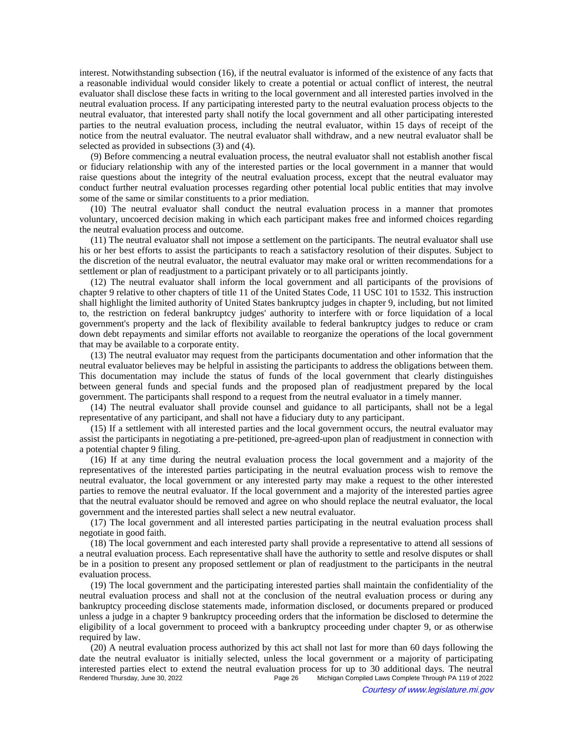interest. Notwithstanding subsection (16), if the neutral evaluator is informed of the existence of any facts that a reasonable individual would consider likely to create a potential or actual conflict of interest, the neutral evaluator shall disclose these facts in writing to the local government and all interested parties involved in the neutral evaluation process. If any participating interested party to the neutral evaluation process objects to the neutral evaluator, that interested party shall notify the local government and all other participating interested parties to the neutral evaluation process, including the neutral evaluator, within 15 days of receipt of the notice from the neutral evaluator. The neutral evaluator shall withdraw, and a new neutral evaluator shall be selected as provided in subsections (3) and (4).

(9) Before commencing a neutral evaluation process, the neutral evaluator shall not establish another fiscal or fiduciary relationship with any of the interested parties or the local government in a manner that would raise questions about the integrity of the neutral evaluation process, except that the neutral evaluator may conduct further neutral evaluation processes regarding other potential local public entities that may involve some of the same or similar constituents to a prior mediation.

(10) The neutral evaluator shall conduct the neutral evaluation process in a manner that promotes voluntary, uncoerced decision making in which each participant makes free and informed choices regarding the neutral evaluation process and outcome.

(11) The neutral evaluator shall not impose a settlement on the participants. The neutral evaluator shall use his or her best efforts to assist the participants to reach a satisfactory resolution of their disputes. Subject to the discretion of the neutral evaluator, the neutral evaluator may make oral or written recommendations for a settlement or plan of readjustment to a participant privately or to all participants jointly.

(12) The neutral evaluator shall inform the local government and all participants of the provisions of chapter 9 relative to other chapters of title 11 of the United States Code, 11 USC 101 to 1532. This instruction shall highlight the limited authority of United States bankruptcy judges in chapter 9, including, but not limited to, the restriction on federal bankruptcy judges' authority to interfere with or force liquidation of a local government's property and the lack of flexibility available to federal bankruptcy judges to reduce or cram down debt repayments and similar efforts not available to reorganize the operations of the local government that may be available to a corporate entity.

(13) The neutral evaluator may request from the participants documentation and other information that the neutral evaluator believes may be helpful in assisting the participants to address the obligations between them. This documentation may include the status of funds of the local government that clearly distinguishes between general funds and special funds and the proposed plan of readjustment prepared by the local government. The participants shall respond to a request from the neutral evaluator in a timely manner.

(14) The neutral evaluator shall provide counsel and guidance to all participants, shall not be a legal representative of any participant, and shall not have a fiduciary duty to any participant.

(15) If a settlement with all interested parties and the local government occurs, the neutral evaluator may assist the participants in negotiating a pre-petitioned, pre-agreed-upon plan of readjustment in connection with a potential chapter 9 filing.

(16) If at any time during the neutral evaluation process the local government and a majority of the representatives of the interested parties participating in the neutral evaluation process wish to remove the neutral evaluator, the local government or any interested party may make a request to the other interested parties to remove the neutral evaluator. If the local government and a majority of the interested parties agree that the neutral evaluator should be removed and agree on who should replace the neutral evaluator, the local government and the interested parties shall select a new neutral evaluator.

(17) The local government and all interested parties participating in the neutral evaluation process shall negotiate in good faith.

(18) The local government and each interested party shall provide a representative to attend all sessions of a neutral evaluation process. Each representative shall have the authority to settle and resolve disputes or shall be in a position to present any proposed settlement or plan of readjustment to the participants in the neutral evaluation process.

(19) The local government and the participating interested parties shall maintain the confidentiality of the neutral evaluation process and shall not at the conclusion of the neutral evaluation process or during any bankruptcy proceeding disclose statements made, information disclosed, or documents prepared or produced unless a judge in a chapter 9 bankruptcy proceeding orders that the information be disclosed to determine the eligibility of a local government to proceed with a bankruptcy proceeding under chapter 9, or as otherwise required by law.

(20) A neutral evaluation process authorized by this act shall not last for more than 60 days following the date the neutral evaluator is initially selected, unless the local government or a majority of participating interested parties elect to extend the neutral evaluation process for up to 30 additional days. The neutral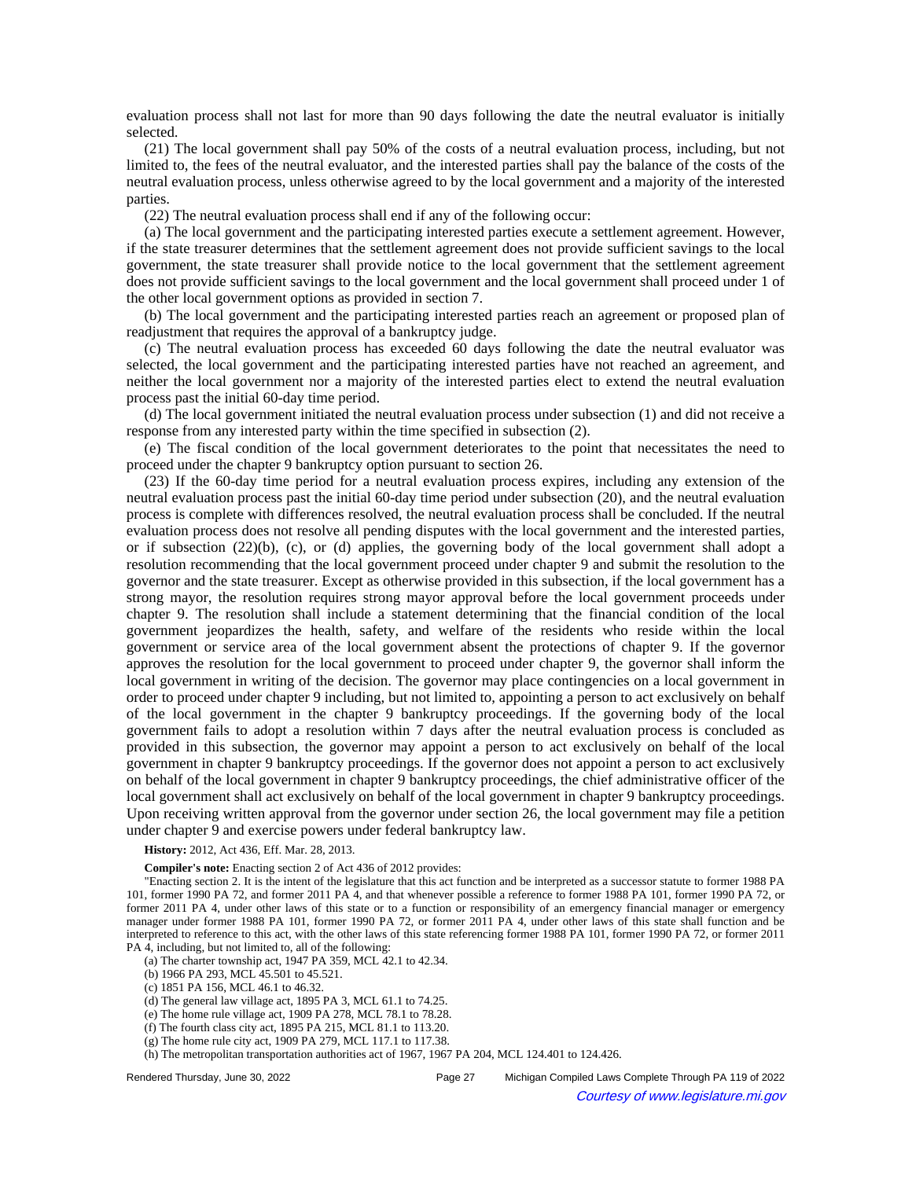evaluation process shall not last for more than 90 days following the date the neutral evaluator is initially selected.

(21) The local government shall pay 50% of the costs of a neutral evaluation process, including, but not limited to, the fees of the neutral evaluator, and the interested parties shall pay the balance of the costs of the neutral evaluation process, unless otherwise agreed to by the local government and a majority of the interested parties.

(22) The neutral evaluation process shall end if any of the following occur:

(a) The local government and the participating interested parties execute a settlement agreement. However, if the state treasurer determines that the settlement agreement does not provide sufficient savings to the local government, the state treasurer shall provide notice to the local government that the settlement agreement does not provide sufficient savings to the local government and the local government shall proceed under 1 of the other local government options as provided in section 7.

(b) The local government and the participating interested parties reach an agreement or proposed plan of readjustment that requires the approval of a bankruptcy judge.

(c) The neutral evaluation process has exceeded 60 days following the date the neutral evaluator was selected, the local government and the participating interested parties have not reached an agreement, and neither the local government nor a majority of the interested parties elect to extend the neutral evaluation process past the initial 60-day time period.

(d) The local government initiated the neutral evaluation process under subsection (1) and did not receive a response from any interested party within the time specified in subsection (2).

(e) The fiscal condition of the local government deteriorates to the point that necessitates the need to proceed under the chapter 9 bankruptcy option pursuant to section 26.

(23) If the 60-day time period for a neutral evaluation process expires, including any extension of the neutral evaluation process past the initial 60-day time period under subsection (20), and the neutral evaluation process is complete with differences resolved, the neutral evaluation process shall be concluded. If the neutral evaluation process does not resolve all pending disputes with the local government and the interested parties, or if subsection (22)(b), (c), or (d) applies, the governing body of the local government shall adopt a resolution recommending that the local government proceed under chapter 9 and submit the resolution to the governor and the state treasurer. Except as otherwise provided in this subsection, if the local government has a strong mayor, the resolution requires strong mayor approval before the local government proceeds under chapter 9. The resolution shall include a statement determining that the financial condition of the local government jeopardizes the health, safety, and welfare of the residents who reside within the local government or service area of the local government absent the protections of chapter 9. If the governor approves the resolution for the local government to proceed under chapter 9, the governor shall inform the local government in writing of the decision. The governor may place contingencies on a local government in order to proceed under chapter 9 including, but not limited to, appointing a person to act exclusively on behalf of the local government in the chapter 9 bankruptcy proceedings. If the governing body of the local government fails to adopt a resolution within 7 days after the neutral evaluation process is concluded as provided in this subsection, the governor may appoint a person to act exclusively on behalf of the local government in chapter 9 bankruptcy proceedings. If the governor does not appoint a person to act exclusively on behalf of the local government in chapter 9 bankruptcy proceedings, the chief administrative officer of the local government shall act exclusively on behalf of the local government in chapter 9 bankruptcy proceedings. Upon receiving written approval from the governor under section 26, the local government may file a petition under chapter 9 and exercise powers under federal bankruptcy law.

**History:** 2012, Act 436, Eff. Mar. 28, 2013.

**Compiler's note:** Enacting section 2 of Act 436 of 2012 provides:

"Enacting section 2. It is the intent of the legislature that this act function and be interpreted as a successor statute to former 1988 PA 101, former 1990 PA 72, and former 2011 PA 4, and that whenever possible a reference to former 1988 PA 101, former 1990 PA 72, or former 2011 PA 4, under other laws of this state or to a function or responsibility of an emergency financial manager or emergency manager under former 1988 PA 101, former 1990 PA 72, or former 2011 PA 4, under other laws of this state shall function and be interpreted to reference to this act, with the other laws of this state referencing former 1988 PA 101, former 1990 PA 72, or former 2011 PA 4, including, but not limited to, all of the following:

(a) The charter township act, 1947 PA 359, MCL 42.1 to 42.34.

(b) 1966 PA 293, MCL 45.501 to 45.521.

(c) 1851 PA 156, MCL 46.1 to 46.32.

(d) The general law village act, 1895 PA 3, MCL 61.1 to 74.25.

(e) The home rule village act, 1909 PA 278, MCL 78.1 to 78.28.

(f) The fourth class city act, 1895 PA 215, MCL 81.1 to 113.20.

(g) The home rule city act, 1909 PA 279, MCL 117.1 to 117.38.

(h) The metropolitan transportation authorities act of 1967, 1967 PA 204, MCL 124.401 to 124.426.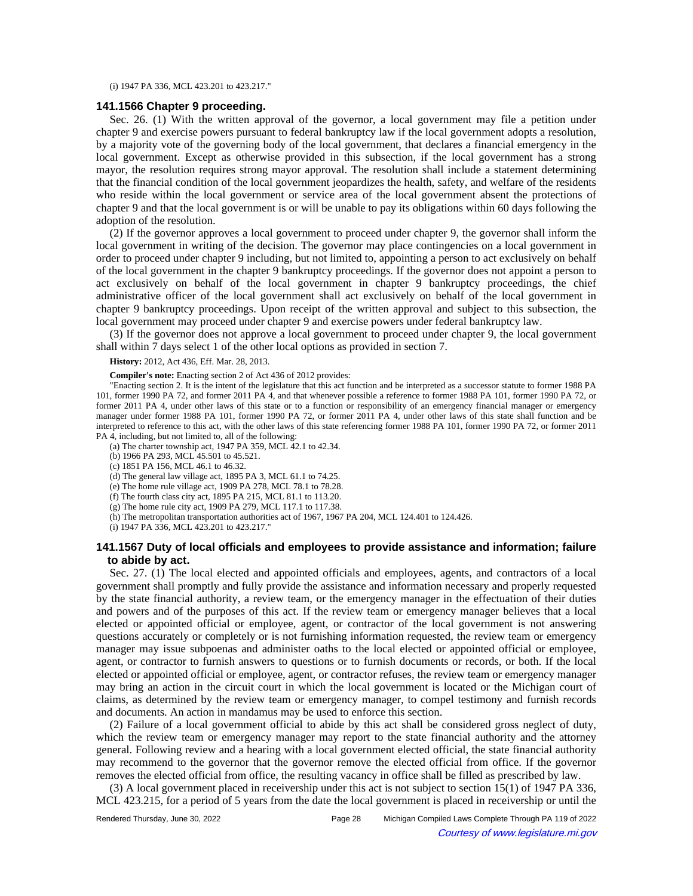(i) 1947 PA 336, MCL 423.201 to 423.217."

### 141.1566 Chapter 9 proceeding.

Sec. 26. (1) With the written approval of the governor, a local government may file a petition under chapter 9 and exercise powers pursuant to federal bankruptcy law if the local government adopts a resolution, by a majority vote of the governing body of the local government, that declares a financial emergency in the local government. Except as otherwise provided in this subsection, if the local government has a strong mayor, the resolution requires strong mayor approval. The resolution shall include a statement determining that the financial condition of the local government jeopardizes the health, safety, and welfare of the residents who reside within the local government or service area of the local government absent the protections of chapter 9 and that the local government is or will be unable to pay its obligations within 60 days following the adoption of the resolution.

(2) If the governor approves a local government to proceed under chapter 9, the governor shall inform the local government in writing of the decision. The governor may place contingencies on a local government in order to proceed under chapter 9 including, but not limited to, appointing a person to act exclusively on behalf of the local government in the chapter 9 bankruptcy proceedings. If the governor does not appoint a person to act exclusively on behalf of the local government in chapter 9 bankruptcy proceedings, the chief administrative officer of the local government shall act exclusively on behalf of the local government in chapter 9 bankruptcy proceedings. Upon receipt of the written approval and subject to this subsection, the local government may proceed under chapter 9 and exercise powers under federal bankruptcy law.

(3) If the governor does not approve a local government to proceed under chapter 9, the local government shall within 7 days select 1 of the other local options as provided in section 7.

**History:** 2012, Act 436, Eff. Mar. 28, 2013.

**Compiler's note:** Enacting section 2 of Act 436 of 2012 provides:

"Enacting section 2. It is the intent of the legislature that this act function and be interpreted as a successor statute to former 1988 PA 101, former 1990 PA 72, and former 2011 PA 4, and that whenever possible a reference to former 1988 PA 101, former 1990 PA 72, or former 2011 PA 4, under other laws of this state or to a function or responsibility of an emergency financial manager or emergency manager under former 1988 PA 101, former 1990 PA 72, or former 2011 PA 4, under other laws of this state shall function and be interpreted to reference to this act, with the other laws of this state referencing former 1988 PA 101, former 1990 PA 72, or former 2011 PA 4, including, but not limited to, all of the following:

(a) The charter township act, 1947 PA 359, MCL 42.1 to 42.34.
(b) 1966 PA 293, MCL 45.501 to 45.521.
(c) 1851 PA 156, MCL 46.1 to 46.32.
(d) The general law village act, 1895 PA 3, MCL 61.1 to 74.25.
(e) The home rule village act, 1909 PA 278, MCL 78.1 to 78.28.
(f) The fourth class city act, 1895 PA 215, MCL 81.1 to 113.20.
(g) The home rule city act, 1909 PA 279, MCL 117.1 to 117.38.
(h) The metropolitan transportation authorities act of 1967, 1967 PA 204, MCL 124.401 to 124.426.
(i) 1947 PA 336, MCL 423.201 to 423.217."

### 141.1567 Duty of local officials and employees to provide assistance and information; failure to abide by act.

Sec. 27. (1) The local elected and appointed officials and employees, agents, and contractors of a local government shall promptly and fully provide the assistance and information necessary and properly requested by the state financial authority, a review team, or the emergency manager in the effectuation of their duties and powers and of the purposes of this act. If the review team or emergency manager believes that a local elected or appointed official or employee, agent, or contractor of the local government is not answering questions accurately or completely or is not furnishing information requested, the review team or emergency manager may issue subpoenas and administer oaths to the local elected or appointed official or employee, agent, or contractor to furnish answers to questions or to furnish documents or records, or both. If the local elected or appointed official or employee, agent, or contractor refuses, the review team or emergency manager may bring an action in the circuit court in which the local government is located or the Michigan court of claims, as determined by the review team or emergency manager, to compel testimony and furnish records and documents. An action in mandamus may be used to enforce this section.

(2) Failure of a local government official to abide by this act shall be considered gross neglect of duty, which the review team or emergency manager may report to the state financial authority and the attorney general. Following review and a hearing with a local government elected official, the state financial authority may recommend to the governor that the governor remove the elected official from office. If the governor removes the elected official from office, the resulting vacancy in office shall be filled as prescribed by law.

(3) A local government placed in receivership under this act is not subject to section 15(1) of 1947 PA 336, MCL 423.215, for a period of 5 years from the date the local government is placed in receivership or until the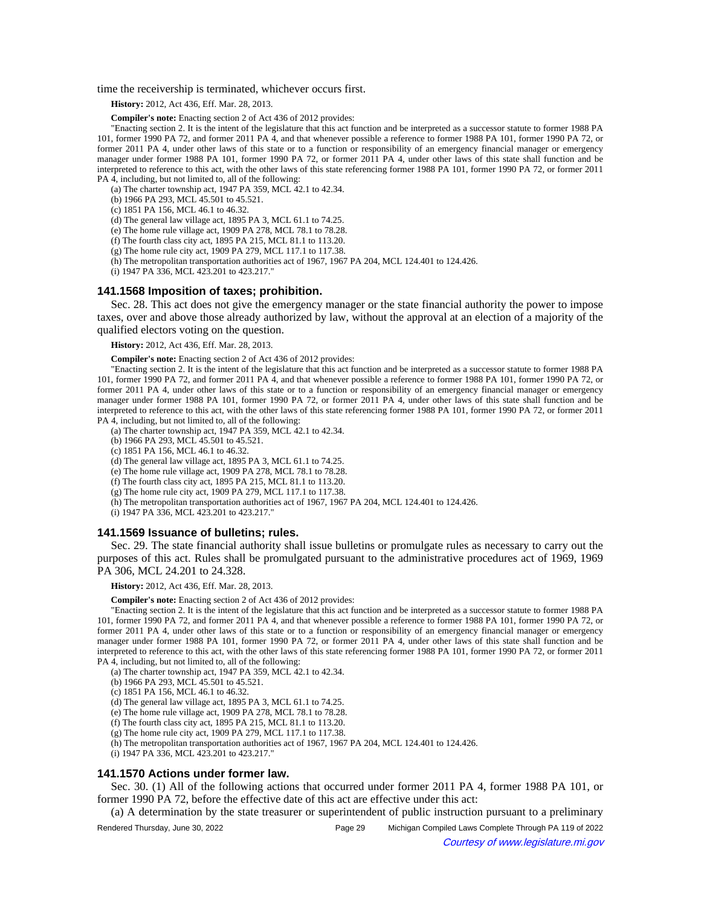time the receivership is terminated, whichever occurs first.

**History:** 2012, Act 436, Eff. Mar. 28, 2013.

**Compiler's note:** Enacting section 2 of Act 436 of 2012 provides:

"Enacting section 2. It is the intent of the legislature that this act function and be interpreted as a successor statute to former 1988 PA 101, former 1990 PA 72, and former 2011 PA 4, and that whenever possible a reference to former 1988 PA 101, former 1990 PA 72, or former 2011 PA 4, under other laws of this state or to a function or responsibility of an emergency financial manager or emergency manager under former 1988 PA 101, former 1990 PA 72, or former 2011 PA 4, under other laws of this state shall function and be interpreted to reference to this act, with the other laws of this state referencing former 1988 PA 101, former 1990 PA 72, or former 2011 PA 4, including, but not limited to, all of the following:

(a) The charter township act, 1947 PA 359, MCL 42.1 to 42.34.

(b) 1966 PA 293, MCL 45.501 to 45.521.

(c) 1851 PA 156, MCL 46.1 to 46.32.

(d) The general law village act, 1895 PA 3, MCL 61.1 to 74.25.

(e) The home rule village act, 1909 PA 278, MCL 78.1 to 78.28.

(f) The fourth class city act, 1895 PA 215, MCL 81.1 to 113.20.

(g) The home rule city act, 1909 PA 279, MCL 117.1 to 117.38.

(h) The metropolitan transportation authorities act of 1967, 1967 PA 204, MCL 124.401 to 124.426.

(i) 1947 PA 336, MCL 423.201 to 423.217."

### 141.1568 Imposition of taxes; prohibition.

Sec. 28. This act does not give the emergency manager or the state financial authority the power to impose taxes, over and above those already authorized by law, without the approval at an election of a majority of the qualified electors voting on the question.

**History:** 2012, Act 436, Eff. Mar. 28, 2013.

**Compiler's note:** Enacting section 2 of Act 436 of 2012 provides:

"Enacting section 2. It is the intent of the legislature that this act function and be interpreted as a successor statute to former 1988 PA 101, former 1990 PA 72, and former 2011 PA 4, and that whenever possible a reference to former 1988 PA 101, former 1990 PA 72, or former 2011 PA 4, under other laws of this state or to a function or responsibility of an emergency financial manager or emergency manager under former 1988 PA 101, former 1990 PA 72, or former 2011 PA 4, under other laws of this state shall function and be interpreted to reference to this act, with the other laws of this state referencing former 1988 PA 101, former 1990 PA 72, or former 2011 PA 4, including, but not limited to, all of the following:

(a) The charter township act, 1947 PA 359, MCL 42.1 to 42.34.

(b) 1966 PA 293, MCL 45.501 to 45.521.

(c) 1851 PA 156, MCL 46.1 to 46.32.

(d) The general law village act, 1895 PA 3, MCL 61.1 to 74.25.

(e) The home rule village act, 1909 PA 278, MCL 78.1 to 78.28.

(f) The fourth class city act, 1895 PA 215, MCL 81.1 to 113.20.

(g) The home rule city act, 1909 PA 279, MCL 117.1 to 117.38.

(h) The metropolitan transportation authorities act of 1967, 1967 PA 204, MCL 124.401 to 124.426.

(i) 1947 PA 336, MCL 423.201 to 423.217."

### 141.1569 Issuance of bulletins; rules.

Sec. 29. The state financial authority shall issue bulletins or promulgate rules as necessary to carry out the purposes of this act. Rules shall be promulgated pursuant to the administrative procedures act of 1969, 1969 PA 306, MCL 24.201 to 24.328.

**History:** 2012, Act 436, Eff. Mar. 28, 2013.

**Compiler's note:** Enacting section 2 of Act 436 of 2012 provides:

"Enacting section 2. It is the intent of the legislature that this act function and be interpreted as a successor statute to former 1988 PA 101, former 1990 PA 72, and former 2011 PA 4, and that whenever possible a reference to former 1988 PA 101, former 1990 PA 72, or former 2011 PA 4, under other laws of this state or to a function or responsibility of an emergency financial manager or emergency manager under former 1988 PA 101, former 1990 PA 72, or former 2011 PA 4, under other laws of this state shall function and be interpreted to reference to this act, with the other laws of this state referencing former 1988 PA 101, former 1990 PA 72, or former 2011 PA 4, including, but not limited to, all of the following:

(a) The charter township act, 1947 PA 359, MCL 42.1 to 42.34.

(b) 1966 PA 293, MCL 45.501 to 45.521.

(c) 1851 PA 156, MCL 46.1 to 46.32.

(d) The general law village act, 1895 PA 3, MCL 61.1 to 74.25.

(e) The home rule village act, 1909 PA 278, MCL 78.1 to 78.28.

(f) The fourth class city act, 1895 PA 215, MCL 81.1 to 113.20.

(g) The home rule city act, 1909 PA 279, MCL 117.1 to 117.38.

(h) The metropolitan transportation authorities act of 1967, 1967 PA 204, MCL 124.401 to 124.426.

(i) 1947 PA 336, MCL 423.201 to 423.217."

### 141.1570 Actions under former law.

Sec. 30. (1) All of the following actions that occurred under former 2011 PA 4, former 1988 PA 101, or former 1990 PA 72, before the effective date of this act are effective under this act:

(a) A determination by the state treasurer or superintendent of public instruction pursuant to a preliminary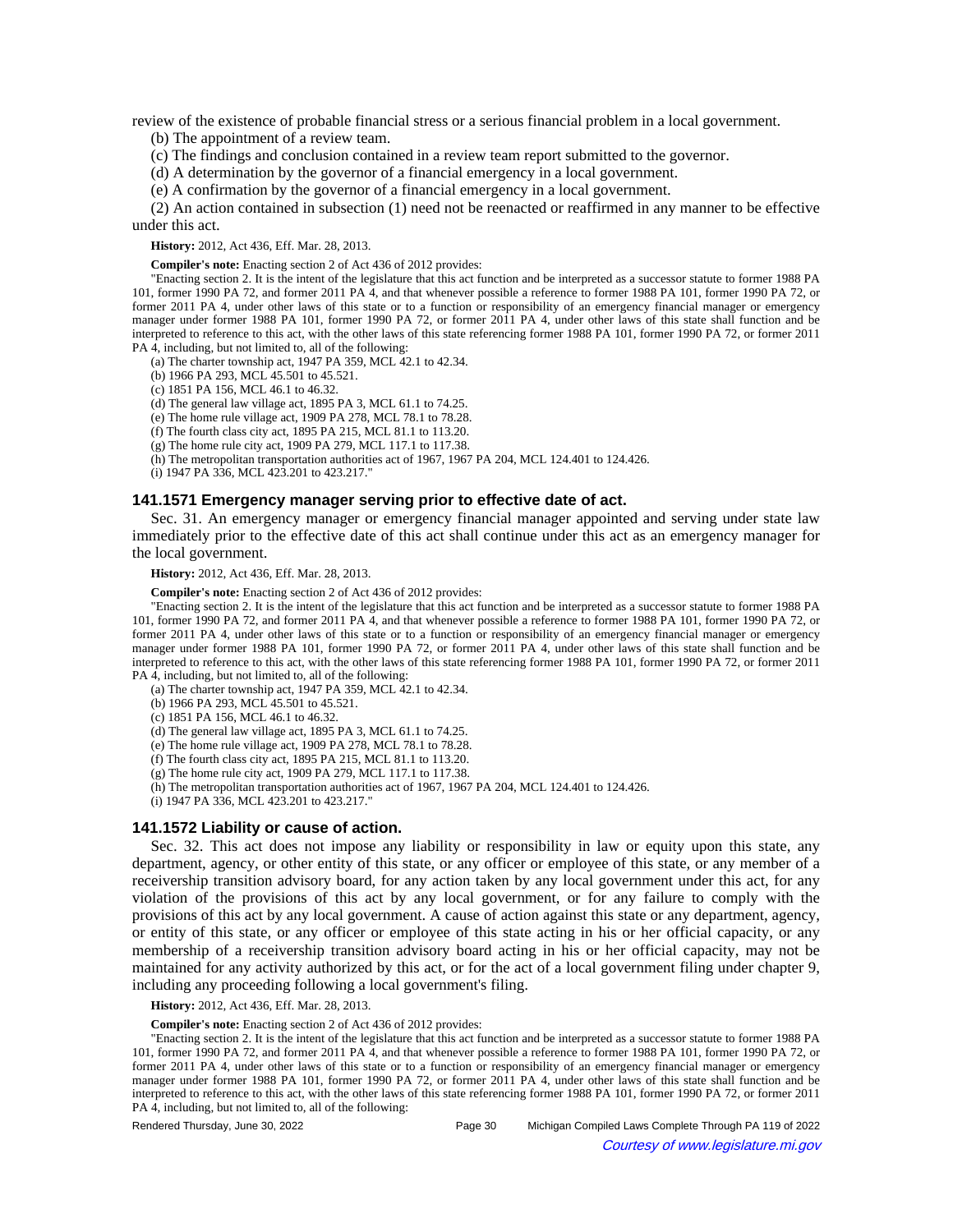review of the existence of probable financial stress or a serious financial problem in a local government.

(b) The appointment of a review team.

(c) The findings and conclusion contained in a review team report submitted to the governor.

(d) A determination by the governor of a financial emergency in a local government.

(e) A confirmation by the governor of a financial emergency in a local government.

(2) An action contained in subsection (1) need not be reenacted or reaffirmed in any manner to be effective under this act.

**History:** 2012, Act 436, Eff. Mar. 28, 2013.

**Compiler's note:** Enacting section 2 of Act 436 of 2012 provides:

"Enacting section 2. It is the intent of the legislature that this act function and be interpreted as a successor statute to former 1988 PA 101, former 1990 PA 72, and former 2011 PA 4, and that whenever possible a reference to former 1988 PA 101, former 1990 PA 72, or former 2011 PA 4, under other laws of this state or to a function or responsibility of an emergency financial manager or emergency manager under former 1988 PA 101, former 1990 PA 72, or former 2011 PA 4, under other laws of this state shall function and be interpreted to reference to this act, with the other laws of this state referencing former 1988 PA 101, former 1990 PA 72, or former 2011 PA 4, including, but not limited to, all of the following:

(a) The charter township act, 1947 PA 359, MCL 42.1 to 42.34.

(b) 1966 PA 293, MCL 45.501 to 45.521.

(c) 1851 PA 156, MCL 46.1 to 46.32.

(d) The general law village act, 1895 PA 3, MCL 61.1 to 74.25.

(e) The home rule village act, 1909 PA 278, MCL 78.1 to 78.28.

(f) The fourth class city act, 1895 PA 215, MCL 81.1 to 113.20.

(g) The home rule city act, 1909 PA 279, MCL 117.1 to 117.38.

(h) The metropolitan transportation authorities act of 1967, 1967 PA 204, MCL 124.401 to 124.426.

(i) 1947 PA 336, MCL 423.201 to 423.217."

### 141.1571 Emergency manager serving prior to effective date of act.

Sec. 31. An emergency manager or emergency financial manager appointed and serving under state law immediately prior to the effective date of this act shall continue under this act as an emergency manager for the local government.

**History:** 2012, Act 436, Eff. Mar. 28, 2013.

**Compiler's note:** Enacting section 2 of Act 436 of 2012 provides:

"Enacting section 2. It is the intent of the legislature that this act function and be interpreted as a successor statute to former 1988 PA 101, former 1990 PA 72, and former 2011 PA 4, and that whenever possible a reference to former 1988 PA 101, former 1990 PA 72, or former 2011 PA 4, under other laws of this state or to a function or responsibility of an emergency financial manager or emergency manager under former 1988 PA 101, former 1990 PA 72, or former 2011 PA 4, under other laws of this state shall function and be interpreted to reference to this act, with the other laws of this state referencing former 1988 PA 101, former 1990 PA 72, or former 2011 PA 4, including, but not limited to, all of the following:

(a) The charter township act, 1947 PA 359, MCL 42.1 to 42.34.

(b) 1966 PA 293, MCL 45.501 to 45.521.

(c) 1851 PA 156, MCL 46.1 to 46.32.

(d) The general law village act, 1895 PA 3, MCL 61.1 to 74.25.

(e) The home rule village act, 1909 PA 278, MCL 78.1 to 78.28.

(f) The fourth class city act, 1895 PA 215, MCL 81.1 to 113.20.

(g) The home rule city act, 1909 PA 279, MCL 117.1 to 117.38.

(h) The metropolitan transportation authorities act of 1967, 1967 PA 204, MCL 124.401 to 124.426.

(i) 1947 PA 336, MCL 423.201 to 423.217."

### 141.1572 Liability or cause of action.

Sec. 32. This act does not impose any liability or responsibility in law or equity upon this state, any department, agency, or other entity of this state, or any officer or employee of this state, or any member of a receivership transition advisory board, for any action taken by any local government under this act, for any violation of the provisions of this act by any local government, or for any failure to comply with the provisions of this act by any local government. A cause of action against this state or any department, agency, or entity of this state, or any officer or employee of this state acting in his or her official capacity, or any membership of a receivership transition advisory board acting in his or her official capacity, may not be maintained for any activity authorized by this act, or for the act of a local government filing under chapter 9, including any proceeding following a local government's filing.

**History:** 2012, Act 436, Eff. Mar. 28, 2013.

**Compiler's note:** Enacting section 2 of Act 436 of 2012 provides:

"Enacting section 2. It is the intent of the legislature that this act function and be interpreted as a successor statute to former 1988 PA 101, former 1990 PA 72, and former 2011 PA 4, and that whenever possible a reference to former 1988 PA 101, former 1990 PA 72, or former 2011 PA 4, under other laws of this state or to a function or responsibility of an emergency financial manager or emergency manager under former 1988 PA 101, former 1990 PA 72, or former 2011 PA 4, under other laws of this state shall function and be interpreted to reference to this act, with the other laws of this state referencing former 1988 PA 101, former 1990 PA 72, or former 2011 PA 4, including, but not limited to, all of the following: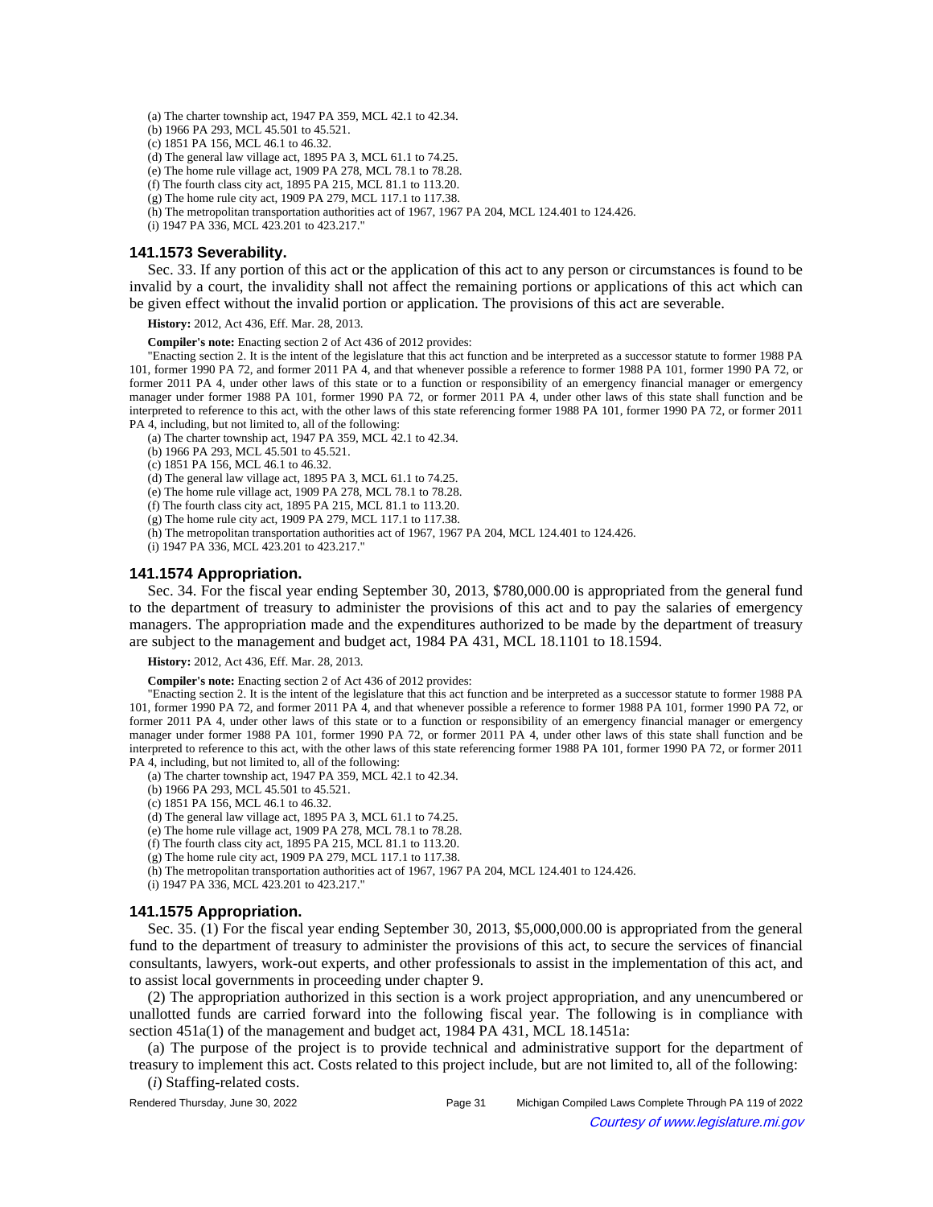(a) The charter township act, 1947 PA 359, MCL 42.1 to 42.34.
(b) 1966 PA 293, MCL 45.501 to 45.521.
(c) 1851 PA 156, MCL 46.1 to 46.32.
(d) The general law village act, 1895 PA 3, MCL 61.1 to 74.25.
(e) The home rule village act, 1909 PA 278, MCL 78.1 to 78.28.
(f) The fourth class city act, 1895 PA 215, MCL 81.1 to 113.20.
(g) The home rule city act, 1909 PA 279, MCL 117.1 to 117.38.
(h) The metropolitan transportation authorities act of 1967, 1967 PA 204, MCL 124.401 to 124.426.
(i) 1947 PA 336, MCL 423.201 to 423.217."

### 141.1573 Severability.

Sec. 33. If any portion of this act or the application of this act to any person or circumstances is found to be invalid by a court, the invalidity shall not affect the remaining portions or applications of this act which can be given effect without the invalid portion or application. The provisions of this act are severable.

**History:** 2012, Act 436, Eff. Mar. 28, 2013.

**Compiler's note:** Enacting section 2 of Act 436 of 2012 provides:

"Enacting section 2. It is the intent of the legislature that this act function and be interpreted as a successor statute to former 1988 PA 101, former 1990 PA 72, and former 2011 PA 4, and that whenever possible a reference to former 1988 PA 101, former 1990 PA 72, or former 2011 PA 4, under other laws of this state or to a function or responsibility of an emergency financial manager or emergency manager under former 1988 PA 101, former 1990 PA 72, or former 2011 PA 4, under other laws of this state shall function and be interpreted to reference to this act, with the other laws of this state referencing former 1988 PA 101, former 1990 PA 72, or former 2011 PA 4, including, but not limited to, all of the following:

(a) The charter township act, 1947 PA 359, MCL 42.1 to 42.34.
(b) 1966 PA 293, MCL 45.501 to 45.521.
(c) 1851 PA 156, MCL 46.1 to 46.32.
(d) The general law village act, 1895 PA 3, MCL 61.1 to 74.25.
(e) The home rule village act, 1909 PA 278, MCL 78.1 to 78.28.
(f) The fourth class city act, 1895 PA 215, MCL 81.1 to 113.20.
(g) The home rule city act, 1909 PA 279, MCL 117.1 to 117.38.
(h) The metropolitan transportation authorities act of 1967, 1967 PA 204, MCL 124.401 to 124.426.
(i) 1947 PA 336, MCL 423.201 to 423.217."

### 141.1574 Appropriation.

Sec. 34. For the fiscal year ending September 30, 2013, $780,000.00 is appropriated from the general fund to the department of treasury to administer the provisions of this act and to pay the salaries of emergency managers. The appropriation made and the expenditures authorized to be made by the department of treasury are subject to the management and budget act, 1984 PA 431, MCL 18.1101 to 18.1594.

**History:** 2012, Act 436, Eff. Mar. 28, 2013.

**Compiler's note:** Enacting section 2 of Act 436 of 2012 provides:

"Enacting section 2. It is the intent of the legislature that this act function and be interpreted as a successor statute to former 1988 PA 101, former 1990 PA 72, and former 2011 PA 4, and that whenever possible a reference to former 1988 PA 101, former 1990 PA 72, or former 2011 PA 4, under other laws of this state or to a function or responsibility of an emergency financial manager or emergency manager under former 1988 PA 101, former 1990 PA 72, or former 2011 PA 4, under other laws of this state shall function and be interpreted to reference to this act, with the other laws of this state referencing former 1988 PA 101, former 1990 PA 72, or former 2011 PA 4, including, but not limited to, all of the following:

(a) The charter township act, 1947 PA 359, MCL 42.1 to 42.34.
(b) 1966 PA 293, MCL 45.501 to 45.521.
(c) 1851 PA 156, MCL 46.1 to 46.32.
(d) The general law village act, 1895 PA 3, MCL 61.1 to 74.25.
(e) The home rule village act, 1909 PA 278, MCL 78.1 to 78.28.
(f) The fourth class city act, 1895 PA 215, MCL 81.1 to 113.20.
(g) The home rule city act, 1909 PA 279, MCL 117.1 to 117.38.
(h) The metropolitan transportation authorities act of 1967, 1967 PA 204, MCL 124.401 to 124.426.
(i) 1947 PA 336, MCL 423.201 to 423.217."

### 141.1575 Appropriation.

Sec. 35. (1) For the fiscal year ending September 30, 2013, $5,000,000.00 is appropriated from the general fund to the department of treasury to administer the provisions of this act, to secure the services of financial consultants, lawyers, work-out experts, and other professionals to assist in the implementation of this act, and to assist local governments in proceeding under chapter 9.

(2) The appropriation authorized in this section is a work project appropriation, and any unencumbered or unallotted funds are carried forward into the following fiscal year. The following is in compliance with section 451a(1) of the management and budget act, 1984 PA 431, MCL 18.1451a:

(a) The purpose of the project is to provide technical and administrative support for the department of treasury to implement this act. Costs related to this project include, but are not limited to, all of the following:

(*i*) Staffing-related costs.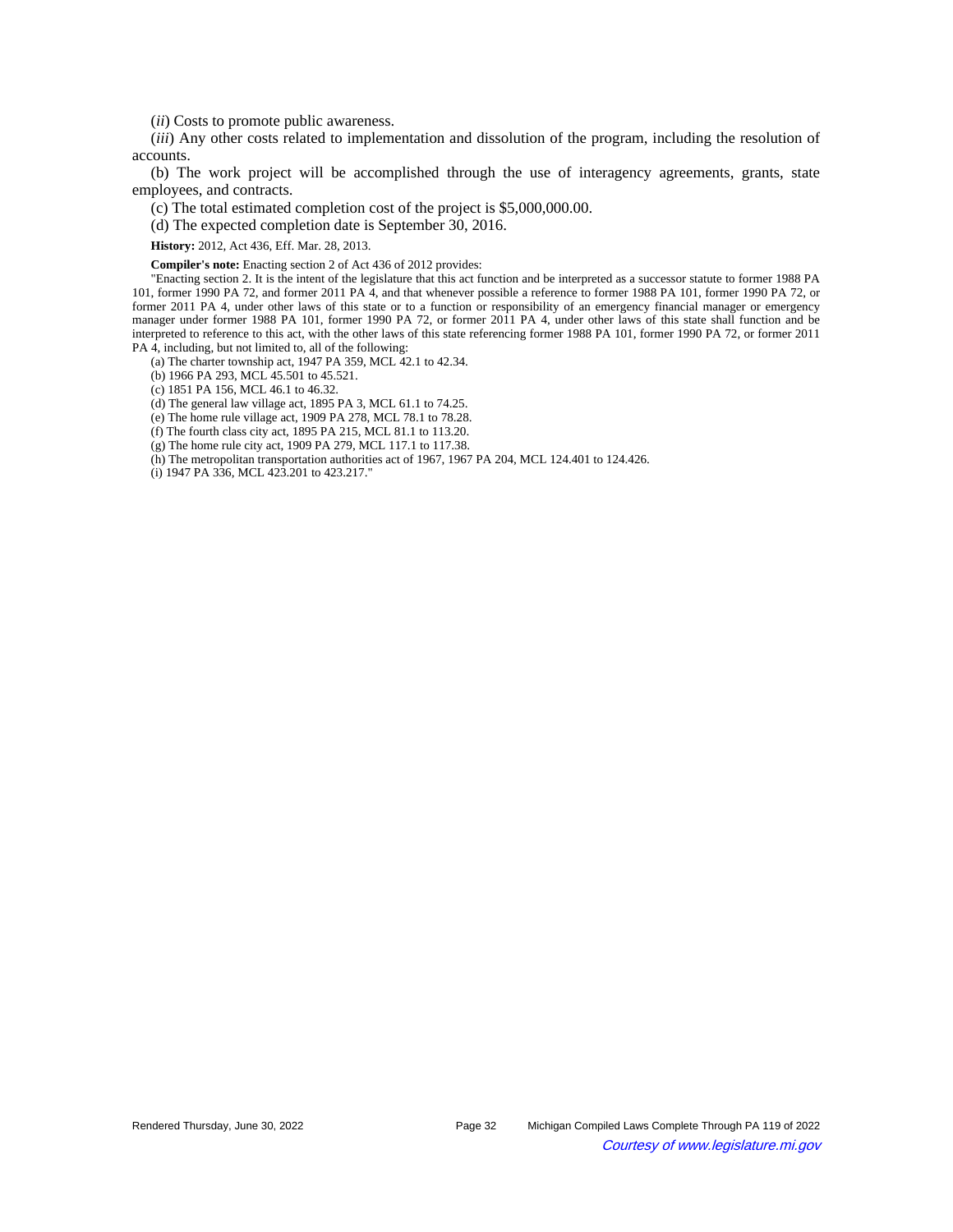(*ii*) Costs to promote public awareness.

(*iii*) Any other costs related to implementation and dissolution of the program, including the resolution of accounts.

(b) The work project will be accomplished through the use of interagency agreements, grants, state employees, and contracts.

(c) The total estimated completion cost of the project is $5,000,000.00.

(d) The expected completion date is September 30, 2016.

**History:** 2012, Act 436, Eff. Mar. 28, 2013.

**Compiler's note:** Enacting section 2 of Act 436 of 2012 provides:

"Enacting section 2. It is the intent of the legislature that this act function and be interpreted as a successor statute to former 1988 PA 101, former 1990 PA 72, and former 2011 PA 4, and that whenever possible a reference to former 1988 PA 101, former 1990 PA 72, or former 2011 PA 4, under other laws of this state or to a function or responsibility of an emergency financial manager or emergency manager under former 1988 PA 101, former 1990 PA 72, or former 2011 PA 4, under other laws of this state shall function and be interpreted to reference to this act, with the other laws of this state referencing former 1988 PA 101, former 1990 PA 72, or former 2011 PA 4, including, but not limited to, all of the following:

(a) The charter township act, 1947 PA 359, MCL 42.1 to 42.34.

(b) 1966 PA 293, MCL 45.501 to 45.521.

(c) 1851 PA 156, MCL 46.1 to 46.32.

(d) The general law village act, 1895 PA 3, MCL 61.1 to 74.25.

(e) The home rule village act, 1909 PA 278, MCL 78.1 to 78.28.

(f) The fourth class city act, 1895 PA 215, MCL 81.1 to 113.20.

(g) The home rule city act, 1909 PA 279, MCL 117.1 to 117.38.

(h) The metropolitan transportation authorities act of 1967, 1967 PA 204, MCL 124.401 to 124.426.

(i) 1947 PA 336, MCL 423.201 to 423.217."